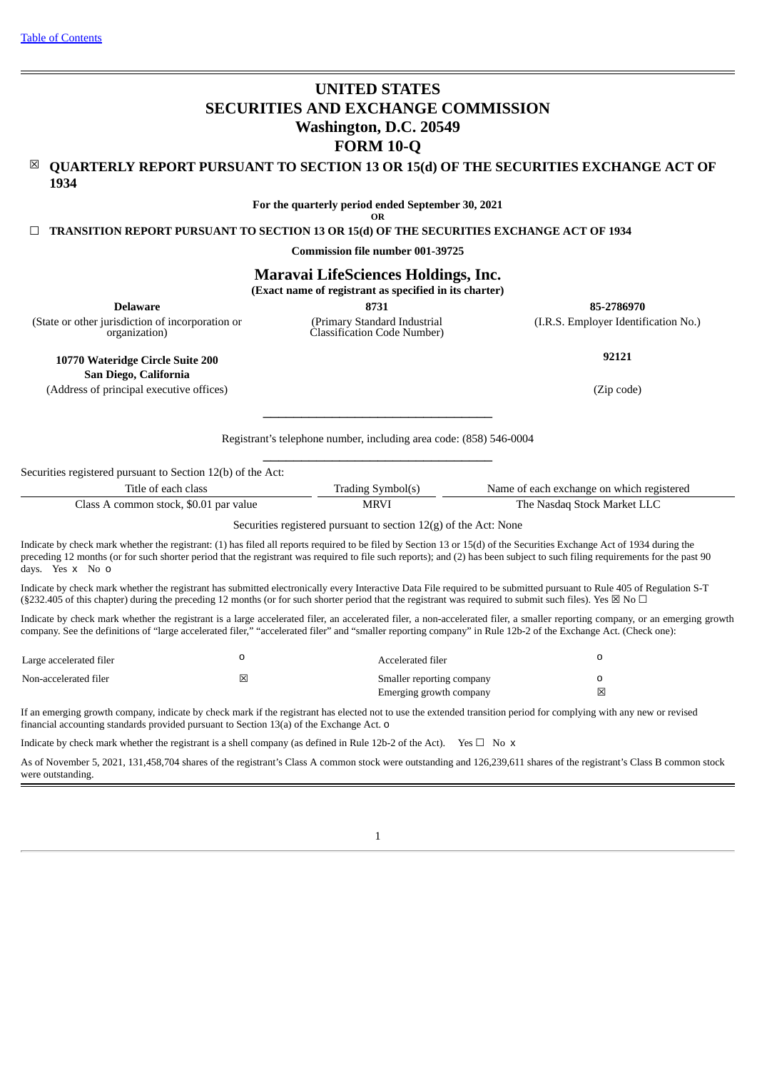[Table of Contents](#)

# UNITED STATES
# SECURITIES AND EXCHANGE COMMISSION
# Washington, D.C. 20549
# FORM 10-Q

☒ **QUARTERLY REPORT PURSUANT TO SECTION 13 OR 15(d) OF THE SECURITIES EXCHANGE ACT OF 1934**

**For the quarterly period ended September 30, 2021**

**OR**

☐ **TRANSITION REPORT PURSUANT TO SECTION 13 OR 15(d) OF THE SECURITIES EXCHANGE ACT OF 1934**

**Commission file number 001-39725**

## Maravai LifeSciences Holdings, Inc.

**(Exact name of registrant as specified in its charter)**

| **Delaware** | **8731** | **85-2786970** |
|---|---|---|
| (State or other jurisdiction of incorporation or organization) | (Primary Standard Industrial Classification Code Number) | (I.R.S. Employer Identification No.) |

| **10770 Wateridge Circle Suite 200 San Diego, California** | **92121** |
|---|---|
| (Address of principal executive offices) | (Zip code) |

Registrant's telephone number, including area code: (858) 546-0004

Securities registered pursuant to Section 12(b) of the Act:

| Title of each class | Trading Symbol(s) | Name of each exchange on which registered |
|---|---|---|
| Class A common stock, $0.01 par value | MRVI | The Nasdaq Stock Market LLC |

Securities registered pursuant to section 12(g) of the Act: None

Indicate by check mark whether the registrant: (1) has filed all reports required to be filed by Section 13 or 15(d) of the Securities Exchange Act of 1934 during the preceding 12 months (or for such shorter period that the registrant was required to file such reports); and (2) has been subject to such filing requirements for the past 90 days. Yes x No o

Indicate by check mark whether the registrant has submitted electronically every Interactive Data File required to be submitted pursuant to Rule 405 of Regulation S-T (§232.405 of this chapter) during the preceding 12 months (or for such shorter period that the registrant was required to submit such files). Yes ☒ No ☐

Indicate by check mark whether the registrant is a large accelerated filer, an accelerated filer, a non-accelerated filer, a smaller reporting company, or an emerging growth company. See the definitions of "large accelerated filer," "accelerated filer" and "smaller reporting company" in Rule 12b-2 of the Exchange Act. (Check one):

| Large accelerated filer | o | Accelerated filer | o |
|---|---|---|---|
| Non-accelerated filer | ☒ | Smaller reporting company | o |
| | | Emerging growth company | ☒ |

If an emerging growth company, indicate by check mark if the registrant has elected not to use the extended transition period for complying with any new or revised financial accounting standards provided pursuant to Section 13(a) of the Exchange Act. o

Indicate by check mark whether the registrant is a shell company (as defined in Rule 12b-2 of the Act). Yes ☐ No x

As of November 5, 2021, 131,458,704 shares of the registrant's Class A common stock were outstanding and 126,239,611 shares of the registrant's Class B common stock were outstanding.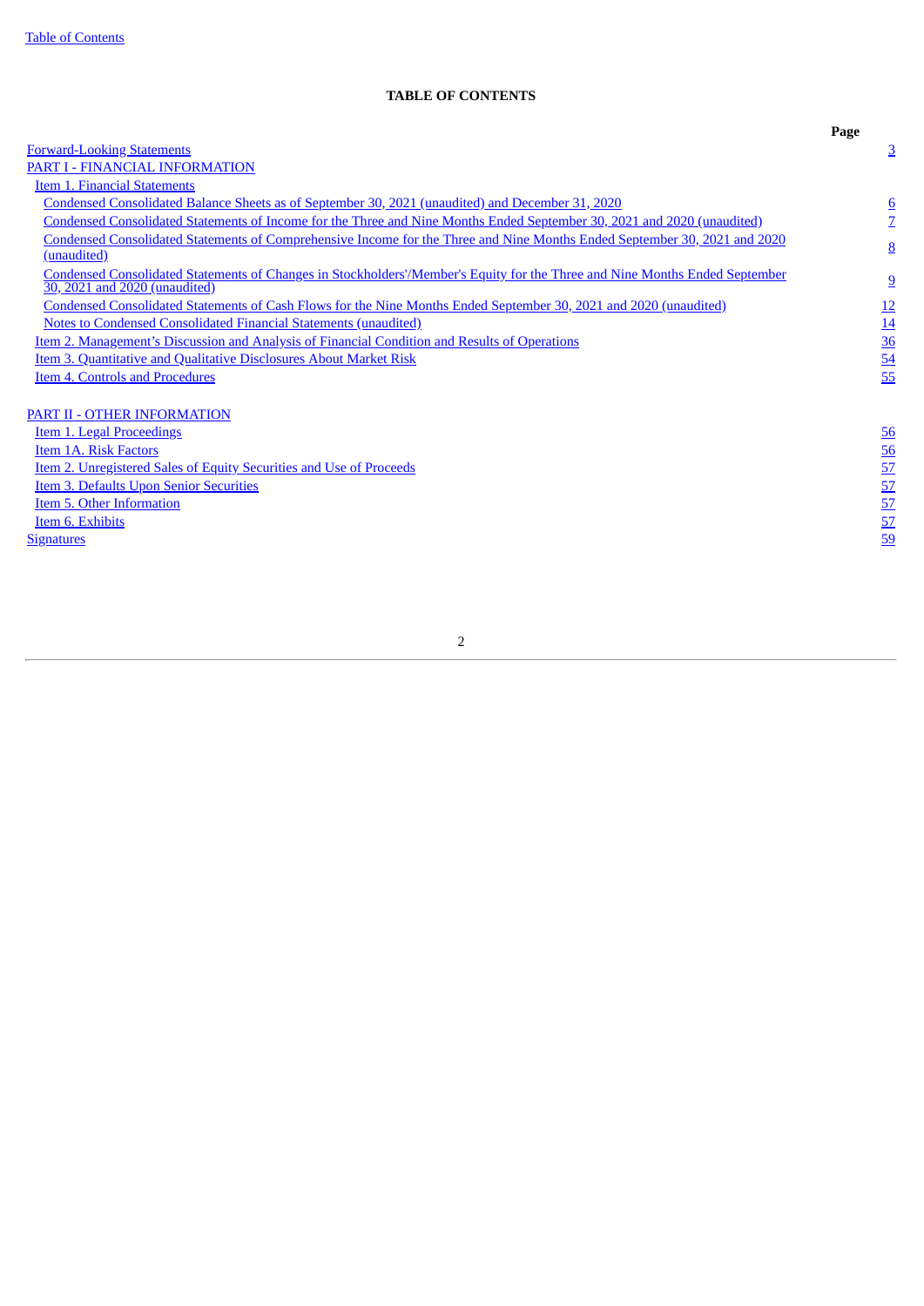## TABLE OF CONTENTS

| | Page |
|---|---|
| Forward-Looking Statements | 3 |
| PART I - FINANCIAL INFORMATION | |
| Item 1. Financial Statements | |
| Condensed Consolidated Balance Sheets as of September 30, 2021 (unaudited) and December 31, 2020 | 6 |
| Condensed Consolidated Statements of Income for the Three and Nine Months Ended September 30, 2021 and 2020 (unaudited) | 7 |
| Condensed Consolidated Statements of Comprehensive Income for the Three and Nine Months Ended September 30, 2021 and 2020 (unaudited) | 8 |
| Condensed Consolidated Statements of Changes in Stockholders'/Member's Equity for the Three and Nine Months Ended September 30, 2021 and 2020 (unaudited) | 9 |
| Condensed Consolidated Statements of Cash Flows for the Nine Months Ended September 30, 2021 and 2020 (unaudited) | 12 |
| Notes to Condensed Consolidated Financial Statements (unaudited) | 14 |
| Item 2. Management's Discussion and Analysis of Financial Condition and Results of Operations | 36 |
| Item 3. Quantitative and Qualitative Disclosures About Market Risk | 54 |
| Item 4. Controls and Procedures | 55 |
| PART II - OTHER INFORMATION | |
| Item 1. Legal Proceedings | 56 |
| Item 1A. Risk Factors | 56 |
| Item 2. Unregistered Sales of Equity Securities and Use of Proceeds | 57 |
| Item 3. Defaults Upon Senior Securities | 57 |
| Item 5. Other Information | 57 |
| Item 6. Exhibits | 57 |
| Signatures | 59 |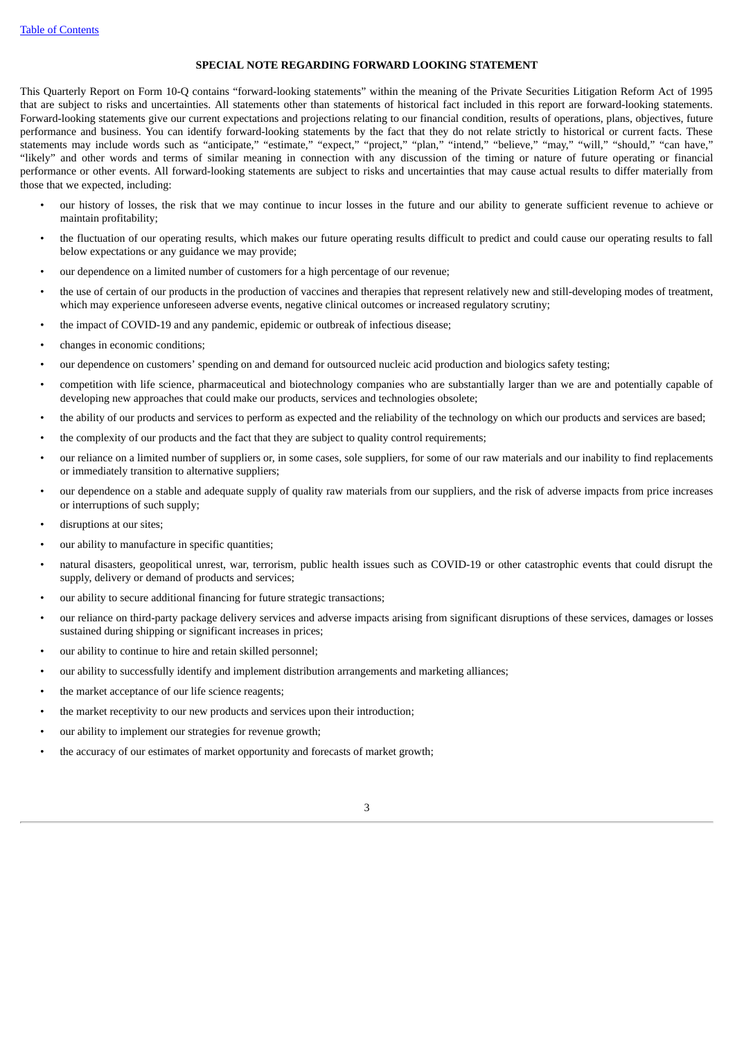## SPECIAL NOTE REGARDING FORWARD LOOKING STATEMENT

This Quarterly Report on Form 10-Q contains "forward-looking statements" within the meaning of the Private Securities Litigation Reform Act of 1995 that are subject to risks and uncertainties. All statements other than statements of historical fact included in this report are forward-looking statements. Forward-looking statements give our current expectations and projections relating to our financial condition, results of operations, plans, objectives, future performance and business. You can identify forward-looking statements by the fact that they do not relate strictly to historical or current facts. These statements may include words such as "anticipate," "estimate," "expect," "project," "plan," "intend," "believe," "may," "will," "should," "can have," "likely" and other words and terms of similar meaning in connection with any discussion of the timing or nature of future operating or financial performance or other events. All forward-looking statements are subject to risks and uncertainties that may cause actual results to differ materially from those that we expected, including:

- our history of losses, the risk that we may continue to incur losses in the future and our ability to generate sufficient revenue to achieve or maintain profitability;
- the fluctuation of our operating results, which makes our future operating results difficult to predict and could cause our operating results to fall below expectations or any guidance we may provide;
- our dependence on a limited number of customers for a high percentage of our revenue;
- the use of certain of our products in the production of vaccines and therapies that represent relatively new and still-developing modes of treatment, which may experience unforeseen adverse events, negative clinical outcomes or increased regulatory scrutiny;
- the impact of COVID-19 and any pandemic, epidemic or outbreak of infectious disease;
- changes in economic conditions;
- our dependence on customers' spending on and demand for outsourced nucleic acid production and biologics safety testing;
- competition with life science, pharmaceutical and biotechnology companies who are substantially larger than we are and potentially capable of developing new approaches that could make our products, services and technologies obsolete;
- the ability of our products and services to perform as expected and the reliability of the technology on which our products and services are based;
- the complexity of our products and the fact that they are subject to quality control requirements;
- our reliance on a limited number of suppliers or, in some cases, sole suppliers, for some of our raw materials and our inability to find replacements or immediately transition to alternative suppliers;
- our dependence on a stable and adequate supply of quality raw materials from our suppliers, and the risk of adverse impacts from price increases or interruptions of such supply;
- disruptions at our sites;
- our ability to manufacture in specific quantities;
- natural disasters, geopolitical unrest, war, terrorism, public health issues such as COVID-19 or other catastrophic events that could disrupt the supply, delivery or demand of products and services;
- our ability to secure additional financing for future strategic transactions;
- our reliance on third-party package delivery services and adverse impacts arising from significant disruptions of these services, damages or losses sustained during shipping or significant increases in prices;
- our ability to continue to hire and retain skilled personnel;
- our ability to successfully identify and implement distribution arrangements and marketing alliances;
- the market acceptance of our life science reagents;
- the market receptivity to our new products and services upon their introduction;
- our ability to implement our strategies for revenue growth;
- the accuracy of our estimates of market opportunity and forecasts of market growth;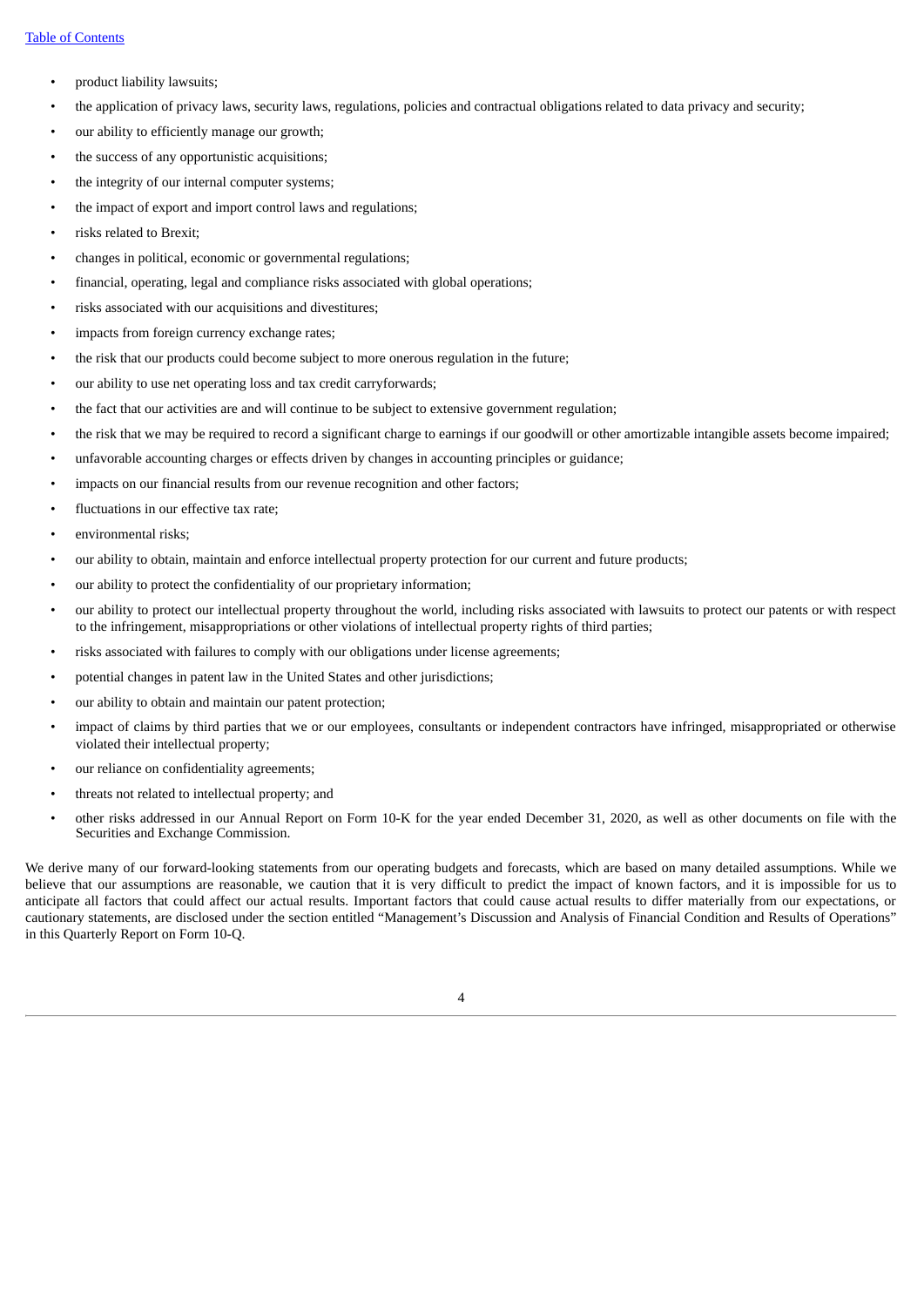- product liability lawsuits;
- the application of privacy laws, security laws, regulations, policies and contractual obligations related to data privacy and security;
- our ability to efficiently manage our growth;
- the success of any opportunistic acquisitions;
- the integrity of our internal computer systems;
- the impact of export and import control laws and regulations;
- risks related to Brexit;
- changes in political, economic or governmental regulations;
- financial, operating, legal and compliance risks associated with global operations;
- risks associated with our acquisitions and divestitures;
- impacts from foreign currency exchange rates;
- the risk that our products could become subject to more onerous regulation in the future;
- our ability to use net operating loss and tax credit carryforwards;
- the fact that our activities are and will continue to be subject to extensive government regulation;
- the risk that we may be required to record a significant charge to earnings if our goodwill or other amortizable intangible assets become impaired;
- unfavorable accounting charges or effects driven by changes in accounting principles or guidance;
- impacts on our financial results from our revenue recognition and other factors;
- fluctuations in our effective tax rate;
- environmental risks;
- our ability to obtain, maintain and enforce intellectual property protection for our current and future products;
- our ability to protect the confidentiality of our proprietary information;
- our ability to protect our intellectual property throughout the world, including risks associated with lawsuits to protect our patents or with respect to the infringement, misappropriations or other violations of intellectual property rights of third parties;
- risks associated with failures to comply with our obligations under license agreements;
- potential changes in patent law in the United States and other jurisdictions;
- our ability to obtain and maintain our patent protection;
- impact of claims by third parties that we or our employees, consultants or independent contractors have infringed, misappropriated or otherwise violated their intellectual property;
- our reliance on confidentiality agreements;
- threats not related to intellectual property; and
- other risks addressed in our Annual Report on Form 10-K for the year ended December 31, 2020, as well as other documents on file with the Securities and Exchange Commission.

We derive many of our forward-looking statements from our operating budgets and forecasts, which are based on many detailed assumptions. While we believe that our assumptions are reasonable, we caution that it is very difficult to predict the impact of known factors, and it is impossible for us to anticipate all factors that could affect our actual results. Important factors that could cause actual results to differ materially from our expectations, or cautionary statements, are disclosed under the section entitled "Management's Discussion and Analysis of Financial Condition and Results of Operations" in this Quarterly Report on Form 10-Q.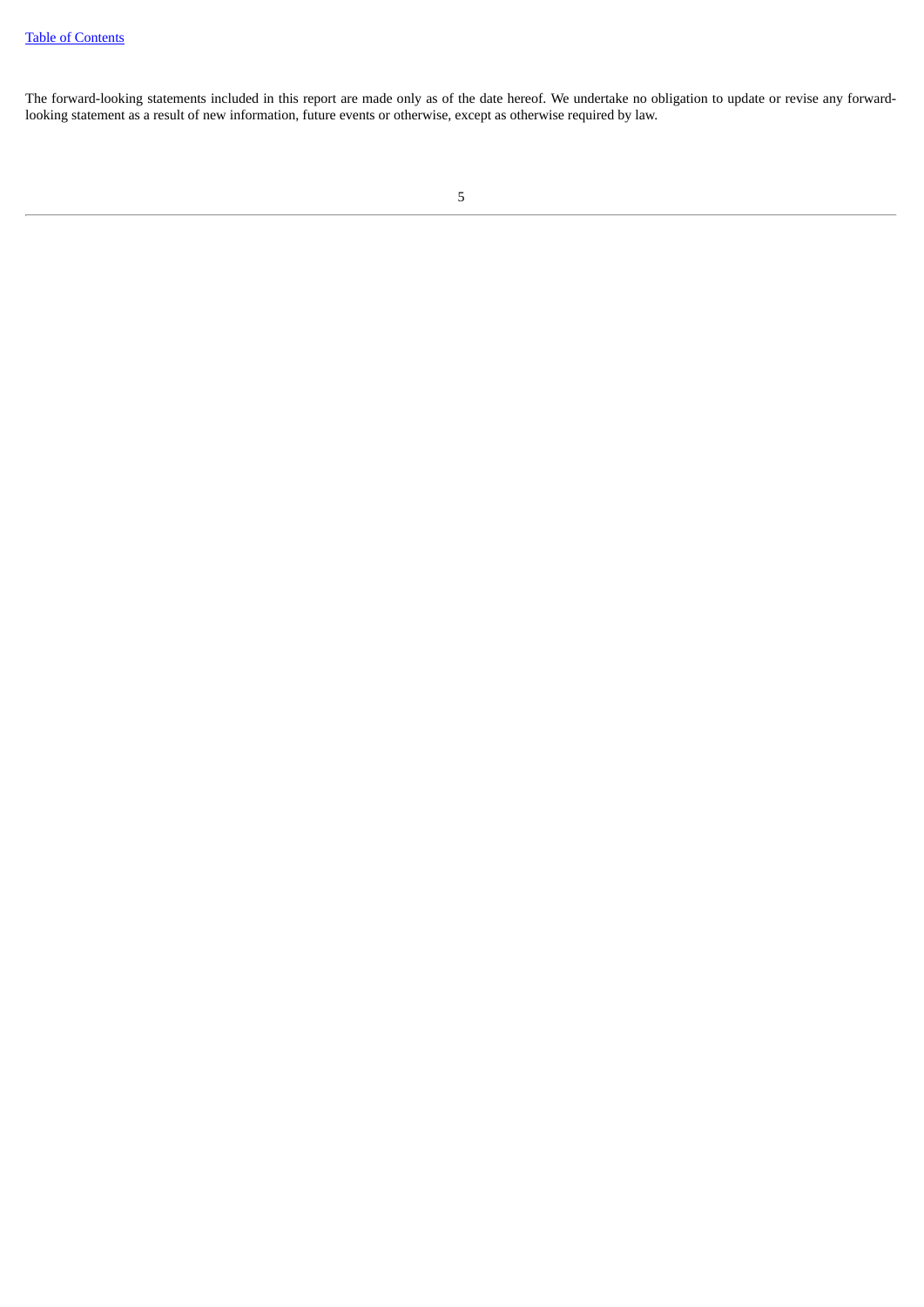The forward-looking statements included in this report are made only as of the date hereof. We undertake no obligation to update or revise any forward-looking statement as a result of new information, future events or otherwise, except as otherwise required by law.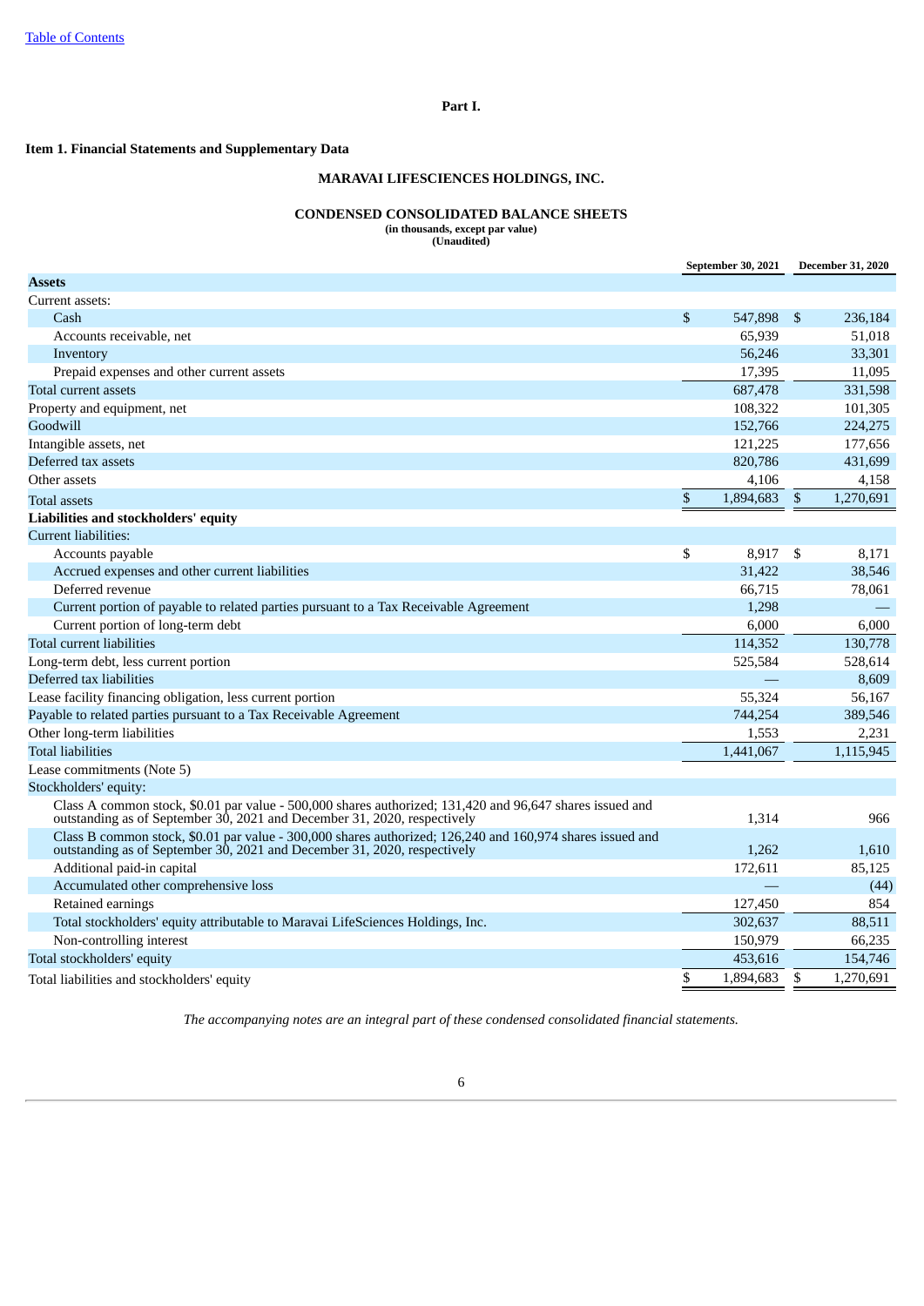[Table of Contents](#)

**Part I.**

## Item 1. Financial Statements and Supplementary Data

### MARAVAI LIFESCIENCES HOLDINGS, INC.

### CONDENSED CONSOLIDATED BALANCE SHEETS
**(in thousands, except par value)**
**(Unaudited)**

| | September 30, 2021 | December 31, 2020 |
|---|---|---|
| **Assets** | | |
| Current assets: | | |
| Cash | $ 547,898 | $ 236,184 |
| Accounts receivable, net | 65,939 | 51,018 |
| Inventory | 56,246 | 33,301 |
| Prepaid expenses and other current assets | 17,395 | 11,095 |
| Total current assets | 687,478 | 331,598 |
| Property and equipment, net | 108,322 | 101,305 |
| Goodwill | 152,766 | 224,275 |
| Intangible assets, net | 121,225 | 177,656 |
| Deferred tax assets | 820,786 | 431,699 |
| Other assets | 4,106 | 4,158 |
| Total assets | $ 1,894,683 | $ 1,270,691 |
| **Liabilities and stockholders' equity** | | |
| Current liabilities: | | |
| Accounts payable | $ 8,917 | $ 8,171 |
| Accrued expenses and other current liabilities | 31,422 | 38,546 |
| Deferred revenue | 66,715 | 78,061 |
| Current portion of payable to related parties pursuant to a Tax Receivable Agreement | 1,298 | — |
| Current portion of long-term debt | 6,000 | 6,000 |
| Total current liabilities | 114,352 | 130,778 |
| Long-term debt, less current portion | 525,584 | 528,614 |
| Deferred tax liabilities | — | 8,609 |
| Lease facility financing obligation, less current portion | 55,324 | 56,167 |
| Payable to related parties pursuant to a Tax Receivable Agreement | 744,254 | 389,546 |
| Other long-term liabilities | 1,553 | 2,231 |
| Total liabilities | 1,441,067 | 1,115,945 |
| Lease commitments (Note 5) | | |
| Stockholders' equity: | | |
| Class A common stock, $0.01 par value - 500,000 shares authorized; 131,420 and 96,647 shares issued and outstanding as of September 30, 2021 and December 31, 2020, respectively | 1,314 | 966 |
| Class B common stock, $0.01 par value - 300,000 shares authorized; 126,240 and 160,974 shares issued and outstanding as of September 30, 2021 and December 31, 2020, respectively | 1,262 | 1,610 |
| Additional paid-in capital | 172,611 | 85,125 |
| Accumulated other comprehensive loss | — | (44) |
| Retained earnings | 127,450 | 854 |
| Total stockholders' equity attributable to Maravai LifeSciences Holdings, Inc. | 302,637 | 88,511 |
| Non-controlling interest | 150,979 | 66,235 |
| Total stockholders' equity | 453,616 | 154,746 |
| Total liabilities and stockholders' equity | $ 1,894,683 | $ 1,270,691 |

*The accompanying notes are an integral part of these condensed consolidated financial statements.*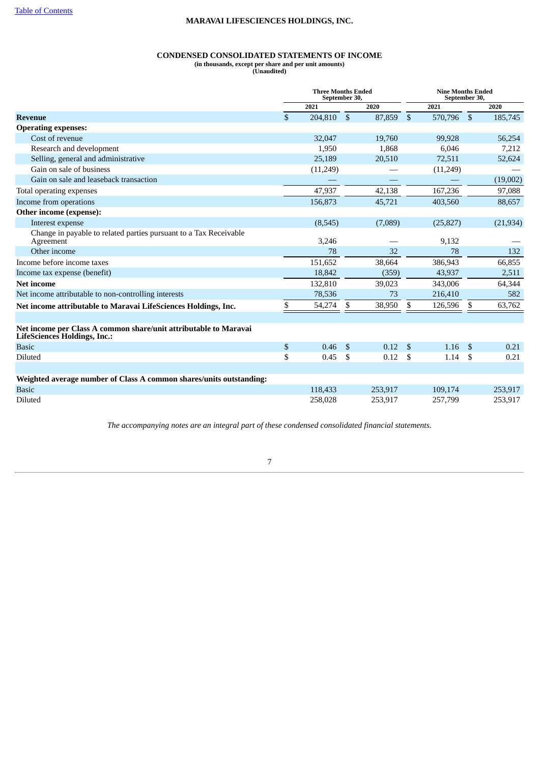[Table of Contents](#)

# MARAVAI LIFESCIENCES HOLDINGS, INC.

## CONDENSED CONSOLIDATED STATEMENTS OF INCOME

**(in thousands, except per share and per unit amounts)**
**(Unaudited)**

| | Three Months Ended September 30, | | Nine Months Ended September 30, | |
|---|---|---|---|---|
| | 2021 | 2020 | 2021 | 2020 |
| **Revenue** | $ 204,810 | $ 87,859 | $ 570,796 | $ 185,745 |
| **Operating expenses:** | | | | |
| Cost of revenue | 32,047 | 19,760 | 99,928 | 56,254 |
| Research and development | 1,950 | 1,868 | 6,046 | 7,212 |
| Selling, general and administrative | 25,189 | 20,510 | 72,511 | 52,624 |
| Gain on sale of business | (11,249) | — | (11,249) | — |
| Gain on sale and leaseback transaction | — | — | — | (19,002) |
| Total operating expenses | 47,937 | 42,138 | 167,236 | 97,088 |
| Income from operations | 156,873 | 45,721 | 403,560 | 88,657 |
| **Other income (expense):** | | | | |
| Interest expense | (8,545) | (7,089) | (25,827) | (21,934) |
| Change in payable to related parties pursuant to a Tax Receivable Agreement | 3,246 | — | 9,132 | — |
| Other income | 78 | 32 | 78 | 132 |
| Income before income taxes | 151,652 | 38,664 | 386,943 | 66,855 |
| Income tax expense (benefit) | 18,842 | (359) | 43,937 | 2,511 |
| **Net income** | 132,810 | 39,023 | 343,006 | 64,344 |
| Net income attributable to non-controlling interests | 78,536 | 73 | 216,410 | 582 |
| **Net income attributable to Maravai LifeSciences Holdings, Inc.** | $ 54,274 | $ 38,950 | $ 126,596 | $ 63,762 |
| | | | | |
| **Net income per Class A common share/unit attributable to Maravai LifeSciences Holdings, Inc.:** | | | | |
| Basic | $ 0.46 | $ 0.12 | $ 1.16 | $ 0.21 |
| Diluted | $ 0.45 | $ 0.12 | $ 1.14 | $ 0.21 |
| | | | | |
| **Weighted average number of Class A common shares/units outstanding:** | | | | |
| Basic | 118,433 | 253,917 | 109,174 | 253,917 |
| Diluted | 258,028 | 253,917 | 257,799 | 253,917 |

*The accompanying notes are an integral part of these condensed consolidated financial statements.*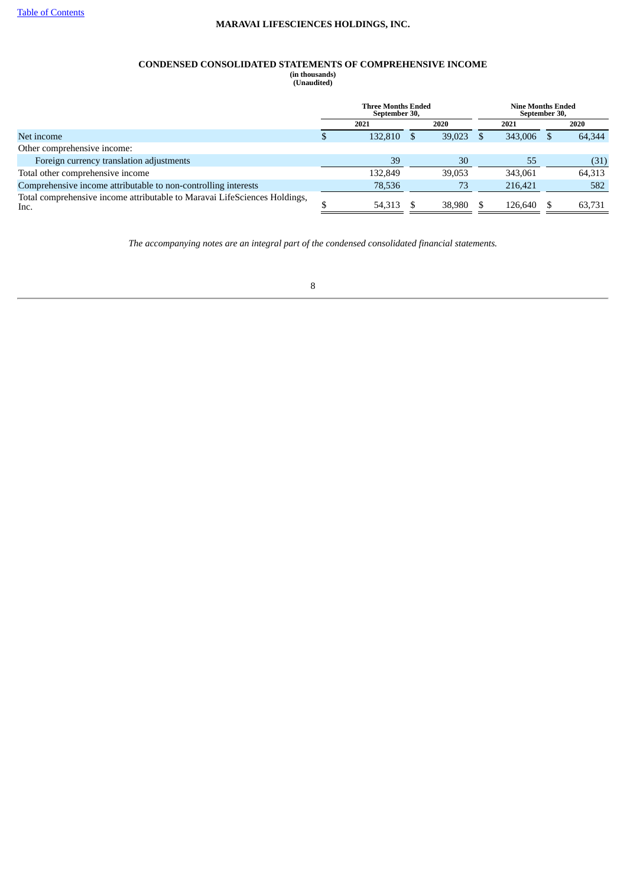**MARAVAI LIFESCIENCES HOLDINGS, INC.**

**CONDENSED CONSOLIDATED STATEMENTS OF COMPREHENSIVE INCOME**
**(in thousands)**
**(Unaudited)**

| | Three Months Ended September 30, | | Nine Months Ended September 30, | |
|---|---|---|---|---|
| | 2021 | 2020 | 2021 | 2020 |
| Net income | $ 132,810 | $ 39,023 | $ 343,006 | $ 64,344 |
| Other comprehensive income: | | | | |
| Foreign currency translation adjustments | 39 | 30 | 55 | (31) |
| Total other comprehensive income | 132,849 | 39,053 | 343,061 | 64,313 |
| Comprehensive income attributable to non-controlling interests | 78,536 | 73 | 216,421 | 582 |
| Total comprehensive income attributable to Maravai LifeSciences Holdings, Inc. | $ 54,313 | $ 38,980 | $ 126,640 | $ 63,731 |

*The accompanying notes are an integral part of the condensed consolidated financial statements.*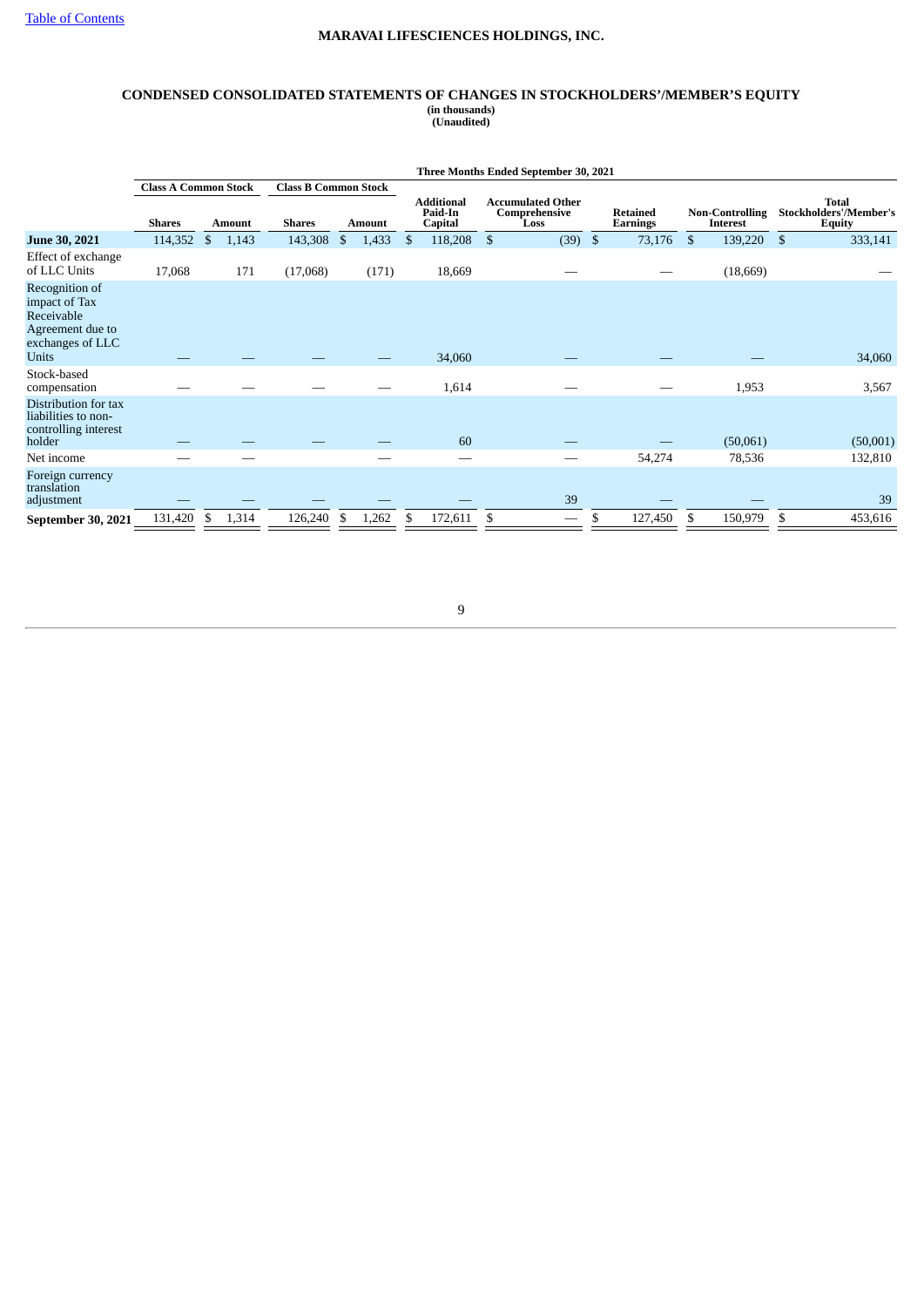MARAVAI LIFESCIENCES HOLDINGS, INC.

## CONDENSED CONSOLIDATED STATEMENTS OF CHANGES IN STOCKHOLDERS'/MEMBER'S EQUITY

**(in thousands)**
**(Unaudited)**

| | Three Months Ended September 30, 2021 | | | | | | | | |
|---|---|---|---|---|---|---|---|---|---|
| | Class A Common Stock | | Class B Common Stock | | | | | | |
| | Shares | Amount | Shares | Amount | Additional Paid-In Capital | Accumulated Other Comprehensive Loss | Retained Earnings | Non-Controlling Interest | Total Stockholders'/Member's Equity |
| **June 30, 2021** | 114,352 | $ 1,143 | 143,308 | $ 1,433 | $ 118,208 | $ (39) | $ 73,176 | $ 139,220 | $ 333,141 |
| Effect of exchange of LLC Units | 17,068 | 171 | (17,068) | (171) | 18,669 | — | — | (18,669) | — |
| Recognition of impact of Tax Receivable Agreement due to exchanges of LLC Units | — | — | — | — | 34,060 | — | — | — | 34,060 |
| Stock-based compensation | — | — | — | — | 1,614 | — | — | 1,953 | 3,567 |
| Distribution for tax liabilities to non-controlling interest holder | — | — | — | — | 60 | — | — | (50,061) | (50,001) |
| Net income | — | — | | — | — | — | 54,274 | 78,536 | 132,810 |
| Foreign currency translation adjustment | — | — | — | — | — | 39 | — | — | 39 |
| **September 30, 2021** | 131,420 | $ 1,314 | 126,240 | $ 1,262 | $ 172,611 | $ — | $ 127,450 | $ 150,979 | $ 453,616 |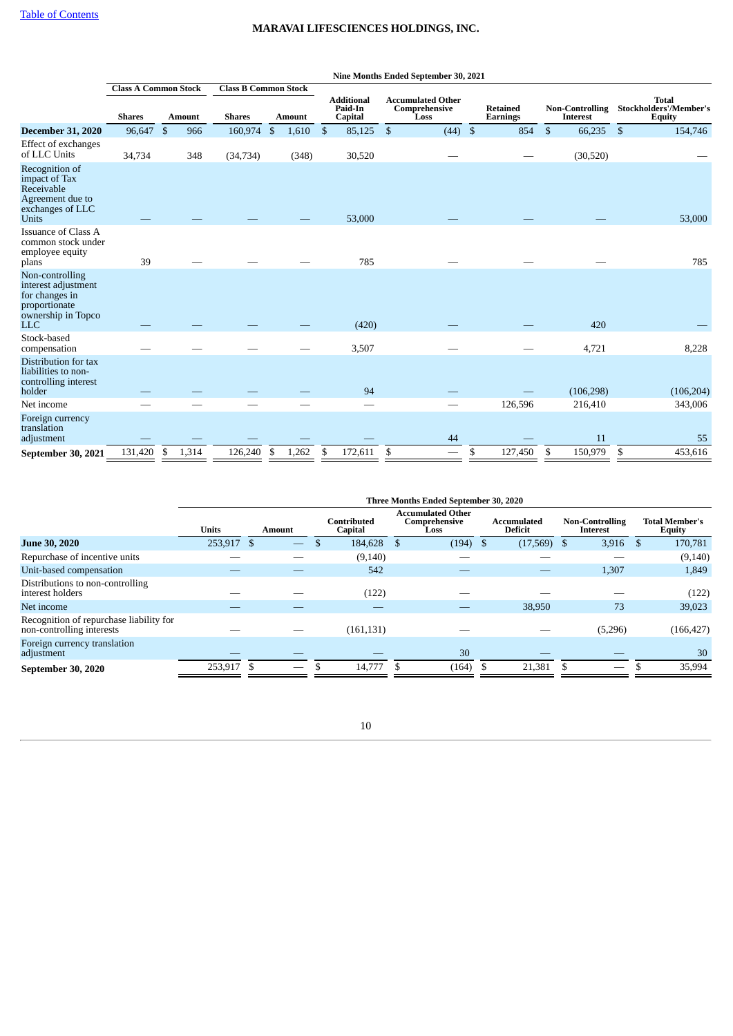# MARAVAI LIFESCIENCES HOLDINGS, INC.

| | Nine Months Ended September 30, 2021 | | | | | | | | | |
|---|---|---|---|---|---|---|---|---|---|---|
| | Class A Common Stock | | Class B Common Stock | | | | | | | |
| | Shares | Amount | Shares | Amount | Additional Paid-In Capital | Accumulated Other Comprehensive Loss | Retained Earnings | Non-Controlling Interest | Total Stockholders'/Member's Equity |
| **December 31, 2020** | 96,647 | $ 966 | 160,974 | $ 1,610 | $ 85,125 | $ (44) | $ 854 | $ 66,235 | $ 154,746 |
| Effect of exchanges of LLC Units | 34,734 | 348 | (34,734) | (348) | 30,520 | — | — | (30,520) | — |
| Recognition of impact of Tax Receivable Agreement due to exchanges of LLC Units | — | — | — | — | 53,000 | — | — | — | 53,000 |
| Issuance of Class A common stock under employee equity plans | 39 | — | — | — | 785 | — | — | — | 785 |
| Non-controlling interest adjustment for changes in proportionate ownership in Topco LLC | — | — | — | — | (420) | — | — | 420 | — |
| Stock-based compensation | — | — | — | — | 3,507 | — | — | 4,721 | 8,228 |
| Distribution for tax liabilities to non-controlling interest holder | — | — | — | — | 94 | — | — | (106,298) | (106,204) |
| Net income | — | — | — | — | — | — | 126,596 | 216,410 | 343,006 |
| Foreign currency translation adjustment | — | — | — | — | — | 44 | — | 11 | 55 |
| **September 30, 2021** | 131,420 | $ 1,314 | 126,240 | $ 1,262 | $ 172,611 | $ — | $ 127,450 | $ 150,979 | $ 453,616 |

| | Three Months Ended September 30, 2020 | | | | | | |
|---|---|---|---|---|---|---|---|
| | Units | Amount | Contributed Capital | Accumulated Other Comprehensive Loss | Accumulated Deficit | Non-Controlling Interest | Total Member's Equity |
| **June 30, 2020** | 253,917 | $ — | $ 184,628 | $ (194) | $ (17,569) | $ 3,916 | $ 170,781 |
| Repurchase of incentive units | — | — | (9,140) | — | — | — | (9,140) |
| Unit-based compensation | — | — | 542 | — | — | 1,307 | 1,849 |
| Distributions to non-controlling interest holders | — | — | (122) | — | — | — | (122) |
| Net income | — | — | — | — | 38,950 | 73 | 39,023 |
| Recognition of repurchase liability for non-controlling interests | — | — | (161,131) | — | — | (5,296) | (166,427) |
| Foreign currency translation adjustment | — | — | — | 30 | — | — | 30 |
| **September 30, 2020** | 253,917 | $ — | $ 14,777 | $ (164) | $ 21,381 | $ — | $ 35,994 |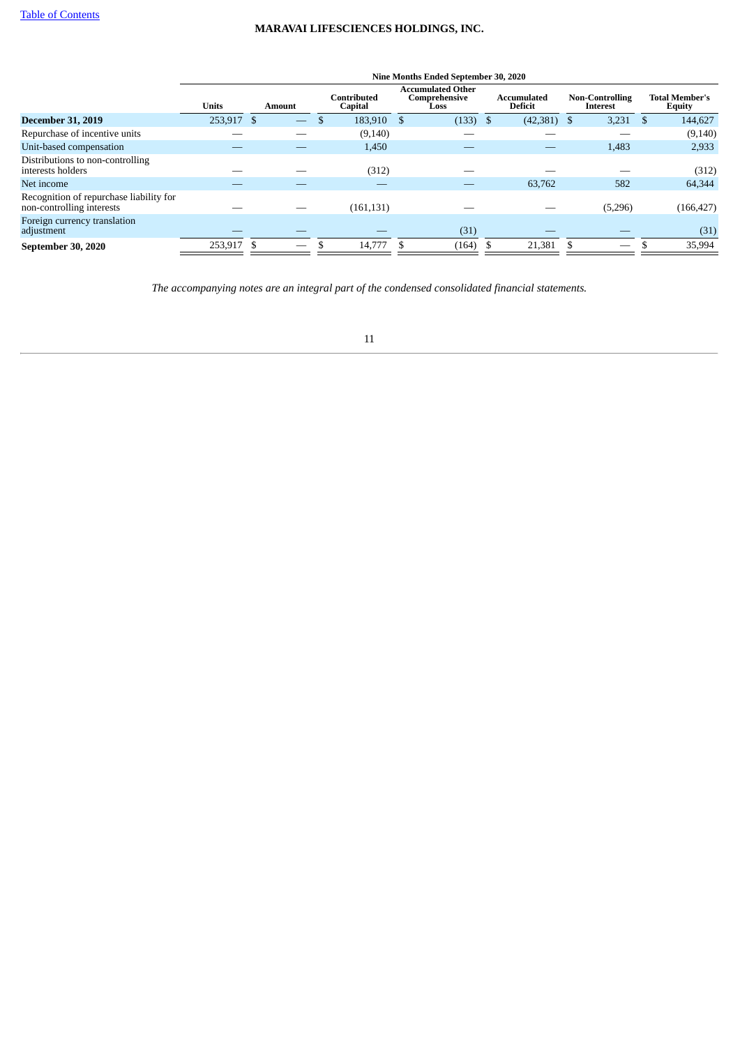**MARAVAI LIFESCIENCES HOLDINGS, INC.**

| | Nine Months Ended September 30, 2020 | | | | | | |
|---|---|---|---|---|---|---|---|
| | Units | Amount | Contributed Capital | Accumulated Other Comprehensive Loss | Accumulated Deficit | Non-Controlling Interest | Total Member's Equity |
| **December 31, 2019** | 253,917 | $ — | $ 183,910 | $ (133) | $ (42,381) | $ 3,231 | $ 144,627 |
| Repurchase of incentive units | — | — | (9,140) | — | — | — | (9,140) |
| Unit-based compensation | — | — | 1,450 | — | — | 1,483 | 2,933 |
| Distributions to non-controlling interests holders | — | — | (312) | — | — | — | (312) |
| Net income | — | — | — | — | 63,762 | 582 | 64,344 |
| Recognition of repurchase liability for non-controlling interests | — | — | (161,131) | — | — | (5,296) | (166,427) |
| Foreign currency translation adjustment | — | — | — | (31) | — | — | (31) |
| **September 30, 2020** | 253,917 | $ — | $ 14,777 | $ (164) | $ 21,381 | $ — | $ 35,994 |

*The accompanying notes are an integral part of the condensed consolidated financial statements.*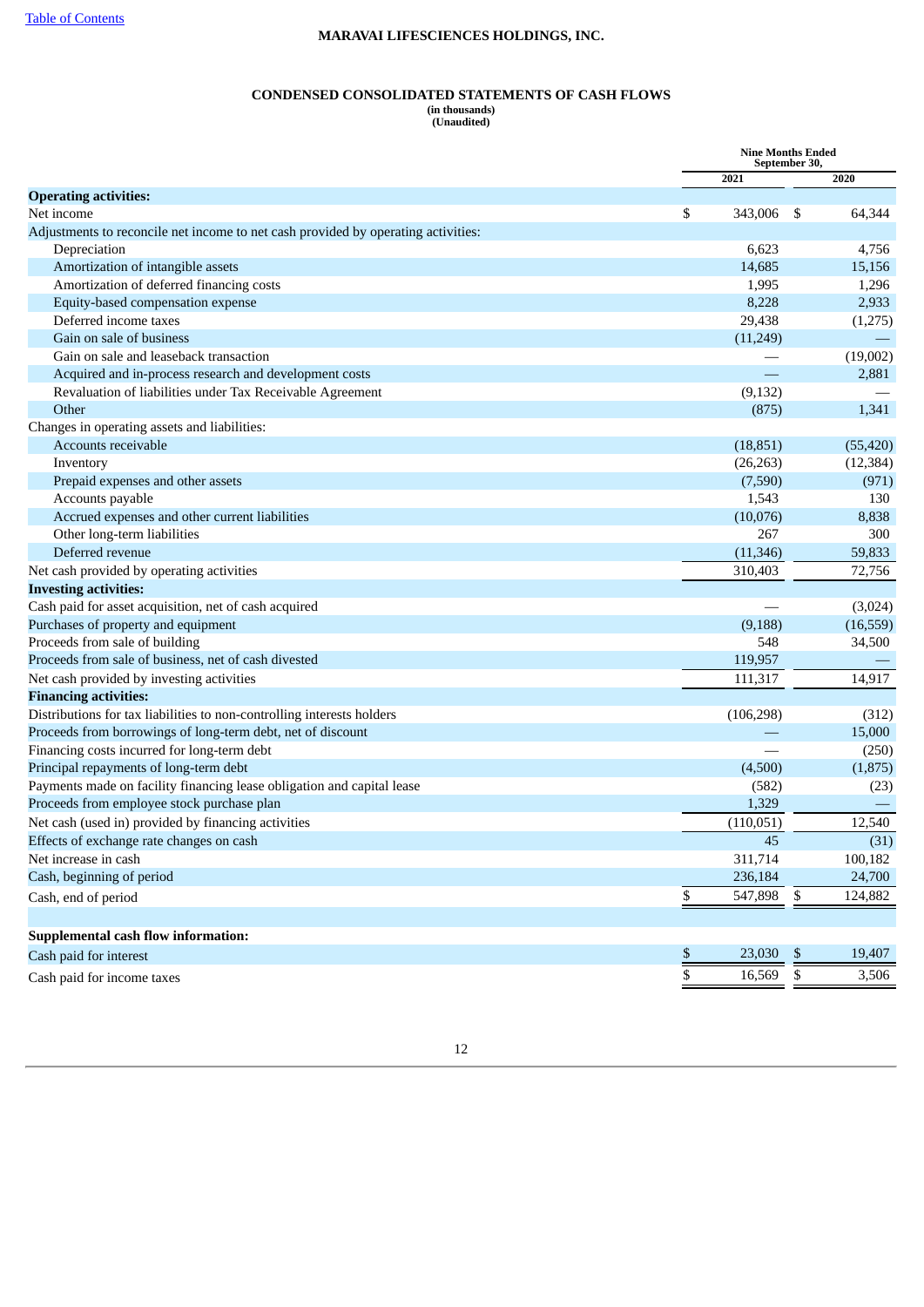**MARAVAI LIFESCIENCES HOLDINGS, INC.**

**CONDENSED CONSOLIDATED STATEMENTS OF CASH FLOWS**
**(in thousands)**
**(Unaudited)**

| | Nine Months Ended September 30, | |
|---|---|---|
| | 2021 | 2020 |
| **Operating activities:** | | |
| Net income | $ 343,006 | $ 64,344 |
| Adjustments to reconcile net income to net cash provided by operating activities: | | |
| Depreciation | 6,623 | 4,756 |
| Amortization of intangible assets | 14,685 | 15,156 |
| Amortization of deferred financing costs | 1,995 | 1,296 |
| Equity-based compensation expense | 8,228 | 2,933 |
| Deferred income taxes | 29,438 | (1,275) |
| Gain on sale of business | (11,249) | — |
| Gain on sale and leaseback transaction | — | (19,002) |
| Acquired and in-process research and development costs | — | 2,881 |
| Revaluation of liabilities under Tax Receivable Agreement | (9,132) | — |
| Other | (875) | 1,341 |
| Changes in operating assets and liabilities: | | |
| Accounts receivable | (18,851) | (55,420) |
| Inventory | (26,263) | (12,384) |
| Prepaid expenses and other assets | (7,590) | (971) |
| Accounts payable | 1,543 | 130 |
| Accrued expenses and other current liabilities | (10,076) | 8,838 |
| Other long-term liabilities | 267 | 300 |
| Deferred revenue | (11,346) | 59,833 |
| Net cash provided by operating activities | 310,403 | 72,756 |
| **Investing activities:** | | |
| Cash paid for asset acquisition, net of cash acquired | — | (3,024) |
| Purchases of property and equipment | (9,188) | (16,559) |
| Proceeds from sale of building | 548 | 34,500 |
| Proceeds from sale of business, net of cash divested | 119,957 | — |
| Net cash provided by investing activities | 111,317 | 14,917 |
| **Financing activities:** | | |
| Distributions for tax liabilities to non-controlling interests holders | (106,298) | (312) |
| Proceeds from borrowings of long-term debt, net of discount | — | 15,000 |
| Financing costs incurred for long-term debt | — | (250) |
| Principal repayments of long-term debt | (4,500) | (1,875) |
| Payments made on facility financing lease obligation and capital lease | (582) | (23) |
| Proceeds from employee stock purchase plan | 1,329 | — |
| Net cash (used in) provided by financing activities | (110,051) | 12,540 |
| Effects of exchange rate changes on cash | 45 | (31) |
| Net increase in cash | 311,714 | 100,182 |
| Cash, beginning of period | 236,184 | 24,700 |
| Cash, end of period | $ 547,898 | $ 124,882 |
| | | |
| **Supplemental cash flow information:** | | |
| Cash paid for interest | $ 23,030 | $ 19,407 |
| Cash paid for income taxes | $ 16,569 | $ 3,506 |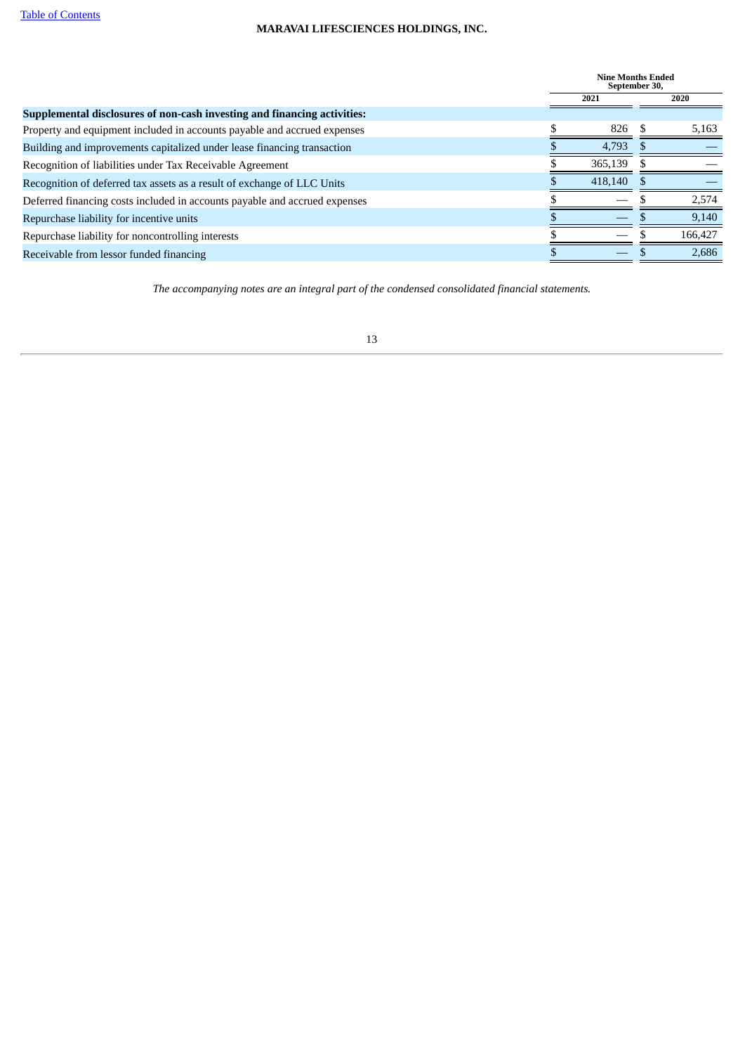**MARAVAI LIFESCIENCES HOLDINGS, INC.**

| | Nine Months Ended September 30, | |
|---|---|---|
| | 2021 | 2020 |
| **Supplemental disclosures of non-cash investing and financing activities:** | | |
| Property and equipment included in accounts payable and accrued expenses | $ 826 | $ 5,163 |
| Building and improvements capitalized under lease financing transaction | $ 4,793 | $ — |
| Recognition of liabilities under Tax Receivable Agreement | $ 365,139 | $ — |
| Recognition of deferred tax assets as a result of exchange of LLC Units | $ 418,140 | $ — |
| Deferred financing costs included in accounts payable and accrued expenses | $ — | $ 2,574 |
| Repurchase liability for incentive units | $ — | $ 9,140 |
| Repurchase liability for noncontrolling interests | $ — | $ 166,427 |
| Receivable from lessor funded financing | $ — | $ 2,686 |

*The accompanying notes are an integral part of the condensed consolidated financial statements.*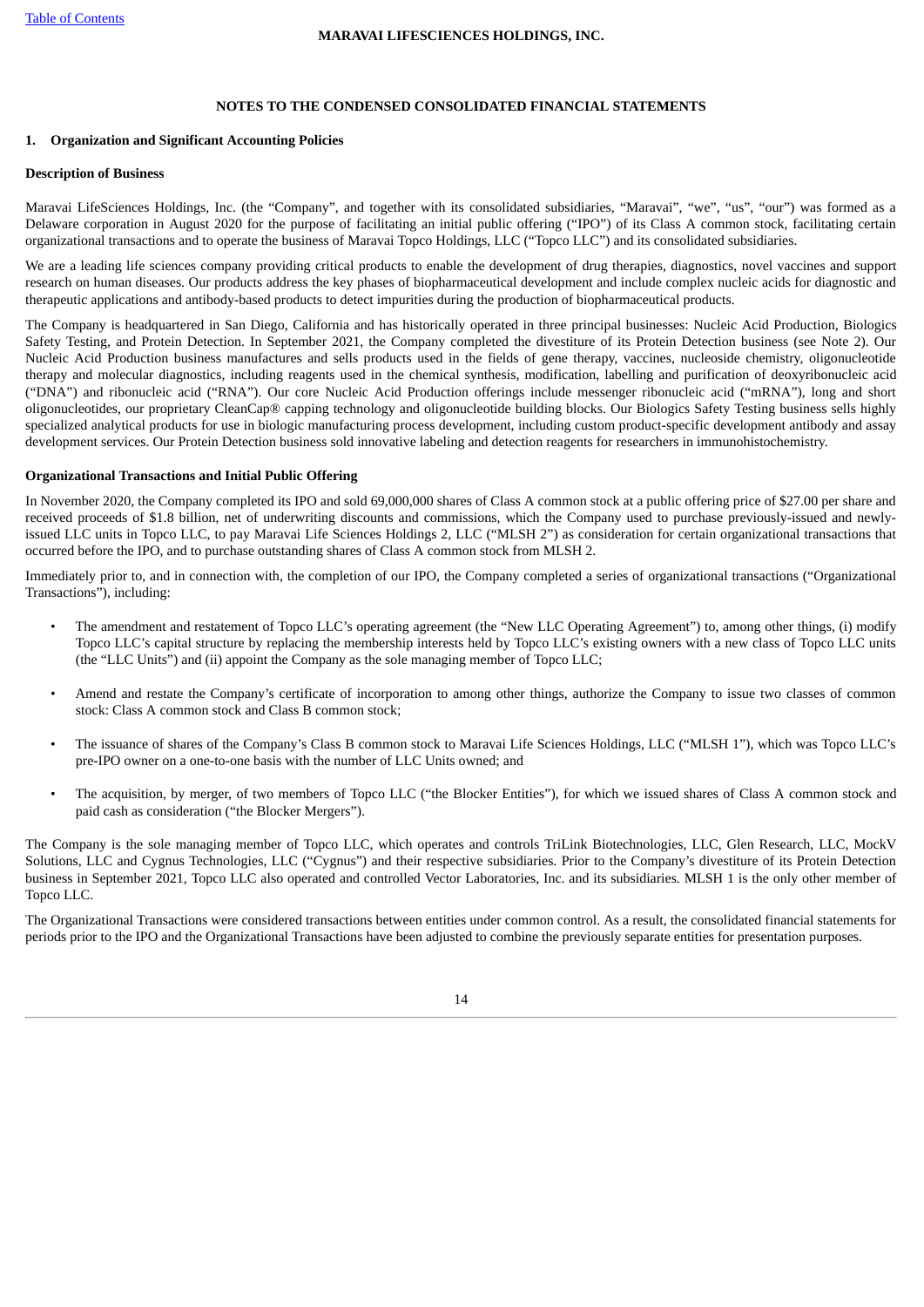## NOTES TO THE CONDENSED CONSOLIDATED FINANCIAL STATEMENTS

### 1. Organization and Significant Accounting Policies

**Description of Business**

Maravai LifeSciences Holdings, Inc. (the "Company", and together with its consolidated subsidiaries, "Maravai", "we", "us", "our") was formed as a Delaware corporation in August 2020 for the purpose of facilitating an initial public offering ("IPO") of its Class A common stock, facilitating certain organizational transactions and to operate the business of Maravai Topco Holdings, LLC ("Topco LLC") and its consolidated subsidiaries.

We are a leading life sciences company providing critical products to enable the development of drug therapies, diagnostics, novel vaccines and support research on human diseases. Our products address the key phases of biopharmaceutical development and include complex nucleic acids for diagnostic and therapeutic applications and antibody-based products to detect impurities during the production of biopharmaceutical products.

The Company is headquartered in San Diego, California and has historically operated in three principal businesses: Nucleic Acid Production, Biologics Safety Testing, and Protein Detection. In September 2021, the Company completed the divestiture of its Protein Detection business (see Note 2). Our Nucleic Acid Production business manufactures and sells products used in the fields of gene therapy, vaccines, nucleoside chemistry, oligonucleotide therapy and molecular diagnostics, including reagents used in the chemical synthesis, modification, labelling and purification of deoxyribonucleic acid ("DNA") and ribonucleic acid ("RNA"). Our core Nucleic Acid Production offerings include messenger ribonucleic acid ("mRNA"), long and short oligonucleotides, our proprietary CleanCap® capping technology and oligonucleotide building blocks. Our Biologics Safety Testing business sells highly specialized analytical products for use in biologic manufacturing process development, including custom product-specific development antibody and assay development services. Our Protein Detection business sold innovative labeling and detection reagents for researchers in immunohistochemistry.

**Organizational Transactions and Initial Public Offering**

In November 2020, the Company completed its IPO and sold 69,000,000 shares of Class A common stock at a public offering price of $27.00 per share and received proceeds of $1.8 billion, net of underwriting discounts and commissions, which the Company used to purchase previously-issued and newly-issued LLC units in Topco LLC, to pay Maravai Life Sciences Holdings 2, LLC ("MLSH 2") as consideration for certain organizational transactions that occurred before the IPO, and to purchase outstanding shares of Class A common stock from MLSH 2.

Immediately prior to, and in connection with, the completion of our IPO, the Company completed a series of organizational transactions ("Organizational Transactions"), including:

- The amendment and restatement of Topco LLC's operating agreement (the "New LLC Operating Agreement") to, among other things, (i) modify Topco LLC's capital structure by replacing the membership interests held by Topco LLC's existing owners with a new class of Topco LLC units (the "LLC Units") and (ii) appoint the Company as the sole managing member of Topco LLC;
- Amend and restate the Company's certificate of incorporation to among other things, authorize the Company to issue two classes of common stock: Class A common stock and Class B common stock;
- The issuance of shares of the Company's Class B common stock to Maravai Life Sciences Holdings, LLC ("MLSH 1"), which was Topco LLC's pre-IPO owner on a one-to-one basis with the number of LLC Units owned; and
- The acquisition, by merger, of two members of Topco LLC ("the Blocker Entities"), for which we issued shares of Class A common stock and paid cash as consideration ("the Blocker Mergers").

The Company is the sole managing member of Topco LLC, which operates and controls TriLink Biotechnologies, LLC, Glen Research, LLC, MockV Solutions, LLC and Cygnus Technologies, LLC ("Cygnus") and their respective subsidiaries. Prior to the Company's divestiture of its Protein Detection business in September 2021, Topco LLC also operated and controlled Vector Laboratories, Inc. and its subsidiaries. MLSH 1 is the only other member of Topco LLC.

The Organizational Transactions were considered transactions between entities under common control. As a result, the consolidated financial statements for periods prior to the IPO and the Organizational Transactions have been adjusted to combine the previously separate entities for presentation purposes.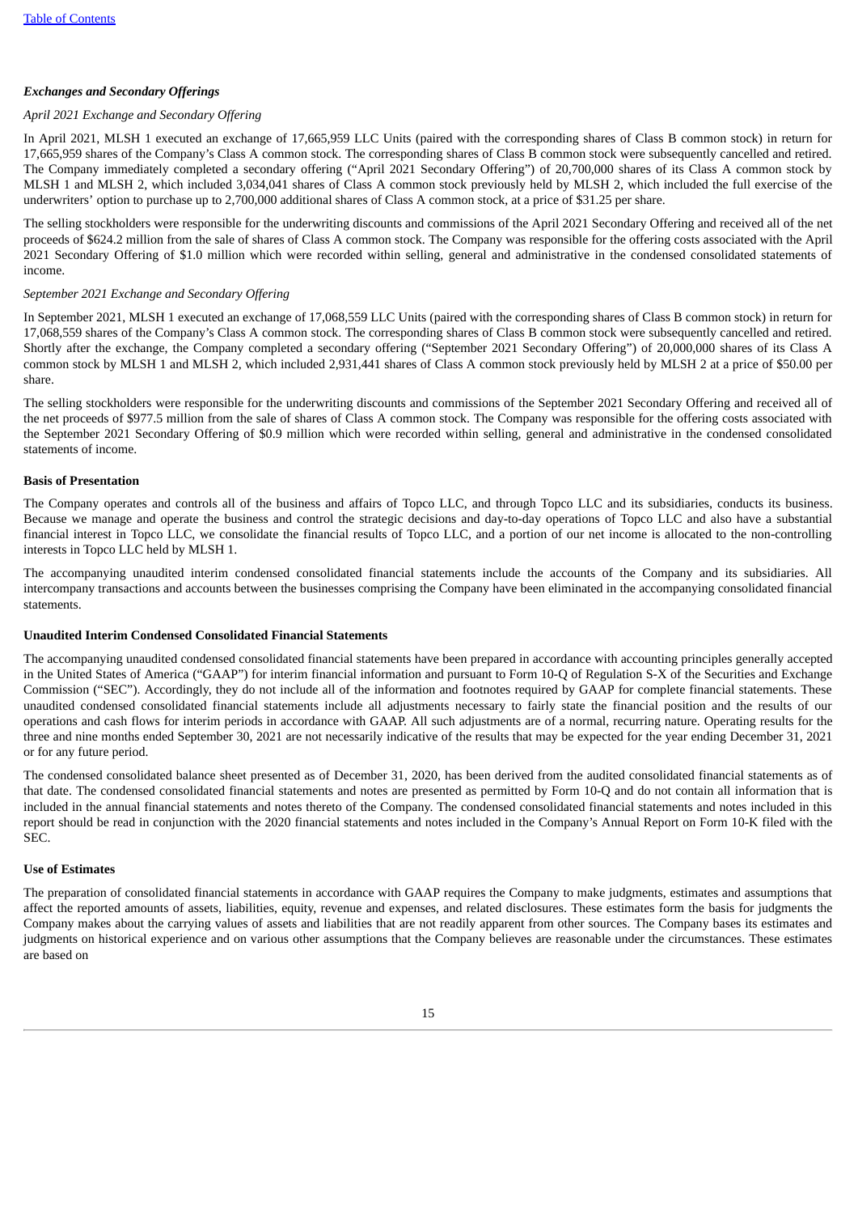***Exchanges and Secondary Offerings***

*April 2021 Exchange and Secondary Offering*

In April 2021, MLSH 1 executed an exchange of 17,665,959 LLC Units (paired with the corresponding shares of Class B common stock) in return for 17,665,959 shares of the Company's Class A common stock. The corresponding shares of Class B common stock were subsequently cancelled and retired. The Company immediately completed a secondary offering ("April 2021 Secondary Offering") of 20,700,000 shares of its Class A common stock by MLSH 1 and MLSH 2, which included 3,034,041 shares of Class A common stock previously held by MLSH 2, which included the full exercise of the underwriters' option to purchase up to 2,700,000 additional shares of Class A common stock, at a price of $31.25 per share.

The selling stockholders were responsible for the underwriting discounts and commissions of the April 2021 Secondary Offering and received all of the net proceeds of $624.2 million from the sale of shares of Class A common stock. The Company was responsible for the offering costs associated with the April 2021 Secondary Offering of $1.0 million which were recorded within selling, general and administrative in the condensed consolidated statements of income.

*September 2021 Exchange and Secondary Offering*

In September 2021, MLSH 1 executed an exchange of 17,068,559 LLC Units (paired with the corresponding shares of Class B common stock) in return for 17,068,559 shares of the Company's Class A common stock. The corresponding shares of Class B common stock were subsequently cancelled and retired. Shortly after the exchange, the Company completed a secondary offering ("September 2021 Secondary Offering") of 20,000,000 shares of its Class A common stock by MLSH 1 and MLSH 2, which included 2,931,441 shares of Class A common stock previously held by MLSH 2 at a price of $50.00 per share.

The selling stockholders were responsible for the underwriting discounts and commissions of the September 2021 Secondary Offering and received all of the net proceeds of $977.5 million from the sale of shares of Class A common stock. The Company was responsible for the offering costs associated with the September 2021 Secondary Offering of $0.9 million which were recorded within selling, general and administrative in the condensed consolidated statements of income.

**Basis of Presentation**

The Company operates and controls all of the business and affairs of Topco LLC, and through Topco LLC and its subsidiaries, conducts its business. Because we manage and operate the business and control the strategic decisions and day-to-day operations of Topco LLC and also have a substantial financial interest in Topco LLC, we consolidate the financial results of Topco LLC, and a portion of our net income is allocated to the non-controlling interests in Topco LLC held by MLSH 1.

The accompanying unaudited interim condensed consolidated financial statements include the accounts of the Company and its subsidiaries. All intercompany transactions and accounts between the businesses comprising the Company have been eliminated in the accompanying consolidated financial statements.

**Unaudited Interim Condensed Consolidated Financial Statements**

The accompanying unaudited condensed consolidated financial statements have been prepared in accordance with accounting principles generally accepted in the United States of America ("GAAP") for interim financial information and pursuant to Form 10-Q of Regulation S-X of the Securities and Exchange Commission ("SEC"). Accordingly, they do not include all of the information and footnotes required by GAAP for complete financial statements. These unaudited condensed consolidated financial statements include all adjustments necessary to fairly state the financial position and the results of our operations and cash flows for interim periods in accordance with GAAP. All such adjustments are of a normal, recurring nature. Operating results for the three and nine months ended September 30, 2021 are not necessarily indicative of the results that may be expected for the year ending December 31, 2021 or for any future period.

The condensed consolidated balance sheet presented as of December 31, 2020, has been derived from the audited consolidated financial statements as of that date. The condensed consolidated financial statements and notes are presented as permitted by Form 10-Q and do not contain all information that is included in the annual financial statements and notes thereto of the Company. The condensed consolidated financial statements and notes included in this report should be read in conjunction with the 2020 financial statements and notes included in the Company's Annual Report on Form 10-K filed with the SEC.

**Use of Estimates**

The preparation of consolidated financial statements in accordance with GAAP requires the Company to make judgments, estimates and assumptions that affect the reported amounts of assets, liabilities, equity, revenue and expenses, and related disclosures. These estimates form the basis for judgments the Company makes about the carrying values of assets and liabilities that are not readily apparent from other sources. The Company bases its estimates and judgments on historical experience and on various other assumptions that the Company believes are reasonable under the circumstances. These estimates are based on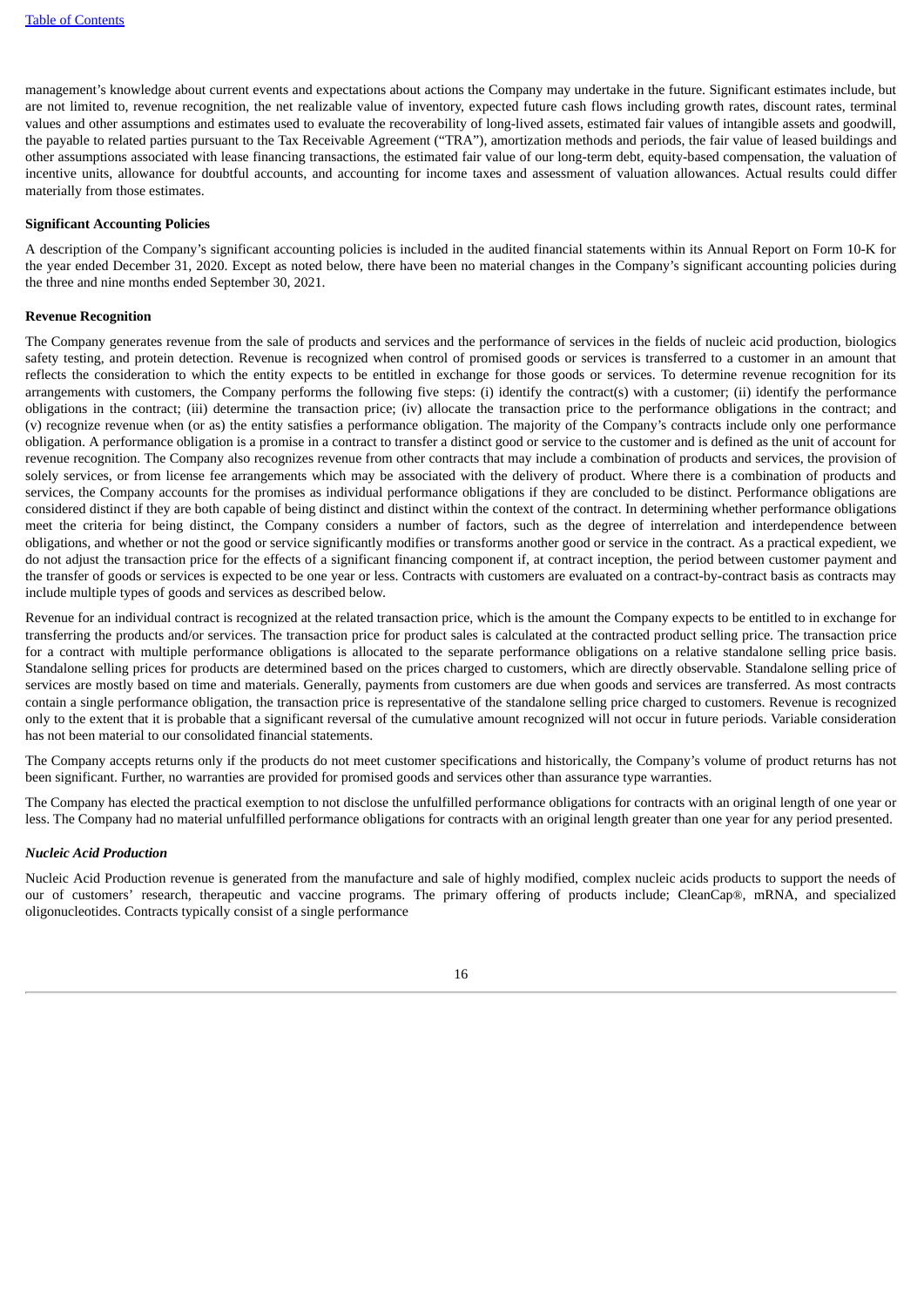management's knowledge about current events and expectations about actions the Company may undertake in the future. Significant estimates include, but are not limited to, revenue recognition, the net realizable value of inventory, expected future cash flows including growth rates, discount rates, terminal values and other assumptions and estimates used to evaluate the recoverability of long-lived assets, estimated fair values of intangible assets and goodwill, the payable to related parties pursuant to the Tax Receivable Agreement ("TRA"), amortization methods and periods, the fair value of leased buildings and other assumptions associated with lease financing transactions, the estimated fair value of our long-term debt, equity-based compensation, the valuation of incentive units, allowance for doubtful accounts, and accounting for income taxes and assessment of valuation allowances. Actual results could differ materially from those estimates.

**Significant Accounting Policies**

A description of the Company's significant accounting policies is included in the audited financial statements within its Annual Report on Form 10-K for the year ended December 31, 2020. Except as noted below, there have been no material changes in the Company's significant accounting policies during the three and nine months ended September 30, 2021.

**Revenue Recognition**

The Company generates revenue from the sale of products and services and the performance of services in the fields of nucleic acid production, biologics safety testing, and protein detection. Revenue is recognized when control of promised goods or services is transferred to a customer in an amount that reflects the consideration to which the entity expects to be entitled in exchange for those goods or services. To determine revenue recognition for its arrangements with customers, the Company performs the following five steps: (i) identify the contract(s) with a customer; (ii) identify the performance obligations in the contract; (iii) determine the transaction price; (iv) allocate the transaction price to the performance obligations in the contract; and (v) recognize revenue when (or as) the entity satisfies a performance obligation. The majority of the Company's contracts include only one performance obligation. A performance obligation is a promise in a contract to transfer a distinct good or service to the customer and is defined as the unit of account for revenue recognition. The Company also recognizes revenue from other contracts that may include a combination of products and services, the provision of solely services, or from license fee arrangements which may be associated with the delivery of product. Where there is a combination of products and services, the Company accounts for the promises as individual performance obligations if they are concluded to be distinct. Performance obligations are considered distinct if they are both capable of being distinct and distinct within the context of the contract. In determining whether performance obligations meet the criteria for being distinct, the Company considers a number of factors, such as the degree of interrelation and interdependence between obligations, and whether or not the good or service significantly modifies or transforms another good or service in the contract. As a practical expedient, we do not adjust the transaction price for the effects of a significant financing component if, at contract inception, the period between customer payment and the transfer of goods or services is expected to be one year or less. Contracts with customers are evaluated on a contract-by-contract basis as contracts may include multiple types of goods and services as described below.

Revenue for an individual contract is recognized at the related transaction price, which is the amount the Company expects to be entitled to in exchange for transferring the products and/or services. The transaction price for product sales is calculated at the contracted product selling price. The transaction price for a contract with multiple performance obligations is allocated to the separate performance obligations on a relative standalone selling price basis. Standalone selling prices for products are determined based on the prices charged to customers, which are directly observable. Standalone selling price of services are mostly based on time and materials. Generally, payments from customers are due when goods and services are transferred. As most contracts contain a single performance obligation, the transaction price is representative of the standalone selling price charged to customers. Revenue is recognized only to the extent that it is probable that a significant reversal of the cumulative amount recognized will not occur in future periods. Variable consideration has not been material to our consolidated financial statements.

The Company accepts returns only if the products do not meet customer specifications and historically, the Company's volume of product returns has not been significant. Further, no warranties are provided for promised goods and services other than assurance type warranties.

The Company has elected the practical exemption to not disclose the unfulfilled performance obligations for contracts with an original length of one year or less. The Company had no material unfulfilled performance obligations for contracts with an original length greater than one year for any period presented.

***Nucleic Acid Production***

Nucleic Acid Production revenue is generated from the manufacture and sale of highly modified, complex nucleic acids products to support the needs of our of customers' research, therapeutic and vaccine programs. The primary offering of products include; CleanCap®, mRNA, and specialized oligonucleotides. Contracts typically consist of a single performance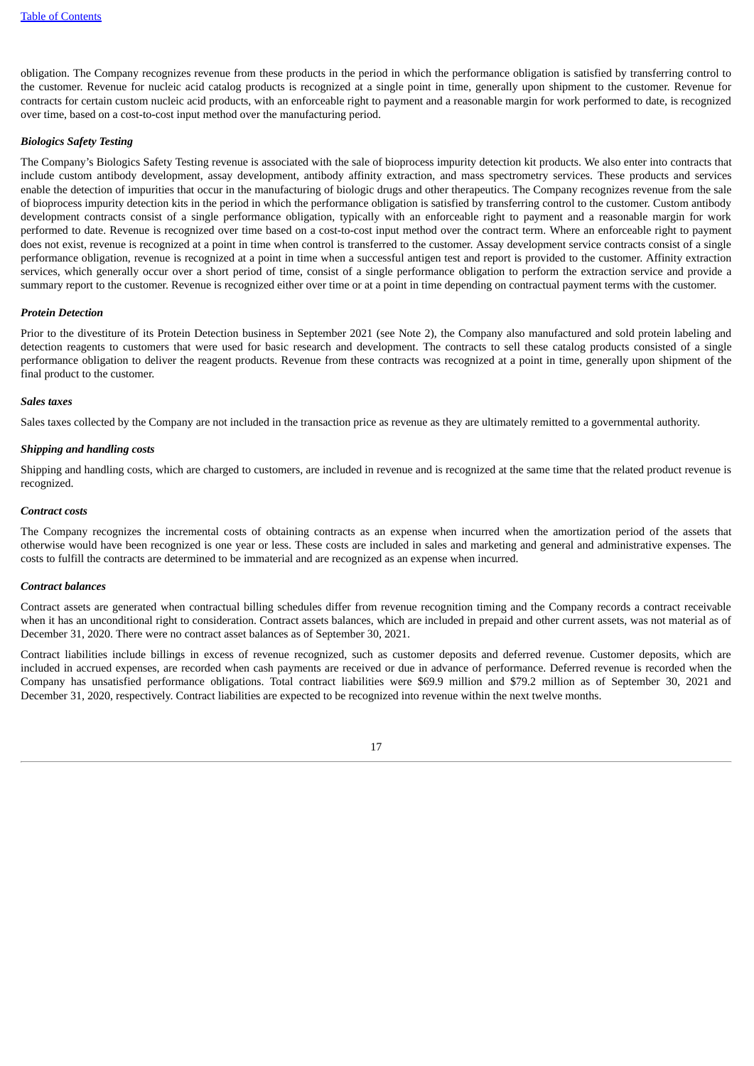obligation. The Company recognizes revenue from these products in the period in which the performance obligation is satisfied by transferring control to the customer. Revenue for nucleic acid catalog products is recognized at a single point in time, generally upon shipment to the customer. Revenue for contracts for certain custom nucleic acid products, with an enforceable right to payment and a reasonable margin for work performed to date, is recognized over time, based on a cost-to-cost input method over the manufacturing period.

***Biologics Safety Testing***

The Company's Biologics Safety Testing revenue is associated with the sale of bioprocess impurity detection kit products. We also enter into contracts that include custom antibody development, assay development, antibody affinity extraction, and mass spectrometry services. These products and services enable the detection of impurities that occur in the manufacturing of biologic drugs and other therapeutics. The Company recognizes revenue from the sale of bioprocess impurity detection kits in the period in which the performance obligation is satisfied by transferring control to the customer. Custom antibody development contracts consist of a single performance obligation, typically with an enforceable right to payment and a reasonable margin for work performed to date. Revenue is recognized over time based on a cost-to-cost input method over the contract term. Where an enforceable right to payment does not exist, revenue is recognized at a point in time when control is transferred to the customer. Assay development service contracts consist of a single performance obligation, revenue is recognized at a point in time when a successful antigen test and report is provided to the customer. Affinity extraction services, which generally occur over a short period of time, consist of a single performance obligation to perform the extraction service and provide a summary report to the customer. Revenue is recognized either over time or at a point in time depending on contractual payment terms with the customer.

***Protein Detection***

Prior to the divestiture of its Protein Detection business in September 2021 (see Note 2), the Company also manufactured and sold protein labeling and detection reagents to customers that were used for basic research and development. The contracts to sell these catalog products consisted of a single performance obligation to deliver the reagent products. Revenue from these contracts was recognized at a point in time, generally upon shipment of the final product to the customer.

***Sales taxes***

Sales taxes collected by the Company are not included in the transaction price as revenue as they are ultimately remitted to a governmental authority.

***Shipping and handling costs***

Shipping and handling costs, which are charged to customers, are included in revenue and is recognized at the same time that the related product revenue is recognized.

***Contract costs***

The Company recognizes the incremental costs of obtaining contracts as an expense when incurred when the amortization period of the assets that otherwise would have been recognized is one year or less. These costs are included in sales and marketing and general and administrative expenses. The costs to fulfill the contracts are determined to be immaterial and are recognized as an expense when incurred.

***Contract balances***

Contract assets are generated when contractual billing schedules differ from revenue recognition timing and the Company records a contract receivable when it has an unconditional right to consideration. Contract assets balances, which are included in prepaid and other current assets, was not material as of December 31, 2020. There were no contract asset balances as of September 30, 2021.

Contract liabilities include billings in excess of revenue recognized, such as customer deposits and deferred revenue. Customer deposits, which are included in accrued expenses, are recorded when cash payments are received or due in advance of performance. Deferred revenue is recorded when the Company has unsatisfied performance obligations. Total contract liabilities were $69.9 million and $79.2 million as of September 30, 2021 and December 31, 2020, respectively. Contract liabilities are expected to be recognized into revenue within the next twelve months.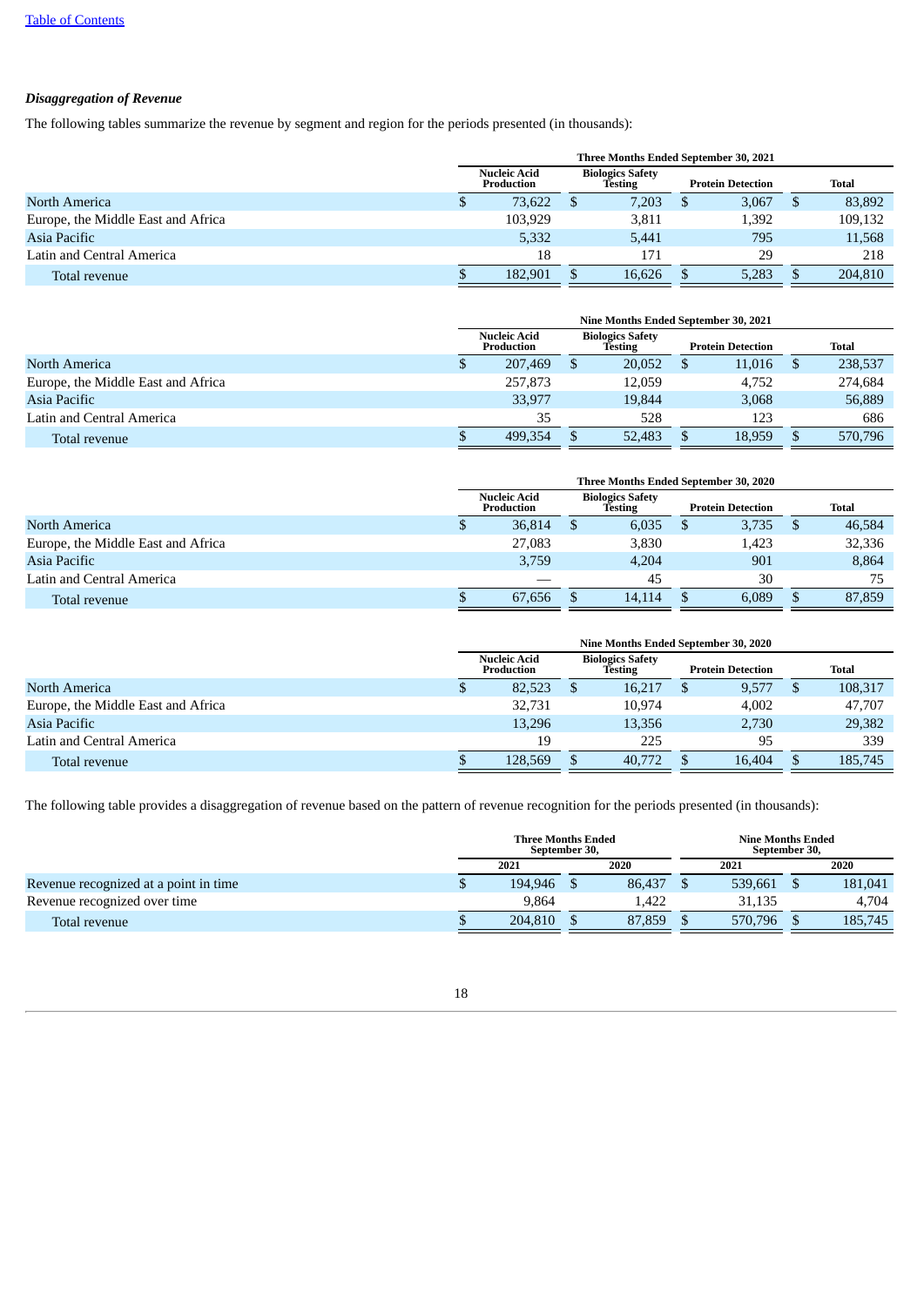***Disaggregation of Revenue***

The following tables summarize the revenue by segment and region for the periods presented (in thousands):

| | Three Months Ended September 30, 2021 | | | |
|---|---|---|---|---|
| | Nucleic Acid Production | Biologics Safety Testing | Protein Detection | Total |
| North America | $ 73,622 | $ 7,203 | $ 3,067 | $ 83,892 |
| Europe, the Middle East and Africa | 103,929 | 3,811 | 1,392 | 109,132 |
| Asia Pacific | 5,332 | 5,441 | 795 | 11,568 |
| Latin and Central America | 18 | 171 | 29 | 218 |
| Total revenue | $ 182,901 | $ 16,626 | $ 5,283 | $ 204,810 |

| | Nine Months Ended September 30, 2021 | | | |
|---|---|---|---|---|
| | Nucleic Acid Production | Biologics Safety Testing | Protein Detection | Total |
| North America | $ 207,469 | $ 20,052 | $ 11,016 | $ 238,537 |
| Europe, the Middle East and Africa | 257,873 | 12,059 | 4,752 | 274,684 |
| Asia Pacific | 33,977 | 19,844 | 3,068 | 56,889 |
| Latin and Central America | 35 | 528 | 123 | 686 |
| Total revenue | $ 499,354 | $ 52,483 | $ 18,959 | $ 570,796 |

| | Three Months Ended September 30, 2020 | | | |
|---|---|---|---|---|
| | Nucleic Acid Production | Biologics Safety Testing | Protein Detection | Total |
| North America | $ 36,814 | $ 6,035 | $ 3,735 | $ 46,584 |
| Europe, the Middle East and Africa | 27,083 | 3,830 | 1,423 | 32,336 |
| Asia Pacific | 3,759 | 4,204 | 901 | 8,864 |
| Latin and Central America | — | 45 | 30 | 75 |
| Total revenue | $ 67,656 | $ 14,114 | $ 6,089 | $ 87,859 |

| | Nine Months Ended September 30, 2020 | | | |
|---|---|---|---|---|
| | Nucleic Acid Production | Biologics Safety Testing | Protein Detection | Total |
| North America | $ 82,523 | $ 16,217 | $ 9,577 | $ 108,317 |
| Europe, the Middle East and Africa | 32,731 | 10,974 | 4,002 | 47,707 |
| Asia Pacific | 13,296 | 13,356 | 2,730 | 29,382 |
| Latin and Central America | 19 | 225 | 95 | 339 |
| Total revenue | $ 128,569 | $ 40,772 | $ 16,404 | $ 185,745 |

The following table provides a disaggregation of revenue based on the pattern of revenue recognition for the periods presented (in thousands):

| | Three Months Ended September 30, | | Nine Months Ended September 30, | |
|---|---|---|---|---|
| | 2021 | 2020 | 2021 | 2020 |
| Revenue recognized at a point in time | $ 194,946 | $ 86,437 | $ 539,661 | $ 181,041 |
| Revenue recognized over time | 9,864 | 1,422 | 31,135 | 4,704 |
| Total revenue | $ 204,810 | $ 87,859 | $ 570,796 | $ 185,745 |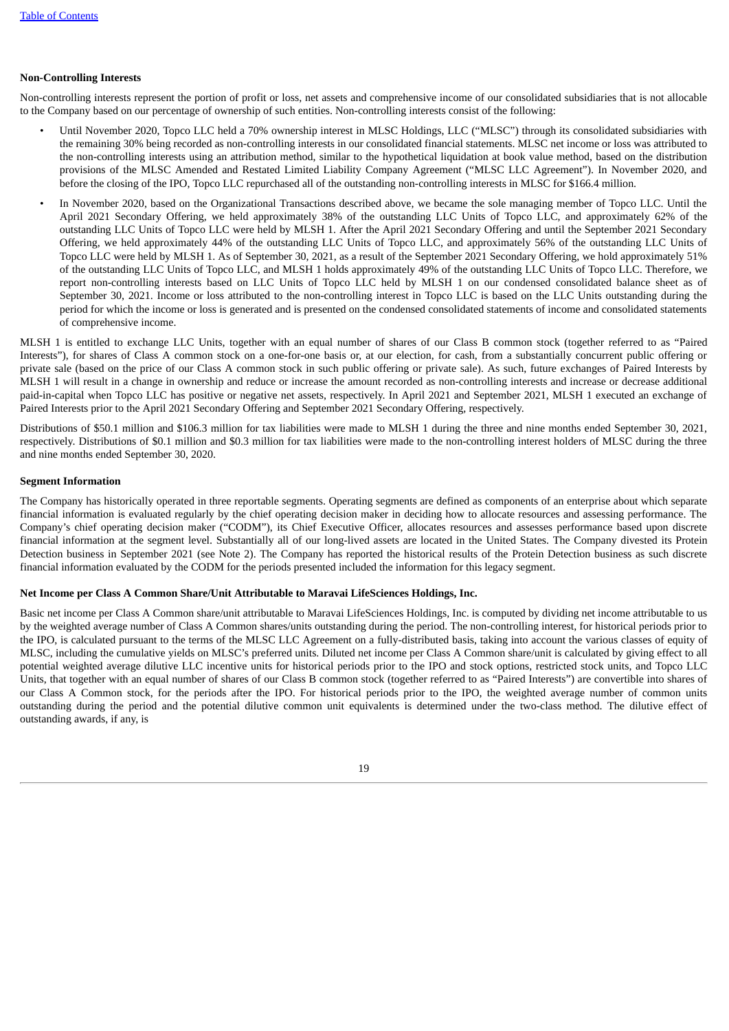**Non-Controlling Interests**

Non-controlling interests represent the portion of profit or loss, net assets and comprehensive income of our consolidated subsidiaries that is not allocable to the Company based on our percentage of ownership of such entities. Non-controlling interests consist of the following:

- Until November 2020, Topco LLC held a 70% ownership interest in MLSC Holdings, LLC ("MLSC") through its consolidated subsidiaries with the remaining 30% being recorded as non-controlling interests in our consolidated financial statements. MLSC net income or loss was attributed to the non-controlling interests using an attribution method, similar to the hypothetical liquidation at book value method, based on the distribution provisions of the MLSC Amended and Restated Limited Liability Company Agreement ("MLSC LLC Agreement"). In November 2020, and before the closing of the IPO, Topco LLC repurchased all of the outstanding non-controlling interests in MLSC for $166.4 million.
- In November 2020, based on the Organizational Transactions described above, we became the sole managing member of Topco LLC. Until the April 2021 Secondary Offering, we held approximately 38% of the outstanding LLC Units of Topco LLC, and approximately 62% of the outstanding LLC Units of Topco LLC were held by MLSH 1. After the April 2021 Secondary Offering and until the September 2021 Secondary Offering, we held approximately 44% of the outstanding LLC Units of Topco LLC, and approximately 56% of the outstanding LLC Units of Topco LLC were held by MLSH 1. As of September 30, 2021, as a result of the September 2021 Secondary Offering, we hold approximately 51% of the outstanding LLC Units of Topco LLC, and MLSH 1 holds approximately 49% of the outstanding LLC Units of Topco LLC. Therefore, we report non-controlling interests based on LLC Units of Topco LLC held by MLSH 1 on our condensed consolidated balance sheet as of September 30, 2021. Income or loss attributed to the non-controlling interest in Topco LLC is based on the LLC Units outstanding during the period for which the income or loss is generated and is presented on the condensed consolidated statements of income and consolidated statements of comprehensive income.

MLSH 1 is entitled to exchange LLC Units, together with an equal number of shares of our Class B common stock (together referred to as "Paired Interests"), for shares of Class A common stock on a one-for-one basis or, at our election, for cash, from a substantially concurrent public offering or private sale (based on the price of our Class A common stock in such public offering or private sale). As such, future exchanges of Paired Interests by MLSH 1 will result in a change in ownership and reduce or increase the amount recorded as non-controlling interests and increase or decrease additional paid-in-capital when Topco LLC has positive or negative net assets, respectively. In April 2021 and September 2021, MLSH 1 executed an exchange of Paired Interests prior to the April 2021 Secondary Offering and September 2021 Secondary Offering, respectively.

Distributions of $50.1 million and $106.3 million for tax liabilities were made to MLSH 1 during the three and nine months ended September 30, 2021, respectively. Distributions of $0.1 million and $0.3 million for tax liabilities were made to the non-controlling interest holders of MLSC during the three and nine months ended September 30, 2020.

**Segment Information**

The Company has historically operated in three reportable segments. Operating segments are defined as components of an enterprise about which separate financial information is evaluated regularly by the chief operating decision maker in deciding how to allocate resources and assessing performance. The Company's chief operating decision maker ("CODM"), its Chief Executive Officer, allocates resources and assesses performance based upon discrete financial information at the segment level. Substantially all of our long-lived assets are located in the United States. The Company divested its Protein Detection business in September 2021 (see Note 2). The Company has reported the historical results of the Protein Detection business as such discrete financial information evaluated by the CODM for the periods presented included the information for this legacy segment.

**Net Income per Class A Common Share/Unit Attributable to Maravai LifeSciences Holdings, Inc.**

Basic net income per Class A Common share/unit attributable to Maravai LifeSciences Holdings, Inc. is computed by dividing net income attributable to us by the weighted average number of Class A Common shares/units outstanding during the period. The non-controlling interest, for historical periods prior to the IPO, is calculated pursuant to the terms of the MLSC LLC Agreement on a fully-distributed basis, taking into account the various classes of equity of MLSC, including the cumulative yields on MLSC's preferred units. Diluted net income per Class A Common share/unit is calculated by giving effect to all potential weighted average dilutive LLC incentive units for historical periods prior to the IPO and stock options, restricted stock units, and Topco LLC Units, that together with an equal number of shares of our Class B common stock (together referred to as "Paired Interests") are convertible into shares of our Class A Common stock, for the periods after the IPO. For historical periods prior to the IPO, the weighted average number of common units outstanding during the period and the potential dilutive common unit equivalents is determined under the two-class method. The dilutive effect of outstanding awards, if any, is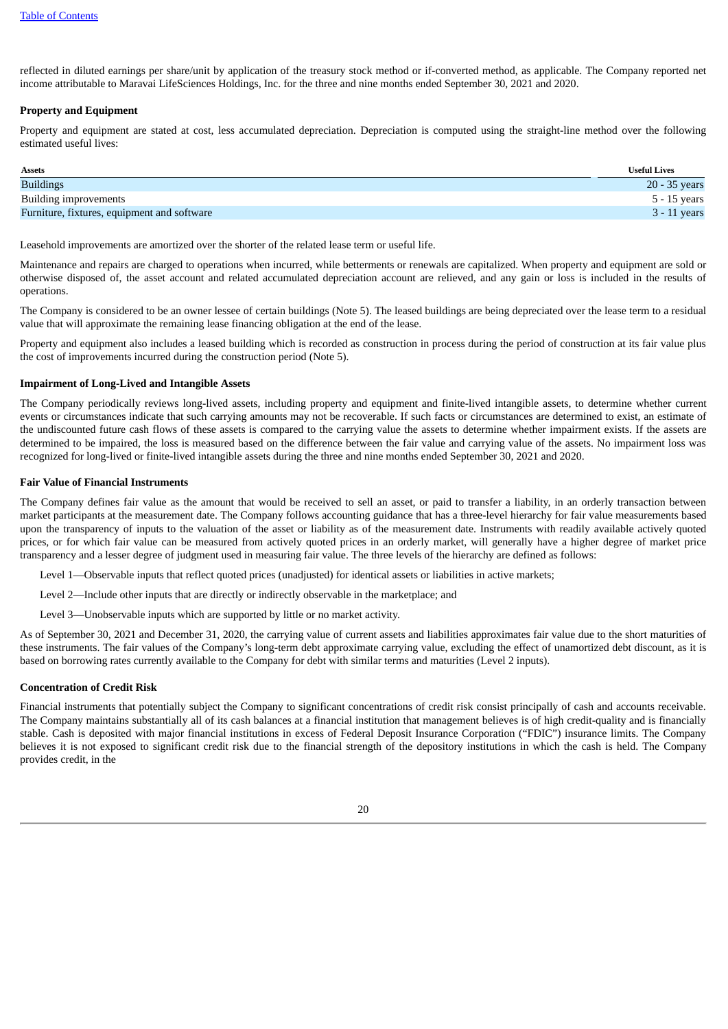reflected in diluted earnings per share/unit by application of the treasury stock method or if-converted method, as applicable. The Company reported net income attributable to Maravai LifeSciences Holdings, Inc. for the three and nine months ended September 30, 2021 and 2020.

**Property and Equipment**

Property and equipment are stated at cost, less accumulated depreciation. Depreciation is computed using the straight-line method over the following estimated useful lives:

| Assets | Useful Lives |
|---|---|
| Buildings | 20 - 35 years |
| Building improvements | 5 - 15 years |
| Furniture, fixtures, equipment and software | 3 - 11 years |

Leasehold improvements are amortized over the shorter of the related lease term or useful life.

Maintenance and repairs are charged to operations when incurred, while betterments or renewals are capitalized. When property and equipment are sold or otherwise disposed of, the asset account and related accumulated depreciation account are relieved, and any gain or loss is included in the results of operations.

The Company is considered to be an owner lessee of certain buildings (Note 5). The leased buildings are being depreciated over the lease term to a residual value that will approximate the remaining lease financing obligation at the end of the lease.

Property and equipment also includes a leased building which is recorded as construction in process during the period of construction at its fair value plus the cost of improvements incurred during the construction period (Note 5).

**Impairment of Long-Lived and Intangible Assets**

The Company periodically reviews long-lived assets, including property and equipment and finite-lived intangible assets, to determine whether current events or circumstances indicate that such carrying amounts may not be recoverable. If such facts or circumstances are determined to exist, an estimate of the undiscounted future cash flows of these assets is compared to the carrying value the assets to determine whether impairment exists. If the assets are determined to be impaired, the loss is measured based on the difference between the fair value and carrying value of the assets. No impairment loss was recognized for long-lived or finite-lived intangible assets during the three and nine months ended September 30, 2021 and 2020.

**Fair Value of Financial Instruments**

The Company defines fair value as the amount that would be received to sell an asset, or paid to transfer a liability, in an orderly transaction between market participants at the measurement date. The Company follows accounting guidance that has a three-level hierarchy for fair value measurements based upon the transparency of inputs to the valuation of the asset or liability as of the measurement date. Instruments with readily available actively quoted prices, or for which fair value can be measured from actively quoted prices in an orderly market, will generally have a higher degree of market price transparency and a lesser degree of judgment used in measuring fair value. The three levels of the hierarchy are defined as follows:

Level 1—Observable inputs that reflect quoted prices (unadjusted) for identical assets or liabilities in active markets;

Level 2—Include other inputs that are directly or indirectly observable in the marketplace; and

Level 3—Unobservable inputs which are supported by little or no market activity.

As of September 30, 2021 and December 31, 2020, the carrying value of current assets and liabilities approximates fair value due to the short maturities of these instruments. The fair values of the Company's long-term debt approximate carrying value, excluding the effect of unamortized debt discount, as it is based on borrowing rates currently available to the Company for debt with similar terms and maturities (Level 2 inputs).

**Concentration of Credit Risk**

Financial instruments that potentially subject the Company to significant concentrations of credit risk consist principally of cash and accounts receivable. The Company maintains substantially all of its cash balances at a financial institution that management believes is of high credit-quality and is financially stable. Cash is deposited with major financial institutions in excess of Federal Deposit Insurance Corporation ("FDIC") insurance limits. The Company believes it is not exposed to significant credit risk due to the financial strength of the depository institutions in which the cash is held. The Company provides credit, in the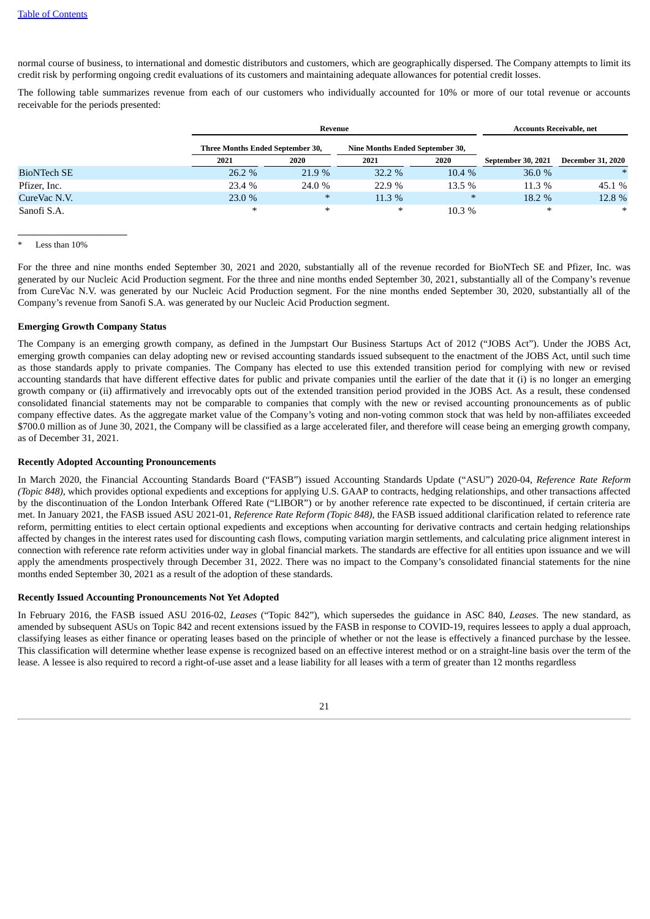normal course of business, to international and domestic distributors and customers, which are geographically dispersed. The Company attempts to limit its credit risk by performing ongoing credit evaluations of its customers and maintaining adequate allowances for potential credit losses.

The following table summarizes revenue from each of our customers who individually accounted for 10% or more of our total revenue or accounts receivable for the periods presented:

| | Revenue | | | | Accounts Receivable, net | |
|---|---|---|---|---|---|---|
| | Three Months Ended September 30, | | Nine Months Ended September 30, | | | |
| | 2021 | 2020 | 2021 | 2020 | September 30, 2021 | December 31, 2020 |
| BioNTech SE | 26.2 % | 21.9 % | 32.2 % | 10.4 % | 36.0 % | * |
| Pfizer, Inc. | 23.4 % | 24.0 % | 22.9 % | 13.5 % | 11.3 % | 45.1 % |
| CureVac N.V. | 23.0 % | * | 11.3 % | * | 18.2 % | 12.8 % |
| Sanofi S.A. | * | * | * | 10.3 % | * | * |

\* Less than 10%

For the three and nine months ended September 30, 2021 and 2020, substantially all of the revenue recorded for BioNTech SE and Pfizer, Inc. was generated by our Nucleic Acid Production segment. For the three and nine months ended September 30, 2021, substantially all of the Company's revenue from CureVac N.V. was generated by our Nucleic Acid Production segment. For the nine months ended September 30, 2020, substantially all of the Company's revenue from Sanofi S.A. was generated by our Nucleic Acid Production segment.

**Emerging Growth Company Status**

The Company is an emerging growth company, as defined in the Jumpstart Our Business Startups Act of 2012 ("JOBS Act"). Under the JOBS Act, emerging growth companies can delay adopting new or revised accounting standards issued subsequent to the enactment of the JOBS Act, until such time as those standards apply to private companies. The Company has elected to use this extended transition period for complying with new or revised accounting standards that have different effective dates for public and private companies until the earlier of the date that it (i) is no longer an emerging growth company or (ii) affirmatively and irrevocably opts out of the extended transition period provided in the JOBS Act. As a result, these condensed consolidated financial statements may not be comparable to companies that comply with the new or revised accounting pronouncements as of public company effective dates. As the aggregate market value of the Company's voting and non-voting common stock that was held by non-affiliates exceeded $700.0 million as of June 30, 2021, the Company will be classified as a large accelerated filer, and therefore will cease being an emerging growth company, as of December 31, 2021.

**Recently Adopted Accounting Pronouncements**

In March 2020, the Financial Accounting Standards Board ("FASB") issued Accounting Standards Update ("ASU") 2020-04, *Reference Rate Reform (Topic 848),* which provides optional expedients and exceptions for applying U.S. GAAP to contracts, hedging relationships, and other transactions affected by the discontinuation of the London Interbank Offered Rate ("LIBOR") or by another reference rate expected to be discontinued, if certain criteria are met. In January 2021, the FASB issued ASU 2021-01, *Reference Rate Reform (Topic 848),* the FASB issued additional clarification related to reference rate reform, permitting entities to elect certain optional expedients and exceptions when accounting for derivative contracts and certain hedging relationships affected by changes in the interest rates used for discounting cash flows, computing variation margin settlements, and calculating price alignment interest in connection with reference rate reform activities under way in global financial markets. The standards are effective for all entities upon issuance and we will apply the amendments prospectively through December 31, 2022. There was no impact to the Company's consolidated financial statements for the nine months ended September 30, 2021 as a result of the adoption of these standards.

**Recently Issued Accounting Pronouncements Not Yet Adopted**

In February 2016, the FASB issued ASU 2016-02, *Leases* ("Topic 842"), which supersedes the guidance in ASC 840, *Leases*. The new standard, as amended by subsequent ASUs on Topic 842 and recent extensions issued by the FASB in response to COVID-19, requires lessees to apply a dual approach, classifying leases as either finance or operating leases based on the principle of whether or not the lease is effectively a financed purchase by the lessee. This classification will determine whether lease expense is recognized based on an effective interest method or on a straight-line basis over the term of the lease. A lessee is also required to record a right-of-use asset and a lease liability for all leases with a term of greater than 12 months regardless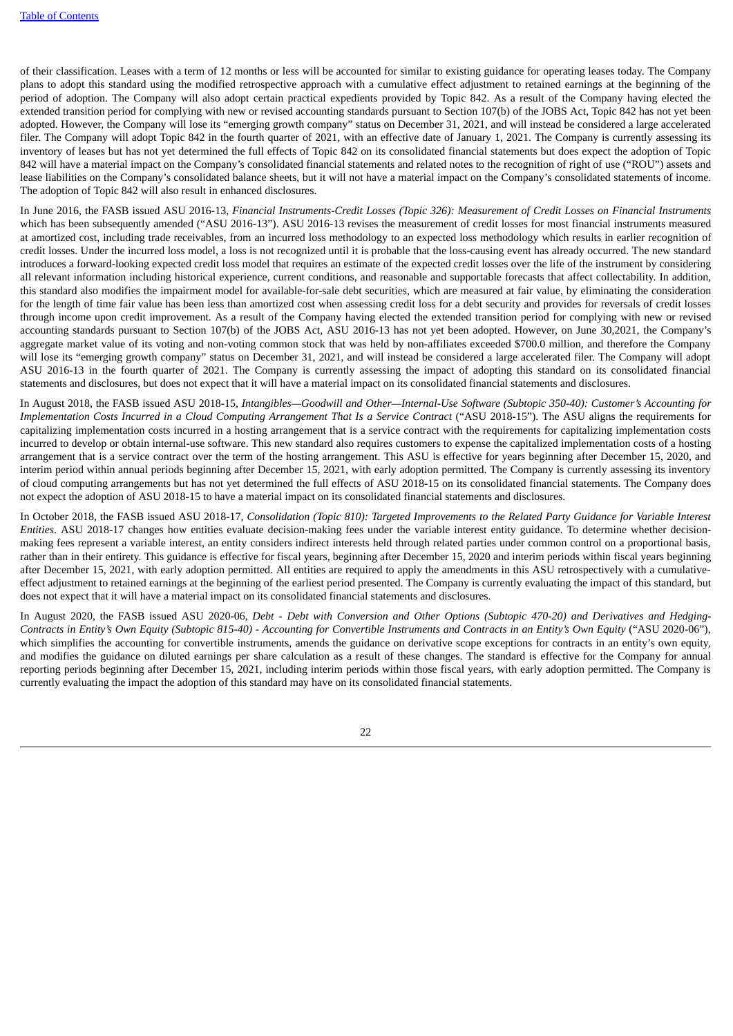of their classification. Leases with a term of 12 months or less will be accounted for similar to existing guidance for operating leases today. The Company plans to adopt this standard using the modified retrospective approach with a cumulative effect adjustment to retained earnings at the beginning of the period of adoption. The Company will also adopt certain practical expedients provided by Topic 842. As a result of the Company having elected the extended transition period for complying with new or revised accounting standards pursuant to Section 107(b) of the JOBS Act, Topic 842 has not yet been adopted. However, the Company will lose its "emerging growth company" status on December 31, 2021, and will instead be considered a large accelerated filer. The Company will adopt Topic 842 in the fourth quarter of 2021, with an effective date of January 1, 2021. The Company is currently assessing its inventory of leases but has not yet determined the full effects of Topic 842 on its consolidated financial statements but does expect the adoption of Topic 842 will have a material impact on the Company's consolidated financial statements and related notes to the recognition of right of use ("ROU") assets and lease liabilities on the Company's consolidated balance sheets, but it will not have a material impact on the Company's consolidated statements of income. The adoption of Topic 842 will also result in enhanced disclosures.

In June 2016, the FASB issued ASU 2016-13, *Financial Instruments-Credit Losses (Topic 326): Measurement of Credit Losses on Financial Instruments* which has been subsequently amended ("ASU 2016-13"). ASU 2016-13 revises the measurement of credit losses for most financial instruments measured at amortized cost, including trade receivables, from an incurred loss methodology to an expected loss methodology which results in earlier recognition of credit losses. Under the incurred loss model, a loss is not recognized until it is probable that the loss-causing event has already occurred. The new standard introduces a forward-looking expected credit loss model that requires an estimate of the expected credit losses over the life of the instrument by considering all relevant information including historical experience, current conditions, and reasonable and supportable forecasts that affect collectability. In addition, this standard also modifies the impairment model for available-for-sale debt securities, which are measured at fair value, by eliminating the consideration for the length of time fair value has been less than amortized cost when assessing credit loss for a debt security and provides for reversals of credit losses through income upon credit improvement. As a result of the Company having elected the extended transition period for complying with new or revised accounting standards pursuant to Section 107(b) of the JOBS Act, ASU 2016-13 has not yet been adopted. However, on June 30,2021, the Company's aggregate market value of its voting and non-voting common stock that was held by non-affiliates exceeded $700.0 million, and therefore the Company will lose its "emerging growth company" status on December 31, 2021, and will instead be considered a large accelerated filer. The Company will adopt ASU 2016-13 in the fourth quarter of 2021. The Company is currently assessing the impact of adopting this standard on its consolidated financial statements and disclosures, but does not expect that it will have a material impact on its consolidated financial statements and disclosures.

In August 2018, the FASB issued ASU 2018-15, *Intangibles—Goodwill and Other—Internal-Use Software (Subtopic 350-40): Customer's Accounting for Implementation Costs Incurred in a Cloud Computing Arrangement That Is a Service Contract* ("ASU 2018-15"). The ASU aligns the requirements for capitalizing implementation costs incurred in a hosting arrangement that is a service contract with the requirements for capitalizing implementation costs incurred to develop or obtain internal-use software. This new standard also requires customers to expense the capitalized implementation costs of a hosting arrangement that is a service contract over the term of the hosting arrangement. This ASU is effective for years beginning after December 15, 2020, and interim period within annual periods beginning after December 15, 2021, with early adoption permitted. The Company is currently assessing its inventory of cloud computing arrangements but has not yet determined the full effects of ASU 2018-15 on its consolidated financial statements. The Company does not expect the adoption of ASU 2018-15 to have a material impact on its consolidated financial statements and disclosures.

In October 2018, the FASB issued ASU 2018-17, *Consolidation (Topic 810): Targeted Improvements to the Related Party Guidance for Variable Interest Entities*. ASU 2018-17 changes how entities evaluate decision-making fees under the variable interest entity guidance. To determine whether decision-making fees represent a variable interest, an entity considers indirect interests held through related parties under common control on a proportional basis, rather than in their entirety. This guidance is effective for fiscal years, beginning after December 15, 2020 and interim periods within fiscal years beginning after December 15, 2021, with early adoption permitted. All entities are required to apply the amendments in this ASU retrospectively with a cumulative-effect adjustment to retained earnings at the beginning of the earliest period presented. The Company is currently evaluating the impact of this standard, but does not expect that it will have a material impact on its consolidated financial statements and disclosures.

In August 2020, the FASB issued ASU 2020-06, *Debt - Debt with Conversion and Other Options (Subtopic 470-20) and Derivatives and Hedging-Contracts in Entity's Own Equity (Subtopic 815-40) - Accounting for Convertible Instruments and Contracts in an Entity's Own Equity* ("ASU 2020-06"), which simplifies the accounting for convertible instruments, amends the guidance on derivative scope exceptions for contracts in an entity's own equity, and modifies the guidance on diluted earnings per share calculation as a result of these changes. The standard is effective for the Company for annual reporting periods beginning after December 15, 2021, including interim periods within those fiscal years, with early adoption permitted. The Company is currently evaluating the impact the adoption of this standard may have on its consolidated financial statements.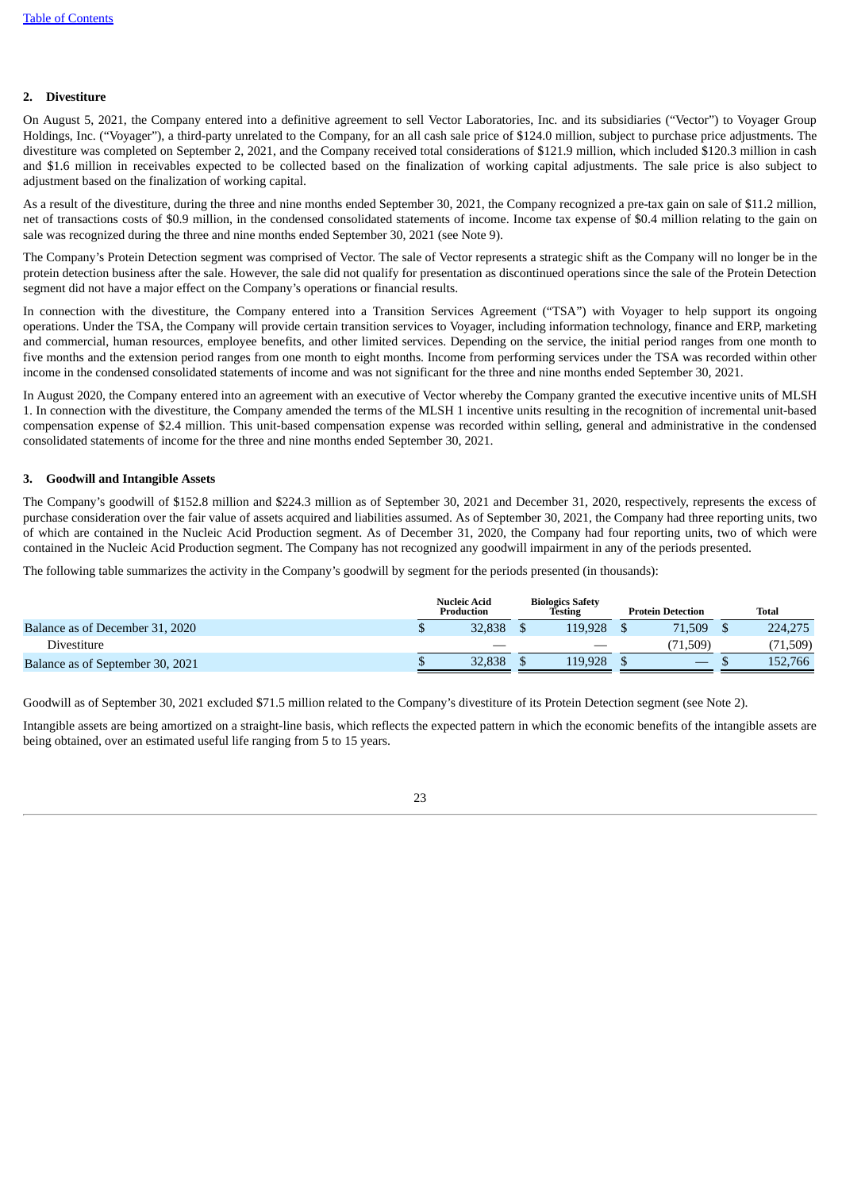## 2. Divestiture

On August 5, 2021, the Company entered into a definitive agreement to sell Vector Laboratories, Inc. and its subsidiaries ("Vector") to Voyager Group Holdings, Inc. ("Voyager"), a third-party unrelated to the Company, for an all cash sale price of $124.0 million, subject to purchase price adjustments. The divestiture was completed on September 2, 2021, and the Company received total considerations of $121.9 million, which included $120.3 million in cash and $1.6 million in receivables expected to be collected based on the finalization of working capital adjustments. The sale price is also subject to adjustment based on the finalization of working capital.

As a result of the divestiture, during the three and nine months ended September 30, 2021, the Company recognized a pre-tax gain on sale of $11.2 million, net of transactions costs of $0.9 million, in the condensed consolidated statements of income. Income tax expense of $0.4 million relating to the gain on sale was recognized during the three and nine months ended September 30, 2021 (see Note 9).

The Company's Protein Detection segment was comprised of Vector. The sale of Vector represents a strategic shift as the Company will no longer be in the protein detection business after the sale. However, the sale did not qualify for presentation as discontinued operations since the sale of the Protein Detection segment did not have a major effect on the Company's operations or financial results.

In connection with the divestiture, the Company entered into a Transition Services Agreement ("TSA") with Voyager to help support its ongoing operations. Under the TSA, the Company will provide certain transition services to Voyager, including information technology, finance and ERP, marketing and commercial, human resources, employee benefits, and other limited services. Depending on the service, the initial period ranges from one month to five months and the extension period ranges from one month to eight months. Income from performing services under the TSA was recorded within other income in the condensed consolidated statements of income and was not significant for the three and nine months ended September 30, 2021.

In August 2020, the Company entered into an agreement with an executive of Vector whereby the Company granted the executive incentive units of MLSH 1. In connection with the divestiture, the Company amended the terms of the MLSH 1 incentive units resulting in the recognition of incremental unit-based compensation expense of $2.4 million. This unit-based compensation expense was recorded within selling, general and administrative in the condensed consolidated statements of income for the three and nine months ended September 30, 2021.

## 3. Goodwill and Intangible Assets

The Company's goodwill of $152.8 million and $224.3 million as of September 30, 2021 and December 31, 2020, respectively, represents the excess of purchase consideration over the fair value of assets acquired and liabilities assumed. As of September 30, 2021, the Company had three reporting units, two of which are contained in the Nucleic Acid Production segment. As of December 31, 2020, the Company had four reporting units, two of which were contained in the Nucleic Acid Production segment. The Company has not recognized any goodwill impairment in any of the periods presented.

The following table summarizes the activity in the Company's goodwill by segment for the periods presented (in thousands):

| | Nucleic Acid Production | Biologics Safety Testing | Protein Detection | Total |
|---|---|---|---|---|
| Balance as of December 31, 2020 | $ 32,838 | $ 119,928 | $ 71,509 | $ 224,275 |
| Divestiture | — | — | (71,509) | (71,509) |
| Balance as of September 30, 2021 | $ 32,838 | $ 119,928 | $ — | $ 152,766 |

Goodwill as of September 30, 2021 excluded $71.5 million related to the Company's divestiture of its Protein Detection segment (see Note 2).

Intangible assets are being amortized on a straight-line basis, which reflects the expected pattern in which the economic benefits of the intangible assets are being obtained, over an estimated useful life ranging from 5 to 15 years.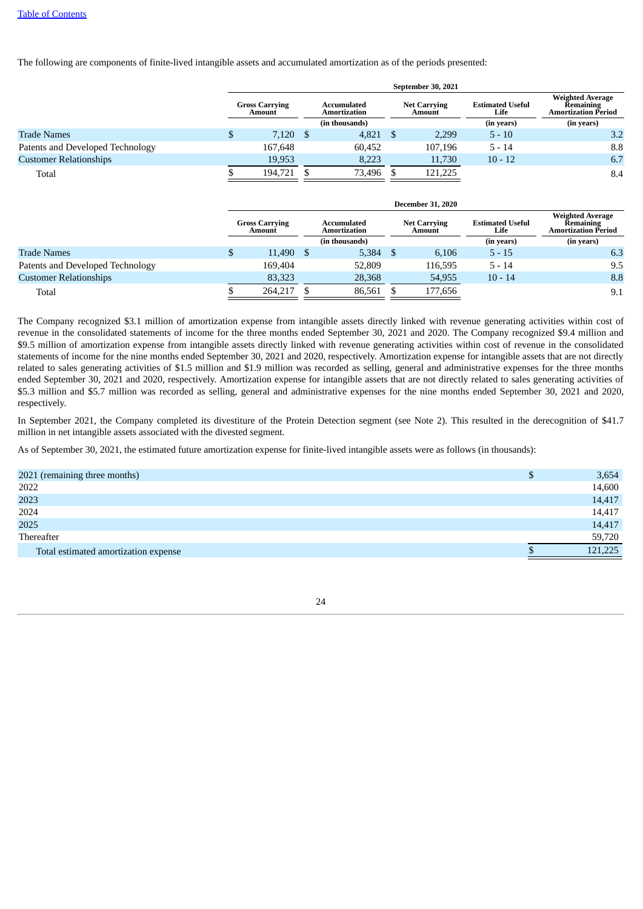The following are components of finite-lived intangible assets and accumulated amortization as of the periods presented:

| | September 30, 2021 | | | | |
|---|---|---|---|---|---|
| | Gross Carrying Amount | Accumulated Amortization | Net Carrying Amount | Estimated Useful Life | Weighted Average Remaining Amortization Period |
| | | (in thousands) | | (in years) | (in years) |
| Trade Names | $ 7,120 | $ 4,821 | $ 2,299 | 5 - 10 | 3.2 |
| Patents and Developed Technology | 167,648 | 60,452 | 107,196 | 5 - 14 | 8.8 |
| Customer Relationships | 19,953 | 8,223 | 11,730 | 10 - 12 | 6.7 |
| Total | $ 194,721 | $ 73,496 | $ 121,225 | | 8.4 |

| | December 31, 2020 | | | | |
|---|---|---|---|---|---|
| | Gross Carrying Amount | Accumulated Amortization | Net Carrying Amount | Estimated Useful Life | Weighted Average Remaining Amortization Period |
| | | (in thousands) | | (in years) | (in years) |
| Trade Names | $ 11,490 | $ 5,384 | $ 6,106 | 5 - 15 | 6.3 |
| Patents and Developed Technology | 169,404 | 52,809 | 116,595 | 5 - 14 | 9.5 |
| Customer Relationships | 83,323 | 28,368 | 54,955 | 10 - 14 | 8.8 |
| Total | $ 264,217 | $ 86,561 | $ 177,656 | | 9.1 |

The Company recognized $3.1 million of amortization expense from intangible assets directly linked with revenue generating activities within cost of revenue in the consolidated statements of income for the three months ended September 30, 2021 and 2020. The Company recognized $9.4 million and $9.5 million of amortization expense from intangible assets directly linked with revenue generating activities within cost of revenue in the consolidated statements of income for the nine months ended September 30, 2021 and 2020, respectively. Amortization expense for intangible assets that are not directly related to sales generating activities of $1.5 million and $1.9 million was recorded as selling, general and administrative expenses for the three months ended September 30, 2021 and 2020, respectively. Amortization expense for intangible assets that are not directly related to sales generating activities of $5.3 million and $5.7 million was recorded as selling, general and administrative expenses for the nine months ended September 30, 2021 and 2020, respectively.

In September 2021, the Company completed its divestiture of the Protein Detection segment (see Note 2). This resulted in the derecognition of $41.7 million in net intangible assets associated with the divested segment.

As of September 30, 2021, the estimated future amortization expense for finite-lived intangible assets were as follows (in thousands):

| | |
|---|---|
| 2021 (remaining three months) | $ 3,654 |
| 2022 | 14,600 |
| 2023 | 14,417 |
| 2024 | 14,417 |
| 2025 | 14,417 |
| Thereafter | 59,720 |
| Total estimated amortization expense | $ 121,225 |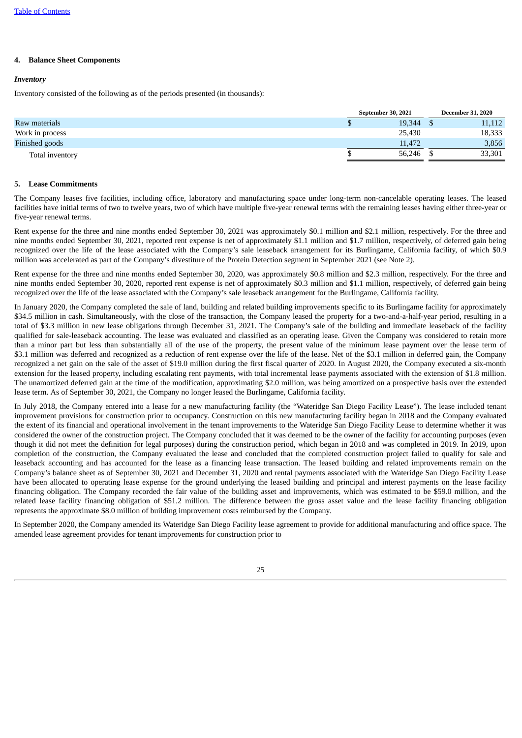**4. Balance Sheet Components**

***Inventory***

Inventory consisted of the following as of the periods presented (in thousands):

| | September 30, 2021 | December 31, 2020 |
|---|---|---|
| Raw materials | $ 19,344 | $ 11,112 |
| Work in process | 25,430 | 18,333 |
| Finished goods | 11,472 | 3,856 |
| Total inventory | $ 56,246 | $ 33,301 |

**5. Lease Commitments**

The Company leases five facilities, including office, laboratory and manufacturing space under long-term non-cancelable operating leases. The leased facilities have initial terms of two to twelve years, two of which have multiple five-year renewal terms with the remaining leases having either three-year or five-year renewal terms.

Rent expense for the three and nine months ended September 30, 2021 was approximately $0.1 million and $2.1 million, respectively. For the three and nine months ended September 30, 2021, reported rent expense is net of approximately $1.1 million and $1.7 million, respectively, of deferred gain being recognized over the life of the lease associated with the Company's sale leaseback arrangement for its Burlingame, California facility, of which $0.9 million was accelerated as part of the Company's divestiture of the Protein Detection segment in September 2021 (see Note 2).

Rent expense for the three and nine months ended September 30, 2020, was approximately $0.8 million and $2.3 million, respectively. For the three and nine months ended September 30, 2020, reported rent expense is net of approximately $0.3 million and $1.1 million, respectively, of deferred gain being recognized over the life of the lease associated with the Company's sale leaseback arrangement for the Burlingame, California facility.

In January 2020, the Company completed the sale of land, building and related building improvements specific to its Burlingame facility for approximately $34.5 million in cash. Simultaneously, with the close of the transaction, the Company leased the property for a two-and-a-half-year period, resulting in a total of $3.3 million in new lease obligations through December 31, 2021. The Company's sale of the building and immediate leaseback of the facility qualified for sale-leaseback accounting. The lease was evaluated and classified as an operating lease. Given the Company was considered to retain more than a minor part but less than substantially all of the use of the property, the present value of the minimum lease payment over the lease term of $3.1 million was deferred and recognized as a reduction of rent expense over the life of the lease. Net of the $3.1 million in deferred gain, the Company recognized a net gain on the sale of the asset of $19.0 million during the first fiscal quarter of 2020. In August 2020, the Company executed a six-month extension for the leased property, including escalating rent payments, with total incremental lease payments associated with the extension of $1.8 million. The unamortized deferred gain at the time of the modification, approximating $2.0 million, was being amortized on a prospective basis over the extended lease term. As of September 30, 2021, the Company no longer leased the Burlingame, California facility.

In July 2018, the Company entered into a lease for a new manufacturing facility (the "Wateridge San Diego Facility Lease"). The lease included tenant improvement provisions for construction prior to occupancy. Construction on this new manufacturing facility began in 2018 and the Company evaluated the extent of its financial and operational involvement in the tenant improvements to the Wateridge San Diego Facility Lease to determine whether it was considered the owner of the construction project. The Company concluded that it was deemed to be the owner of the facility for accounting purposes (even though it did not meet the definition for legal purposes) during the construction period, which began in 2018 and was completed in 2019. In 2019, upon completion of the construction, the Company evaluated the lease and concluded that the completed construction project failed to qualify for sale and leaseback accounting and has accounted for the lease as a financing lease transaction. The leased building and related improvements remain on the Company's balance sheet as of September 30, 2021 and December 31, 2020 and rental payments associated with the Wateridge San Diego Facility Lease have been allocated to operating lease expense for the ground underlying the leased building and principal and interest payments on the lease facility financing obligation. The Company recorded the fair value of the building asset and improvements, which was estimated to be $59.0 million, and the related lease facility financing obligation of $51.2 million. The difference between the gross asset value and the lease facility financing obligation represents the approximate $8.0 million of building improvement costs reimbursed by the Company.

In September 2020, the Company amended its Wateridge San Diego Facility lease agreement to provide for additional manufacturing and office space. The amended lease agreement provides for tenant improvements for construction prior to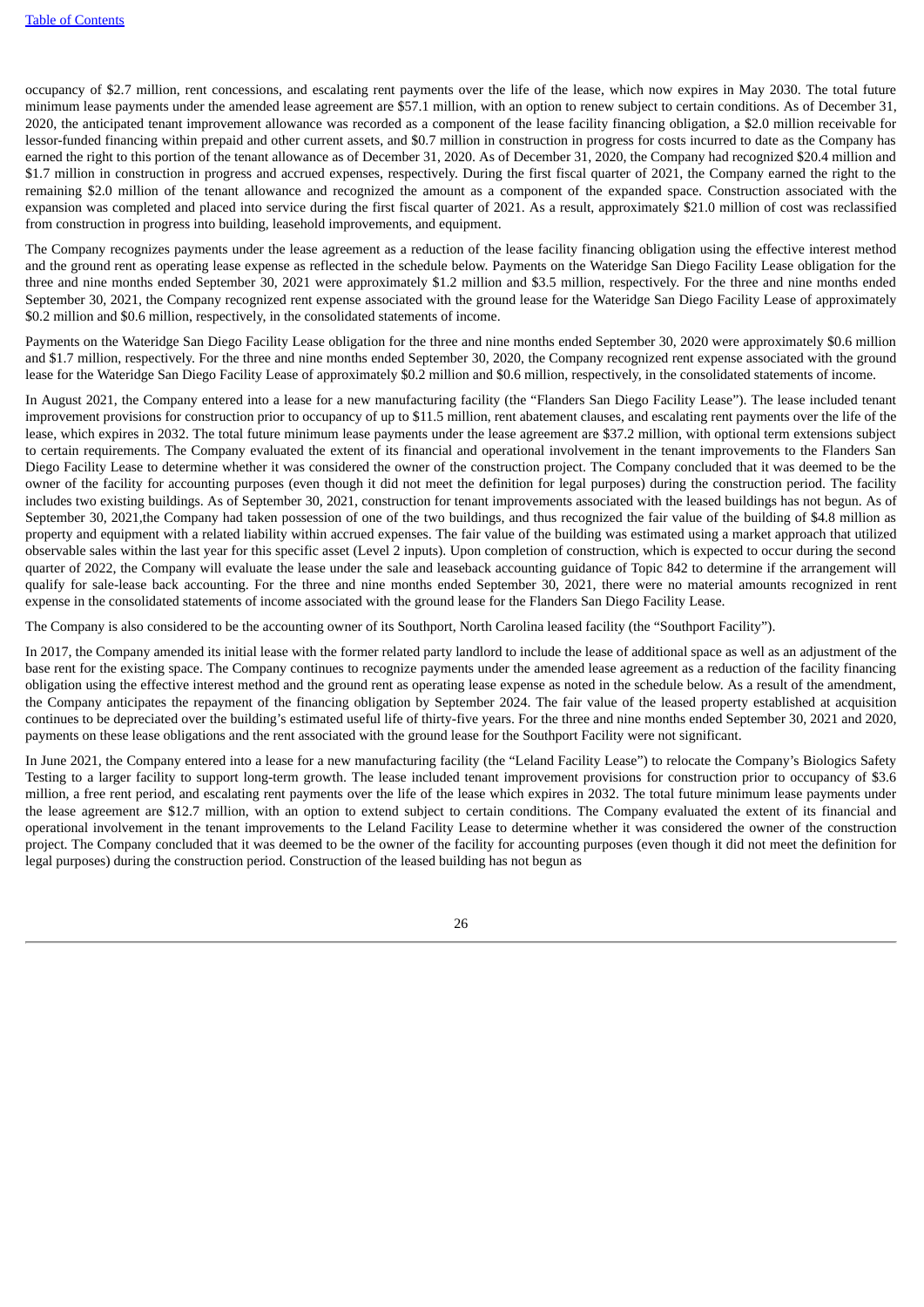occupancy of $2.7 million, rent concessions, and escalating rent payments over the life of the lease, which now expires in May 2030. The total future minimum lease payments under the amended lease agreement are $57.1 million, with an option to renew subject to certain conditions. As of December 31, 2020, the anticipated tenant improvement allowance was recorded as a component of the lease facility financing obligation, a $2.0 million receivable for lessor-funded financing within prepaid and other current assets, and $0.7 million in construction in progress for costs incurred to date as the Company has earned the right to this portion of the tenant allowance as of December 31, 2020. As of December 31, 2020, the Company had recognized $20.4 million and $1.7 million in construction in progress and accrued expenses, respectively. During the first fiscal quarter of 2021, the Company earned the right to the remaining $2.0 million of the tenant allowance and recognized the amount as a component of the expanded space. Construction associated with the expansion was completed and placed into service during the first fiscal quarter of 2021. As a result, approximately $21.0 million of cost was reclassified from construction in progress into building, leasehold improvements, and equipment.

The Company recognizes payments under the lease agreement as a reduction of the lease facility financing obligation using the effective interest method and the ground rent as operating lease expense as reflected in the schedule below. Payments on the Wateridge San Diego Facility Lease obligation for the three and nine months ended September 30, 2021 were approximately $1.2 million and $3.5 million, respectively. For the three and nine months ended September 30, 2021, the Company recognized rent expense associated with the ground lease for the Wateridge San Diego Facility Lease of approximately $0.2 million and $0.6 million, respectively, in the consolidated statements of income.

Payments on the Wateridge San Diego Facility Lease obligation for the three and nine months ended September 30, 2020 were approximately $0.6 million and $1.7 million, respectively. For the three and nine months ended September 30, 2020, the Company recognized rent expense associated with the ground lease for the Wateridge San Diego Facility Lease of approximately $0.2 million and $0.6 million, respectively, in the consolidated statements of income.

In August 2021, the Company entered into a lease for a new manufacturing facility (the "Flanders San Diego Facility Lease"). The lease included tenant improvement provisions for construction prior to occupancy of up to $11.5 million, rent abatement clauses, and escalating rent payments over the life of the lease, which expires in 2032. The total future minimum lease payments under the lease agreement are $37.2 million, with optional term extensions subject to certain requirements. The Company evaluated the extent of its financial and operational involvement in the tenant improvements to the Flanders San Diego Facility Lease to determine whether it was considered the owner of the construction project. The Company concluded that it was deemed to be the owner of the facility for accounting purposes (even though it did not meet the definition for legal purposes) during the construction period. The facility includes two existing buildings. As of September 30, 2021, construction for tenant improvements associated with the leased buildings has not begun. As of September 30, 2021,the Company had taken possession of one of the two buildings, and thus recognized the fair value of the building of $4.8 million as property and equipment with a related liability within accrued expenses. The fair value of the building was estimated using a market approach that utilized observable sales within the last year for this specific asset (Level 2 inputs). Upon completion of construction, which is expected to occur during the second quarter of 2022, the Company will evaluate the lease under the sale and leaseback accounting guidance of Topic 842 to determine if the arrangement will qualify for sale-lease back accounting. For the three and nine months ended September 30, 2021, there were no material amounts recognized in rent expense in the consolidated statements of income associated with the ground lease for the Flanders San Diego Facility Lease.

The Company is also considered to be the accounting owner of its Southport, North Carolina leased facility (the "Southport Facility").

In 2017, the Company amended its initial lease with the former related party landlord to include the lease of additional space as well as an adjustment of the base rent for the existing space. The Company continues to recognize payments under the amended lease agreement as a reduction of the facility financing obligation using the effective interest method and the ground rent as operating lease expense as noted in the schedule below. As a result of the amendment, the Company anticipates the repayment of the financing obligation by September 2024. The fair value of the leased property established at acquisition continues to be depreciated over the building's estimated useful life of thirty-five years. For the three and nine months ended September 30, 2021 and 2020, payments on these lease obligations and the rent associated with the ground lease for the Southport Facility were not significant.

In June 2021, the Company entered into a lease for a new manufacturing facility (the "Leland Facility Lease") to relocate the Company's Biologics Safety Testing to a larger facility to support long-term growth. The lease included tenant improvement provisions for construction prior to occupancy of $3.6 million, a free rent period, and escalating rent payments over the life of the lease which expires in 2032. The total future minimum lease payments under the lease agreement are $12.7 million, with an option to extend subject to certain conditions. The Company evaluated the extent of its financial and operational involvement in the tenant improvements to the Leland Facility Lease to determine whether it was considered the owner of the construction project. The Company concluded that it was deemed to be the owner of the facility for accounting purposes (even though it did not meet the definition for legal purposes) during the construction period. Construction of the leased building has not begun as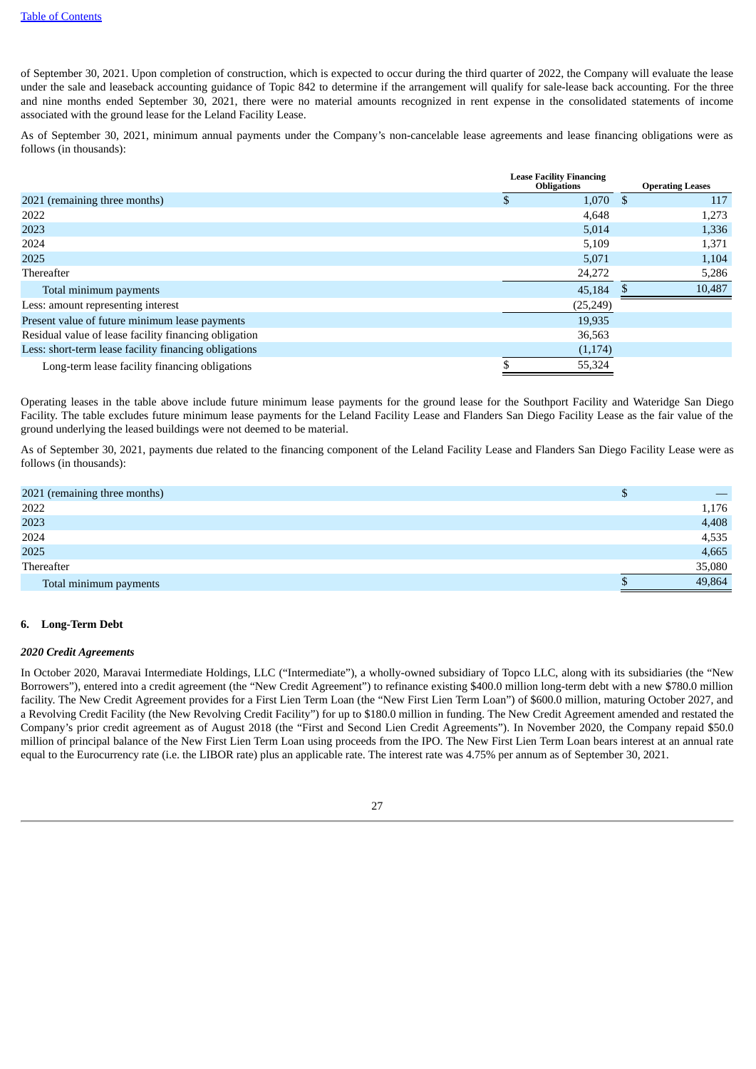of September 30, 2021. Upon completion of construction, which is expected to occur during the third quarter of 2022, the Company will evaluate the lease under the sale and leaseback accounting guidance of Topic 842 to determine if the arrangement will qualify for sale-lease back accounting. For the three and nine months ended September 30, 2021, there were no material amounts recognized in rent expense in the consolidated statements of income associated with the ground lease for the Leland Facility Lease.

As of September 30, 2021, minimum annual payments under the Company's non-cancelable lease agreements and lease financing obligations were as follows (in thousands):

| | Lease Facility Financing Obligations | Operating Leases |
|---|---|---|
| 2021 (remaining three months) | $ 1,070 | $ 117 |
| 2022 | 4,648 | 1,273 |
| 2023 | 5,014 | 1,336 |
| 2024 | 5,109 | 1,371 |
| 2025 | 5,071 | 1,104 |
| Thereafter | 24,272 | 5,286 |
| Total minimum payments | 45,184 | $ 10,487 |
| Less: amount representing interest | (25,249) | |
| Present value of future minimum lease payments | 19,935 | |
| Residual value of lease facility financing obligation | 36,563 | |
| Less: short-term lease facility financing obligations | (1,174) | |
| Long-term lease facility financing obligations | $ 55,324 | |

Operating leases in the table above include future minimum lease payments for the ground lease for the Southport Facility and Wateridge San Diego Facility. The table excludes future minimum lease payments for the Leland Facility Lease and Flanders San Diego Facility Lease as the fair value of the ground underlying the leased buildings were not deemed to be material.

As of September 30, 2021, payments due related to the financing component of the Leland Facility Lease and Flanders San Diego Facility Lease were as follows (in thousands):

| | |
|---|---|
| 2021 (remaining three months) | $ — |
| 2022 | 1,176 |
| 2023 | 4,408 |
| 2024 | 4,535 |
| 2025 | 4,665 |
| Thereafter | 35,080 |
| Total minimum payments | $ 49,864 |

## 6. Long-Term Debt

### *2020 Credit Agreements*

In October 2020, Maravai Intermediate Holdings, LLC ("Intermediate"), a wholly-owned subsidiary of Topco LLC, along with its subsidiaries (the "New Borrowers"), entered into a credit agreement (the "New Credit Agreement") to refinance existing $400.0 million long-term debt with a new $780.0 million facility. The New Credit Agreement provides for a First Lien Term Loan (the "New First Lien Term Loan") of $600.0 million, maturing October 2027, and a Revolving Credit Facility (the New Revolving Credit Facility") for up to $180.0 million in funding. The New Credit Agreement amended and restated the Company's prior credit agreement as of August 2018 (the "First and Second Lien Credit Agreements"). In November 2020, the Company repaid $50.0 million of principal balance of the New First Lien Term Loan using proceeds from the IPO. The New First Lien Term Loan bears interest at an annual rate equal to the Eurocurrency rate (i.e. the LIBOR rate) plus an applicable rate. The interest rate was 4.75% per annum as of September 30, 2021.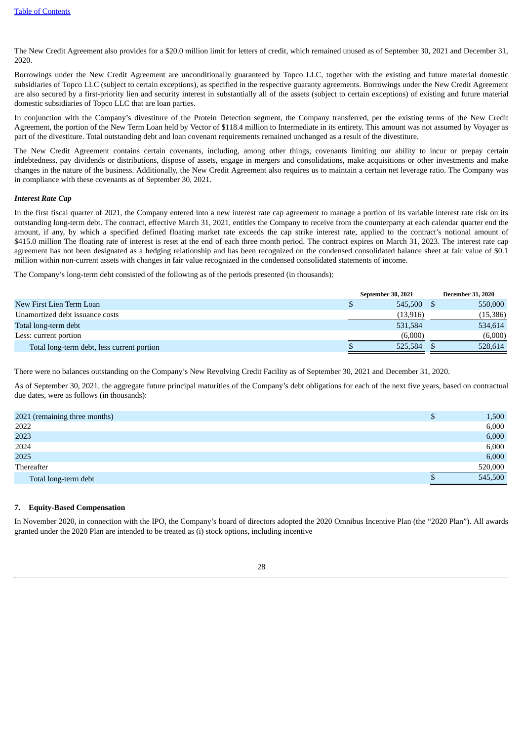The New Credit Agreement also provides for a $20.0 million limit for letters of credit, which remained unused as of September 30, 2021 and December 31, 2020.

Borrowings under the New Credit Agreement are unconditionally guaranteed by Topco LLC, together with the existing and future material domestic subsidiaries of Topco LLC (subject to certain exceptions), as specified in the respective guaranty agreements. Borrowings under the New Credit Agreement are also secured by a first-priority lien and security interest in substantially all of the assets (subject to certain exceptions) of existing and future material domestic subsidiaries of Topco LLC that are loan parties.

In conjunction with the Company's divestiture of the Protein Detection segment, the Company transferred, per the existing terms of the New Credit Agreement, the portion of the New Term Loan held by Vector of $118.4 million to Intermediate in its entirety. This amount was not assumed by Voyager as part of the divestiture. Total outstanding debt and loan covenant requirements remained unchanged as a result of the divestiture.

The New Credit Agreement contains certain covenants, including, among other things, covenants limiting our ability to incur or prepay certain indebtedness, pay dividends or distributions, dispose of assets, engage in mergers and consolidations, make acquisitions or other investments and make changes in the nature of the business. Additionally, the New Credit Agreement also requires us to maintain a certain net leverage ratio. The Company was in compliance with these covenants as of September 30, 2021.

***Interest Rate Cap***

In the first fiscal quarter of 2021, the Company entered into a new interest rate cap agreement to manage a portion of its variable interest rate risk on its outstanding long-term debt. The contract, effective March 31, 2021, entitles the Company to receive from the counterparty at each calendar quarter end the amount, if any, by which a specified defined floating market rate exceeds the cap strike interest rate, applied to the contract's notional amount of $415.0 million The floating rate of interest is reset at the end of each three month period. The contract expires on March 31, 2023. The interest rate cap agreement has not been designated as a hedging relationship and has been recognized on the condensed consolidated balance sheet at fair value of $0.1 million within non-current assets with changes in fair value recognized in the condensed consolidated statements of income.

The Company's long-term debt consisted of the following as of the periods presented (in thousands):

| | September 30, 2021 | December 31, 2020 |
|---|---|---|
| New First Lien Term Loan | $ 545,500 | $ 550,000 |
| Unamortized debt issuance costs | (13,916) | (15,386) |
| Total long-term debt | 531,584 | 534,614 |
| Less: current portion | (6,000) | (6,000) |
| Total long-term debt, less current portion | $ 525,584 | $ 528,614 |

There were no balances outstanding on the Company's New Revolving Credit Facility as of September 30, 2021 and December 31, 2020.

As of September 30, 2021, the aggregate future principal maturities of the Company's debt obligations for each of the next five years, based on contractual due dates, were as follows (in thousands):

| | |
|---|---|
| 2021 (remaining three months) | $ 1,500 |
| 2022 | 6,000 |
| 2023 | 6,000 |
| 2024 | 6,000 |
| 2025 | 6,000 |
| Thereafter | 520,000 |
| Total long-term debt | $ 545,500 |

## 7. Equity-Based Compensation

In November 2020, in connection with the IPO, the Company's board of directors adopted the 2020 Omnibus Incentive Plan (the "2020 Plan"). All awards granted under the 2020 Plan are intended to be treated as (i) stock options, including incentive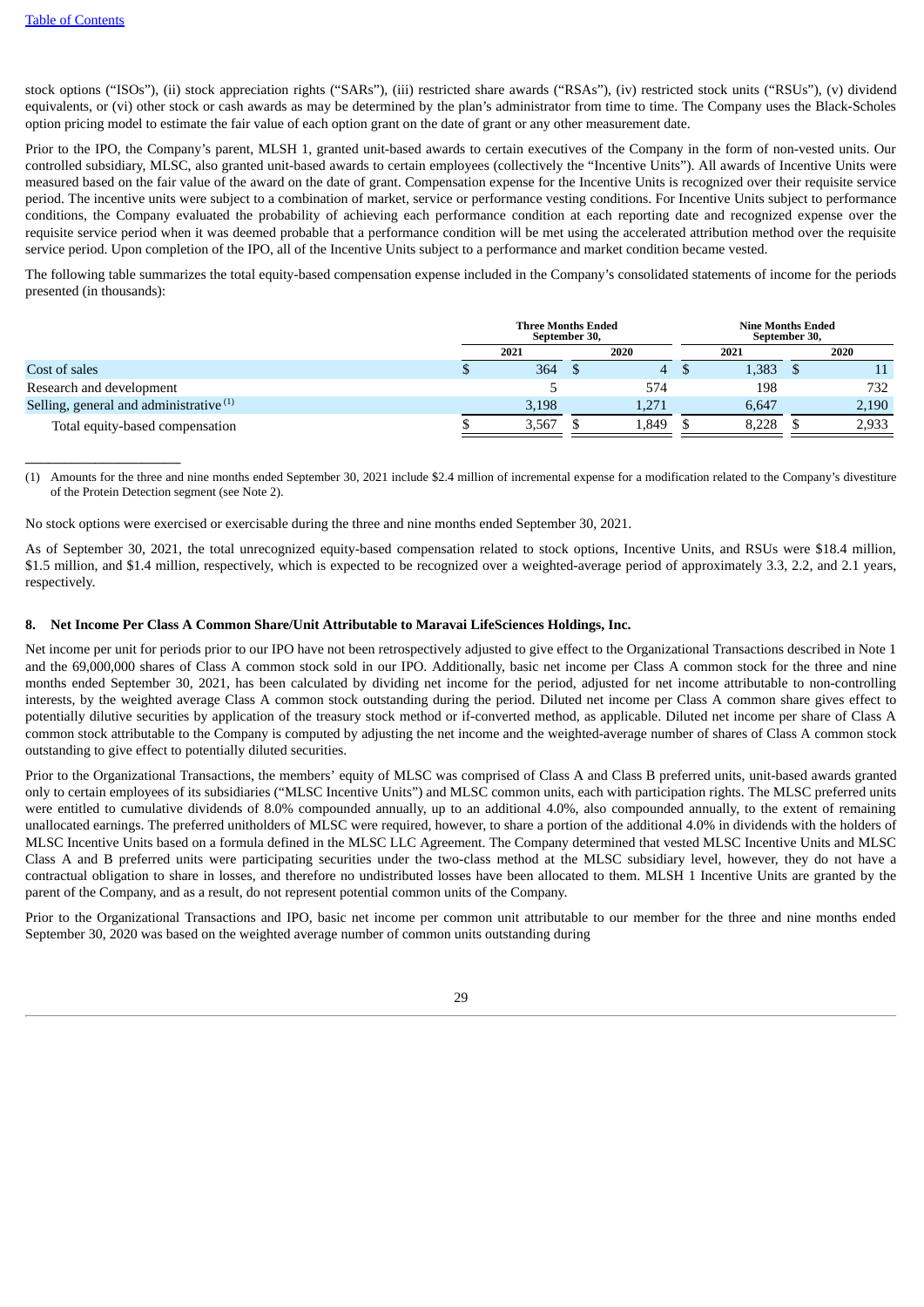stock options ("ISOs"), (ii) stock appreciation rights ("SARs"), (iii) restricted share awards ("RSAs"), (iv) restricted stock units ("RSUs"), (v) dividend equivalents, or (vi) other stock or cash awards as may be determined by the plan's administrator from time to time. The Company uses the Black-Scholes option pricing model to estimate the fair value of each option grant on the date of grant or any other measurement date.

Prior to the IPO, the Company's parent, MLSH 1, granted unit-based awards to certain executives of the Company in the form of non-vested units. Our controlled subsidiary, MLSC, also granted unit-based awards to certain employees (collectively the "Incentive Units"). All awards of Incentive Units were measured based on the fair value of the award on the date of grant. Compensation expense for the Incentive Units is recognized over their requisite service period. The incentive units were subject to a combination of market, service or performance vesting conditions. For Incentive Units subject to performance conditions, the Company evaluated the probability of achieving each performance condition at each reporting date and recognized expense over the requisite service period when it was deemed probable that a performance condition will be met using the accelerated attribution method over the requisite service period. Upon completion of the IPO, all of the Incentive Units subject to a performance and market condition became vested.

The following table summarizes the total equity-based compensation expense included in the Company's consolidated statements of income for the periods presented (in thousands):

| | Three Months Ended September 30, | | Nine Months Ended September 30, | |
|---|---|---|---|---|
| | 2021 | 2020 | 2021 | 2020 |
| Cost of sales | $ 364 | $ 4 | $ 1,383 | $ 11 |
| Research and development | 5 | 574 | 198 | 732 |
| Selling, general and administrative [(1)] | 3,198 | 1,271 | 6,647 | 2,190 |
| Total equity-based compensation | $ 3,567 | $ 1,849 | $ 8,228 | $ 2,933 |

(1) Amounts for the three and nine months ended September 30, 2021 include $2.4 million of incremental expense for a modification related to the Company's divestiture of the Protein Detection segment (see Note 2).

No stock options were exercised or exercisable during the three and nine months ended September 30, 2021.

As of September 30, 2021, the total unrecognized equity-based compensation related to stock options, Incentive Units, and RSUs were $18.4 million, $1.5 million, and $1.4 million, respectively, which is expected to be recognized over a weighted-average period of approximately 3.3, 2.2, and 2.1 years, respectively.

## 8. Net Income Per Class A Common Share/Unit Attributable to Maravai LifeSciences Holdings, Inc.

Net income per unit for periods prior to our IPO have not been retrospectively adjusted to give effect to the Organizational Transactions described in Note 1 and the 69,000,000 shares of Class A common stock sold in our IPO. Additionally, basic net income per Class A common stock for the three and nine months ended September 30, 2021, has been calculated by dividing net income for the period, adjusted for net income attributable to non-controlling interests, by the weighted average Class A common stock outstanding during the period. Diluted net income per Class A common share gives effect to potentially dilutive securities by application of the treasury stock method or if-converted method, as applicable. Diluted net income per share of Class A common stock attributable to the Company is computed by adjusting the net income and the weighted-average number of shares of Class A common stock outstanding to give effect to potentially diluted securities.

Prior to the Organizational Transactions, the members' equity of MLSC was comprised of Class A and Class B preferred units, unit-based awards granted only to certain employees of its subsidiaries ("MLSC Incentive Units") and MLSC common units, each with participation rights. The MLSC preferred units were entitled to cumulative dividends of 8.0% compounded annually, up to an additional 4.0%, also compounded annually, to the extent of remaining unallocated earnings. The preferred unitholders of MLSC were required, however, to share a portion of the additional 4.0% in dividends with the holders of MLSC Incentive Units based on a formula defined in the MLSC LLC Agreement. The Company determined that vested MLSC Incentive Units and MLSC Class A and B preferred units were participating securities under the two-class method at the MLSC subsidiary level, however, they do not have a contractual obligation to share in losses, and therefore no undistributed losses have been allocated to them. MLSH 1 Incentive Units are granted by the parent of the Company, and as a result, do not represent potential common units of the Company.

Prior to the Organizational Transactions and IPO, basic net income per common unit attributable to our member for the three and nine months ended September 30, 2020 was based on the weighted average number of common units outstanding during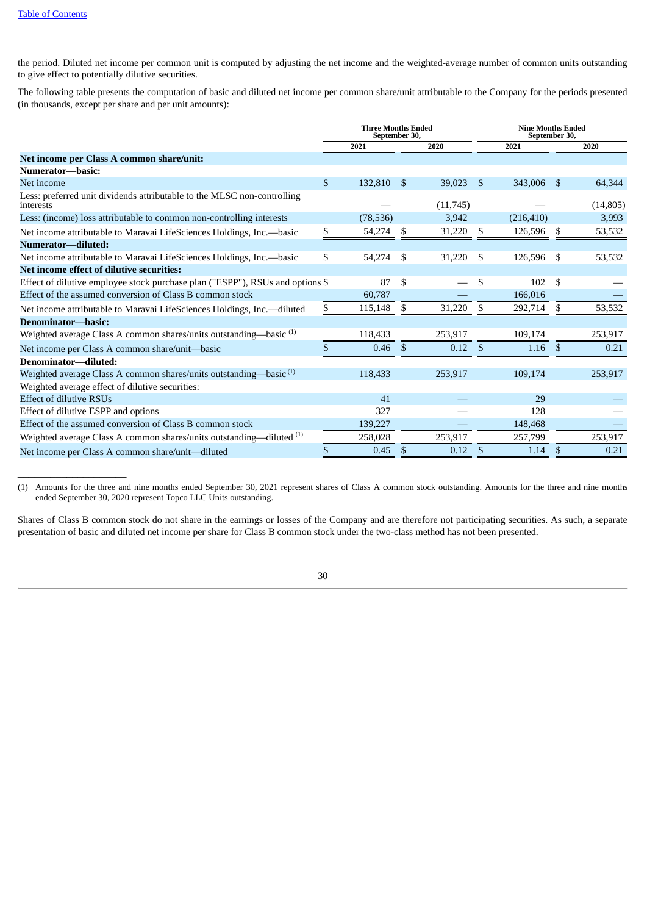the period. Diluted net income per common unit is computed by adjusting the net income and the weighted-average number of common units outstanding to give effect to potentially dilutive securities.

The following table presents the computation of basic and diluted net income per common share/unit attributable to the Company for the periods presented (in thousands, except per share and per unit amounts):

| | Three Months Ended September 30, | | Nine Months Ended September 30, | |
|---|---|---|---|---|
| | 2021 | 2020 | 2021 | 2020 |
| **Net income per Class A common share/unit:** | | | | |
| **Numerator—basic:** | | | | |
| Net income | $ 132,810 | $ 39,023 | $ 343,006 | $ 64,344 |
| Less: preferred unit dividends attributable to the MLSC non-controlling interests | — | (11,745) | — | (14,805) |
| Less: (income) loss attributable to common non-controlling interests | (78,536) | 3,942 | (216,410) | 3,993 |
| Net income attributable to Maravai LifeSciences Holdings, Inc.—basic | $ 54,274 | $ 31,220 | $ 126,596 | $ 53,532 |
| **Numerator—diluted:** | | | | |
| Net income attributable to Maravai LifeSciences Holdings, Inc.—basic | $ 54,274 | $ 31,220 | $ 126,596 | $ 53,532 |
| **Net income effect of dilutive securities:** | | | | |
| Effect of dilutive employee stock purchase plan ("ESPP"), RSUs and options | $ 87 | $ — | $ 102 | $ — |
| Effect of the assumed conversion of Class B common stock | 60,787 | — | 166,016 | — |
| Net income attributable to Maravai LifeSciences Holdings, Inc.—diluted | $ 115,148 | $ 31,220 | $ 292,714 | $ 53,532 |
| **Denominator—basic:** | | | | |
| Weighted average Class A common shares/units outstanding—basic [(1)] | 118,433 | 253,917 | 109,174 | 253,917 |
| Net income per Class A common share/unit—basic | $ 0.46 | $ 0.12 | $ 1.16 | $ 0.21 |
| **Denominator—diluted:** | | | | |
| Weighted average Class A common shares/units outstanding—basic [(1)] | 118,433 | 253,917 | 109,174 | 253,917 |
| Weighted average effect of dilutive securities: | | | | |
| Effect of dilutive RSUs | 41 | — | 29 | — |
| Effect of dilutive ESPP and options | 327 | — | 128 | — |
| Effect of the assumed conversion of Class B common stock | 139,227 | — | 148,468 | — |
| Weighted average Class A common shares/units outstanding—diluted [(1)] | 258,028 | 253,917 | 257,799 | 253,917 |
| Net income per Class A common share/unit—diluted | $ 0.45 | $ 0.12 | $ 1.14 | $ 0.21 |

(1) Amounts for the three and nine months ended September 30, 2021 represent shares of Class A common stock outstanding. Amounts for the three and nine months ended September 30, 2020 represent Topco LLC Units outstanding.

Shares of Class B common stock do not share in the earnings or losses of the Company and are therefore not participating securities. As such, a separate presentation of basic and diluted net income per share for Class B common stock under the two-class method has not been presented.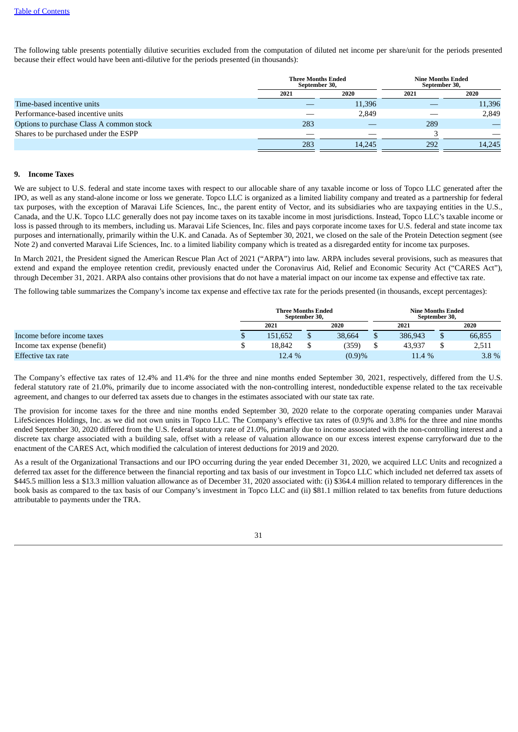The following table presents potentially dilutive securities excluded from the computation of diluted net income per share/unit for the periods presented because their effect would have been anti-dilutive for the periods presented (in thousands):

| | Three Months Ended September 30, | | Nine Months Ended September 30, | |
|---|---|---|---|---|
| | 2021 | 2020 | 2021 | 2020 |
| Time-based incentive units | — | 11,396 | — | 11,396 |
| Performance-based incentive units | — | 2,849 | — | 2,849 |
| Options to purchase Class A common stock | 283 | — | 289 | — |
| Shares to be purchased under the ESPP | — | — | 3 | — |
| | 283 | 14,245 | 292 | 14,245 |

## 9. Income Taxes

We are subject to U.S. federal and state income taxes with respect to our allocable share of any taxable income or loss of Topco LLC generated after the IPO, as well as any stand-alone income or loss we generate. Topco LLC is organized as a limited liability company and treated as a partnership for federal tax purposes, with the exception of Maravai Life Sciences, Inc., the parent entity of Vector, and its subsidiaries who are taxpaying entities in the U.S., Canada, and the U.K. Topco LLC generally does not pay income taxes on its taxable income in most jurisdictions. Instead, Topco LLC's taxable income or loss is passed through to its members, including us. Maravai Life Sciences, Inc. files and pays corporate income taxes for U.S. federal and state income tax purposes and internationally, primarily within the U.K. and Canada. As of September 30, 2021, we closed on the sale of the Protein Detection segment (see Note 2) and converted Maravai Life Sciences, Inc. to a limited liability company which is treated as a disregarded entity for income tax purposes.

In March 2021, the President signed the American Rescue Plan Act of 2021 ("ARPA") into law. ARPA includes several provisions, such as measures that extend and expand the employee retention credit, previously enacted under the Coronavirus Aid, Relief and Economic Security Act ("CARES Act"), through December 31, 2021. ARPA also contains other provisions that do not have a material impact on our income tax expense and effective tax rate.

The following table summarizes the Company's income tax expense and effective tax rate for the periods presented (in thousands, except percentages):

| | Three Months Ended September 30, | | Nine Months Ended September 30, | |
|---|---|---|---|---|
| | 2021 | 2020 | 2021 | 2020 |
| Income before income taxes | $ 151,652 | $ 38,664 | $ 386,943 | $ 66,855 |
| Income tax expense (benefit) | $ 18,842 | $ (359) | $ 43,937 | $ 2,511 |
| Effective tax rate | 12.4 % | (0.9)% | 11.4 % | 3.8 % |

The Company's effective tax rates of 12.4% and 11.4% for the three and nine months ended September 30, 2021, respectively, differed from the U.S. federal statutory rate of 21.0%, primarily due to income associated with the non-controlling interest, nondeductible expense related to the tax receivable agreement, and changes to our deferred tax assets due to changes in the estimates associated with our state tax rate.

The provision for income taxes for the three and nine months ended September 30, 2020 relate to the corporate operating companies under Maravai LifeSciences Holdings, Inc. as we did not own units in Topco LLC. The Company's effective tax rates of (0.9)% and 3.8% for the three and nine months ended September 30, 2020 differed from the U.S. federal statutory rate of 21.0%, primarily due to income associated with the non-controlling interest and a discrete tax charge associated with a building sale, offset with a release of valuation allowance on our excess interest expense carryforward due to the enactment of the CARES Act, which modified the calculation of interest deductions for 2019 and 2020.

As a result of the Organizational Transactions and our IPO occurring during the year ended December 31, 2020, we acquired LLC Units and recognized a deferred tax asset for the difference between the financial reporting and tax basis of our investment in Topco LLC which included net deferred tax assets of $445.5 million less a $13.3 million valuation allowance as of December 31, 2020 associated with: (i) $364.4 million related to temporary differences in the book basis as compared to the tax basis of our Company's investment in Topco LLC and (ii) $81.1 million related to tax benefits from future deductions attributable to payments under the TRA.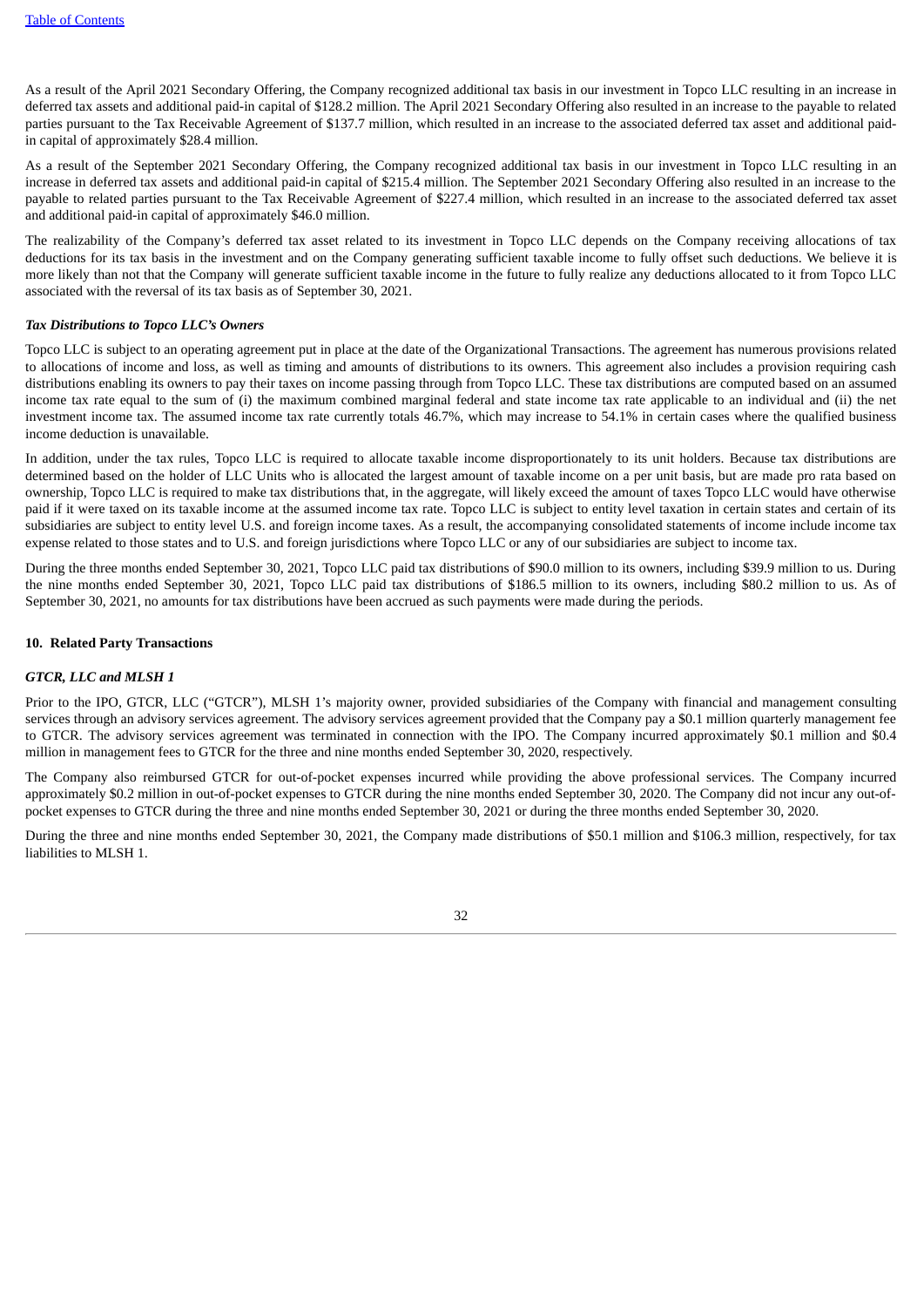As a result of the April 2021 Secondary Offering, the Company recognized additional tax basis in our investment in Topco LLC resulting in an increase in deferred tax assets and additional paid-in capital of $128.2 million. The April 2021 Secondary Offering also resulted in an increase to the payable to related parties pursuant to the Tax Receivable Agreement of $137.7 million, which resulted in an increase to the associated deferred tax asset and additional paid-in capital of approximately $28.4 million.

As a result of the September 2021 Secondary Offering, the Company recognized additional tax basis in our investment in Topco LLC resulting in an increase in deferred tax assets and additional paid-in capital of $215.4 million. The September 2021 Secondary Offering also resulted in an increase to the payable to related parties pursuant to the Tax Receivable Agreement of $227.4 million, which resulted in an increase to the associated deferred tax asset and additional paid-in capital of approximately $46.0 million.

The realizability of the Company's deferred tax asset related to its investment in Topco LLC depends on the Company receiving allocations of tax deductions for its tax basis in the investment and on the Company generating sufficient taxable income to fully offset such deductions. We believe it is more likely than not that the Company will generate sufficient taxable income in the future to fully realize any deductions allocated to it from Topco LLC associated with the reversal of its tax basis as of September 30, 2021.

***Tax Distributions to Topco LLC's Owners***

Topco LLC is subject to an operating agreement put in place at the date of the Organizational Transactions. The agreement has numerous provisions related to allocations of income and loss, as well as timing and amounts of distributions to its owners. This agreement also includes a provision requiring cash distributions enabling its owners to pay their taxes on income passing through from Topco LLC. These tax distributions are computed based on an assumed income tax rate equal to the sum of (i) the maximum combined marginal federal and state income tax rate applicable to an individual and (ii) the net investment income tax. The assumed income tax rate currently totals 46.7%, which may increase to 54.1% in certain cases where the qualified business income deduction is unavailable.

In addition, under the tax rules, Topco LLC is required to allocate taxable income disproportionately to its unit holders. Because tax distributions are determined based on the holder of LLC Units who is allocated the largest amount of taxable income on a per unit basis, but are made pro rata based on ownership, Topco LLC is required to make tax distributions that, in the aggregate, will likely exceed the amount of taxes Topco LLC would have otherwise paid if it were taxed on its taxable income at the assumed income tax rate. Topco LLC is subject to entity level taxation in certain states and certain of its subsidiaries are subject to entity level U.S. and foreign income taxes. As a result, the accompanying consolidated statements of income include income tax expense related to those states and to U.S. and foreign jurisdictions where Topco LLC or any of our subsidiaries are subject to income tax.

During the three months ended September 30, 2021, Topco LLC paid tax distributions of $90.0 million to its owners, including $39.9 million to us. During the nine months ended September 30, 2021, Topco LLC paid tax distributions of $186.5 million to its owners, including $80.2 million to us. As of September 30, 2021, no amounts for tax distributions have been accrued as such payments were made during the periods.

## 10. Related Party Transactions

***GTCR, LLC and MLSH 1***

Prior to the IPO, GTCR, LLC ("GTCR"), MLSH 1's majority owner, provided subsidiaries of the Company with financial and management consulting services through an advisory services agreement. The advisory services agreement provided that the Company pay a $0.1 million quarterly management fee to GTCR. The advisory services agreement was terminated in connection with the IPO. The Company incurred approximately $0.1 million and $0.4 million in management fees to GTCR for the three and nine months ended September 30, 2020, respectively.

The Company also reimbursed GTCR for out-of-pocket expenses incurred while providing the above professional services. The Company incurred approximately $0.2 million in out-of-pocket expenses to GTCR during the nine months ended September 30, 2020. The Company did not incur any out-of-pocket expenses to GTCR during the three and nine months ended September 30, 2021 or during the three months ended September 30, 2020.

During the three and nine months ended September 30, 2021, the Company made distributions of $50.1 million and $106.3 million, respectively, for tax liabilities to MLSH 1.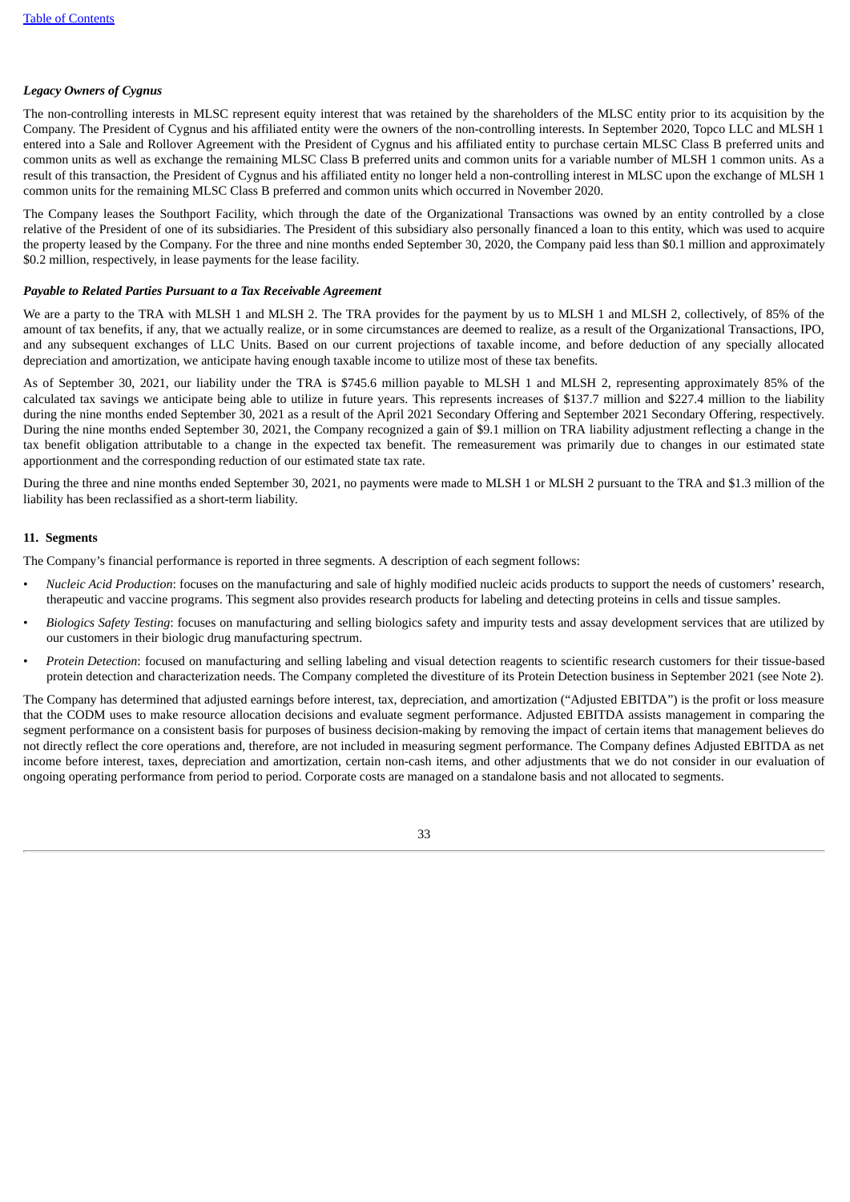***Legacy Owners of Cygnus***

The non-controlling interests in MLSC represent equity interest that was retained by the shareholders of the MLSC entity prior to its acquisition by the Company. The President of Cygnus and his affiliated entity were the owners of the non-controlling interests. In September 2020, Topco LLC and MLSH 1 entered into a Sale and Rollover Agreement with the President of Cygnus and his affiliated entity to purchase certain MLSC Class B preferred units and common units as well as exchange the remaining MLSC Class B preferred units and common units for a variable number of MLSH 1 common units. As a result of this transaction, the President of Cygnus and his affiliated entity no longer held a non-controlling interest in MLSC upon the exchange of MLSH 1 common units for the remaining MLSC Class B preferred and common units which occurred in November 2020.

The Company leases the Southport Facility, which through the date of the Organizational Transactions was owned by an entity controlled by a close relative of the President of one of its subsidiaries. The President of this subsidiary also personally financed a loan to this entity, which was used to acquire the property leased by the Company. For the three and nine months ended September 30, 2020, the Company paid less than $0.1 million and approximately $0.2 million, respectively, in lease payments for the lease facility.

***Payable to Related Parties Pursuant to a Tax Receivable Agreement***

We are a party to the TRA with MLSH 1 and MLSH 2. The TRA provides for the payment by us to MLSH 1 and MLSH 2, collectively, of 85% of the amount of tax benefits, if any, that we actually realize, or in some circumstances are deemed to realize, as a result of the Organizational Transactions, IPO, and any subsequent exchanges of LLC Units. Based on our current projections of taxable income, and before deduction of any specially allocated depreciation and amortization, we anticipate having enough taxable income to utilize most of these tax benefits.

As of September 30, 2021, our liability under the TRA is $745.6 million payable to MLSH 1 and MLSH 2, representing approximately 85% of the calculated tax savings we anticipate being able to utilize in future years. This represents increases of $137.7 million and $227.4 million to the liability during the nine months ended September 30, 2021 as a result of the April 2021 Secondary Offering and September 2021 Secondary Offering, respectively. During the nine months ended September 30, 2021, the Company recognized a gain of $9.1 million on TRA liability adjustment reflecting a change in the tax benefit obligation attributable to a change in the expected tax benefit. The remeasurement was primarily due to changes in our estimated state apportionment and the corresponding reduction of our estimated state tax rate.

During the three and nine months ended September 30, 2021, no payments were made to MLSH 1 or MLSH 2 pursuant to the TRA and $1.3 million of the liability has been reclassified as a short-term liability.

## 11. Segments

The Company's financial performance is reported in three segments. A description of each segment follows:

- *Nucleic Acid Production*: focuses on the manufacturing and sale of highly modified nucleic acids products to support the needs of customers' research, therapeutic and vaccine programs. This segment also provides research products for labeling and detecting proteins in cells and tissue samples.
- *Biologics Safety Testing*: focuses on manufacturing and selling biologics safety and impurity tests and assay development services that are utilized by our customers in their biologic drug manufacturing spectrum.
- *Protein Detection*: focused on manufacturing and selling labeling and visual detection reagents to scientific research customers for their tissue-based protein detection and characterization needs. The Company completed the divestiture of its Protein Detection business in September 2021 (see Note 2).

The Company has determined that adjusted earnings before interest, tax, depreciation, and amortization ("Adjusted EBITDA") is the profit or loss measure that the CODM uses to make resource allocation decisions and evaluate segment performance. Adjusted EBITDA assists management in comparing the segment performance on a consistent basis for purposes of business decision-making by removing the impact of certain items that management believes do not directly reflect the core operations and, therefore, are not included in measuring segment performance. The Company defines Adjusted EBITDA as net income before interest, taxes, depreciation and amortization, certain non-cash items, and other adjustments that we do not consider in our evaluation of ongoing operating performance from period to period. Corporate costs are managed on a standalone basis and not allocated to segments.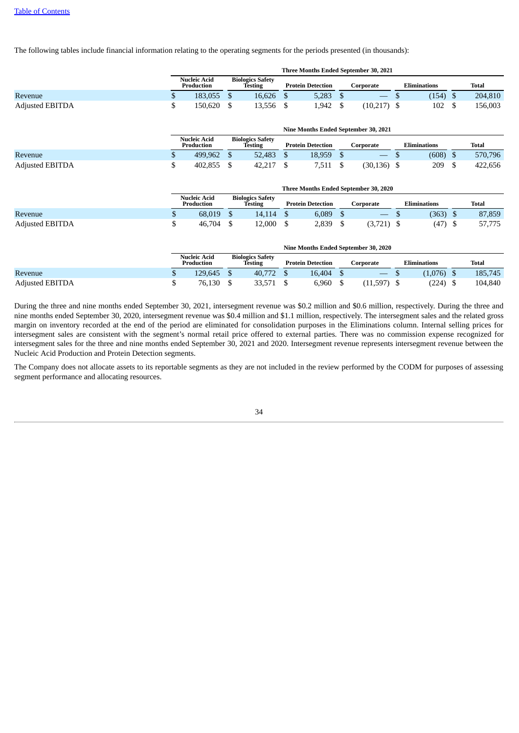The following tables include financial information relating to the operating segments for the periods presented (in thousands):

| | Three Months Ended September 30, 2021 | | | | | |
|---|---|---|---|---|---|---|
| | Nucleic Acid Production | Biologics Safety Testing | Protein Detection | Corporate | Eliminations | Total |
| Revenue | $ 183,055 | $ 16,626 | $ 5,283 | $ — | $ (154) | $ 204,810 |
| Adjusted EBITDA | $ 150,620 | $ 13,556 | $ 1,942 | $ (10,217) | $ 102 | $ 156,003 |

| | Nine Months Ended September 30, 2021 | | | | | |
|---|---|---|---|---|---|---|
| | Nucleic Acid Production | Biologics Safety Testing | Protein Detection | Corporate | Eliminations | Total |
| Revenue | $ 499,962 | $ 52,483 | $ 18,959 | $ — | $ (608) | $ 570,796 |
| Adjusted EBITDA | $ 402,855 | $ 42,217 | $ 7,511 | $ (30,136) | $ 209 | $ 422,656 |

| | Three Months Ended September 30, 2020 | | | | | |
|---|---|---|---|---|---|---|
| | Nucleic Acid Production | Biologics Safety Testing | Protein Detection | Corporate | Eliminations | Total |
| Revenue | $ 68,019 | $ 14,114 | $ 6,089 | $ — | $ (363) | $ 87,859 |
| Adjusted EBITDA | $ 46,704 | $ 12,000 | $ 2,839 | $ (3,721) | $ (47) | $ 57,775 |

| | Nine Months Ended September 30, 2020 | | | | | |
|---|---|---|---|---|---|---|
| | Nucleic Acid Production | Biologics Safety Testing | Protein Detection | Corporate | Eliminations | Total |
| Revenue | $ 129,645 | $ 40,772 | $ 16,404 | $ — | $ (1,076) | $ 185,745 |
| Adjusted EBITDA | $ 76,130 | $ 33,571 | $ 6,960 | $ (11,597) | $ (224) | $ 104,840 |

During the three and nine months ended September 30, 2021, intersegment revenue was $0.2 million and $0.6 million, respectively. During the three and nine months ended September 30, 2020, intersegment revenue was $0.4 million and $1.1 million, respectively. The intersegment sales and the related gross margin on inventory recorded at the end of the period are eliminated for consolidation purposes in the Eliminations column. Internal selling prices for intersegment sales are consistent with the segment's normal retail price offered to external parties. There was no commission expense recognized for intersegment sales for the three and nine months ended September 30, 2021 and 2020. Intersegment revenue represents intersegment revenue between the Nucleic Acid Production and Protein Detection segments.

The Company does not allocate assets to its reportable segments as they are not included in the review performed by the CODM for purposes of assessing segment performance and allocating resources.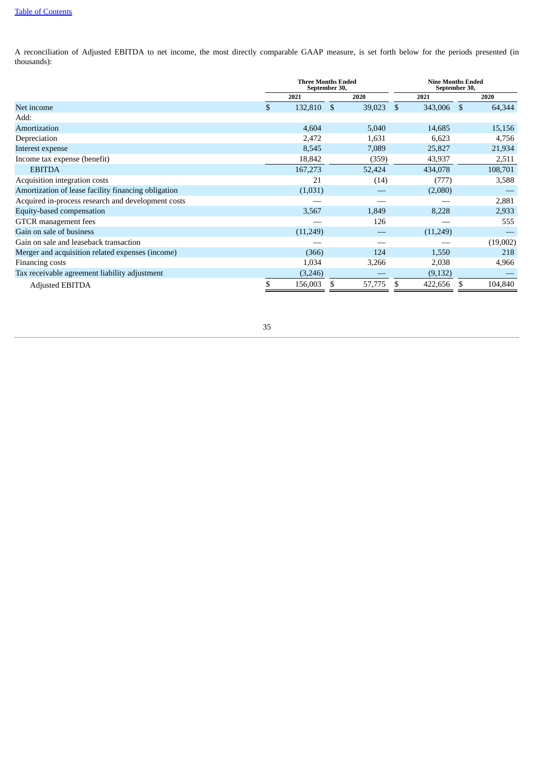[Table of Contents](#)

A reconciliation of Adjusted EBITDA to net income, the most directly comparable GAAP measure, is set forth below for the periods presented (in thousands):

| | Three Months Ended September 30, | | Nine Months Ended September 30, | |
|---|---|---|---|---|
| | 2021 | 2020 | 2021 | 2020 |
| Net income | $ 132,810 | $ 39,023 | $ 343,006 | $ 64,344 |
| Add: | | | | |
| Amortization | 4,604 | 5,040 | 14,685 | 15,156 |
| Depreciation | 2,472 | 1,631 | 6,623 | 4,756 |
| Interest expense | 8,545 | 7,089 | 25,827 | 21,934 |
| Income tax expense (benefit) | 18,842 | (359) | 43,937 | 2,511 |
| EBITDA | 167,273 | 52,424 | 434,078 | 108,701 |
| Acquisition integration costs | 21 | (14) | (777) | 3,588 |
| Amortization of lease facility financing obligation | (1,031) | — | (2,080) | — |
| Acquired in-process research and development costs | — | — | — | 2,881 |
| Equity-based compensation | 3,567 | 1,849 | 8,228 | 2,933 |
| GTCR management fees | — | 126 | — | 555 |
| Gain on sale of business | (11,249) | — | (11,249) | — |
| Gain on sale and leaseback transaction | — | — | — | (19,002) |
| Merger and acquisition related expenses (income) | (366) | 124 | 1,550 | 218 |
| Financing costs | 1,034 | 3,266 | 2,038 | 4,966 |
| Tax receivable agreement liability adjustment | (3,246) | — | (9,132) | — |
| Adjusted EBITDA | $ 156,003 | $ 57,775 | $ 422,656 | $ 104,840 |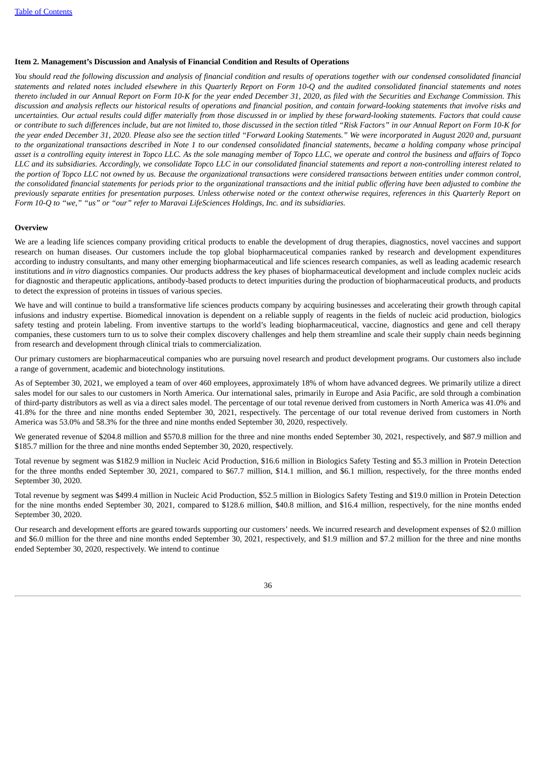**Item 2. Management's Discussion and Analysis of Financial Condition and Results of Operations**

*You should read the following discussion and analysis of financial condition and results of operations together with our condensed consolidated financial statements and related notes included elsewhere in this Quarterly Report on Form 10-Q and the audited consolidated financial statements and notes thereto included in our Annual Report on Form 10-K for the year ended December 31, 2020, as filed with the Securities and Exchange Commission. This discussion and analysis reflects our historical results of operations and financial position, and contain forward-looking statements that involve risks and uncertainties. Our actual results could differ materially from those discussed in or implied by these forward-looking statements. Factors that could cause or contribute to such differences include, but are not limited to, those discussed in the section titled "Risk Factors" in our Annual Report on Form 10-K for the year ended December 31, 2020. Please also see the section titled "Forward Looking Statements." We were incorporated in August 2020 and, pursuant to the organizational transactions described in Note 1 to our condensed consolidated financial statements, became a holding company whose principal asset is a controlling equity interest in Topco LLC. As the sole managing member of Topco LLC, we operate and control the business and affairs of Topco LLC and its subsidiaries. Accordingly, we consolidate Topco LLC in our consolidated financial statements and report a non-controlling interest related to the portion of Topco LLC not owned by us. Because the organizational transactions were considered transactions between entities under common control, the consolidated financial statements for periods prior to the organizational transactions and the initial public offering have been adjusted to combine the previously separate entities for presentation purposes. Unless otherwise noted or the context otherwise requires, references in this Quarterly Report on Form 10-Q to "we," "us" or "our" refer to Maravai LifeSciences Holdings, Inc. and its subsidiaries.*

**Overview**

We are a leading life sciences company providing critical products to enable the development of drug therapies, diagnostics, novel vaccines and support research on human diseases. Our customers include the top global biopharmaceutical companies ranked by research and development expenditures according to industry consultants, and many other emerging biopharmaceutical and life sciences research companies, as well as leading academic research institutions and *in vitro* diagnostics companies. Our products address the key phases of biopharmaceutical development and include complex nucleic acids for diagnostic and therapeutic applications, antibody-based products to detect impurities during the production of biopharmaceutical products, and products to detect the expression of proteins in tissues of various species.

We have and will continue to build a transformative life sciences products company by acquiring businesses and accelerating their growth through capital infusions and industry expertise. Biomedical innovation is dependent on a reliable supply of reagents in the fields of nucleic acid production, biologics safety testing and protein labeling. From inventive startups to the world's leading biopharmaceutical, vaccine, diagnostics and gene and cell therapy companies, these customers turn to us to solve their complex discovery challenges and help them streamline and scale their supply chain needs beginning from research and development through clinical trials to commercialization.

Our primary customers are biopharmaceutical companies who are pursuing novel research and product development programs. Our customers also include a range of government, academic and biotechnology institutions.

As of September 30, 2021, we employed a team of over 460 employees, approximately 18% of whom have advanced degrees. We primarily utilize a direct sales model for our sales to our customers in North America. Our international sales, primarily in Europe and Asia Pacific, are sold through a combination of third-party distributors as well as via a direct sales model. The percentage of our total revenue derived from customers in North America was 41.0% and 41.8% for the three and nine months ended September 30, 2021, respectively. The percentage of our total revenue derived from customers in North America was 53.0% and 58.3% for the three and nine months ended September 30, 2020, respectively.

We generated revenue of $204.8 million and $570.8 million for the three and nine months ended September 30, 2021, respectively, and $87.9 million and $185.7 million for the three and nine months ended September 30, 2020, respectively.

Total revenue by segment was $182.9 million in Nucleic Acid Production, $16.6 million in Biologics Safety Testing and $5.3 million in Protein Detection for the three months ended September 30, 2021, compared to $67.7 million, $14.1 million, and $6.1 million, respectively, for the three months ended September 30, 2020.

Total revenue by segment was $499.4 million in Nucleic Acid Production, $52.5 million in Biologics Safety Testing and $19.0 million in Protein Detection for the nine months ended September 30, 2021, compared to $128.6 million, $40.8 million, and $16.4 million, respectively, for the nine months ended September 30, 2020.

Our research and development efforts are geared towards supporting our customers' needs. We incurred research and development expenses of $2.0 million and $6.0 million for the three and nine months ended September 30, 2021, respectively, and $1.9 million and $7.2 million for the three and nine months ended September 30, 2020, respectively. We intend to continue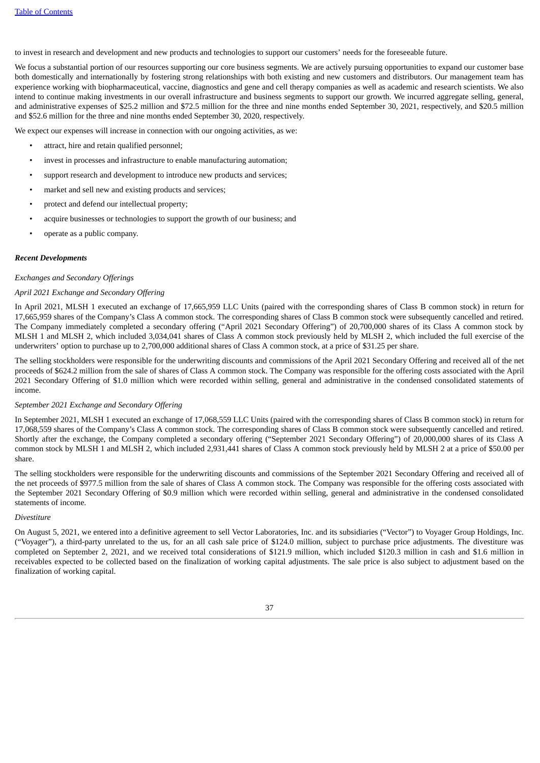to invest in research and development and new products and technologies to support our customers' needs for the foreseeable future.

We focus a substantial portion of our resources supporting our core business segments. We are actively pursuing opportunities to expand our customer base both domestically and internationally by fostering strong relationships with both existing and new customers and distributors. Our management team has experience working with biopharmaceutical, vaccine, diagnostics and gene and cell therapy companies as well as academic and research scientists. We also intend to continue making investments in our overall infrastructure and business segments to support our growth. We incurred aggregate selling, general, and administrative expenses of $25.2 million and $72.5 million for the three and nine months ended September 30, 2021, respectively, and $20.5 million and $52.6 million for the three and nine months ended September 30, 2020, respectively.

We expect our expenses will increase in connection with our ongoing activities, as we:

- attract, hire and retain qualified personnel;
- invest in processes and infrastructure to enable manufacturing automation;
- support research and development to introduce new products and services;
- market and sell new and existing products and services;
- protect and defend our intellectual property;
- acquire businesses or technologies to support the growth of our business; and
- operate as a public company.

***Recent Developments***

*Exchanges and Secondary Offerings*

*April 2021 Exchange and Secondary Offering*

In April 2021, MLSH 1 executed an exchange of 17,665,959 LLC Units (paired with the corresponding shares of Class B common stock) in return for 17,665,959 shares of the Company's Class A common stock. The corresponding shares of Class B common stock were subsequently cancelled and retired. The Company immediately completed a secondary offering ("April 2021 Secondary Offering") of 20,700,000 shares of its Class A common stock by MLSH 1 and MLSH 2, which included 3,034,041 shares of Class A common stock previously held by MLSH 2, which included the full exercise of the underwriters' option to purchase up to 2,700,000 additional shares of Class A common stock, at a price of $31.25 per share.

The selling stockholders were responsible for the underwriting discounts and commissions of the April 2021 Secondary Offering and received all of the net proceeds of $624.2 million from the sale of shares of Class A common stock. The Company was responsible for the offering costs associated with the April 2021 Secondary Offering of $1.0 million which were recorded within selling, general and administrative in the condensed consolidated statements of income.

*September 2021 Exchange and Secondary Offering*

In September 2021, MLSH 1 executed an exchange of 17,068,559 LLC Units (paired with the corresponding shares of Class B common stock) in return for 17,068,559 shares of the Company's Class A common stock. The corresponding shares of Class B common stock were subsequently cancelled and retired. Shortly after the exchange, the Company completed a secondary offering ("September 2021 Secondary Offering") of 20,000,000 shares of its Class A common stock by MLSH 1 and MLSH 2, which included 2,931,441 shares of Class A common stock previously held by MLSH 2 at a price of $50.00 per share.

The selling stockholders were responsible for the underwriting discounts and commissions of the September 2021 Secondary Offering and received all of the net proceeds of $977.5 million from the sale of shares of Class A common stock. The Company was responsible for the offering costs associated with the September 2021 Secondary Offering of $0.9 million which were recorded within selling, general and administrative in the condensed consolidated statements of income.

*Divestiture*

On August 5, 2021, we entered into a definitive agreement to sell Vector Laboratories, Inc. and its subsidiaries ("Vector") to Voyager Group Holdings, Inc. ("Voyager"), a third-party unrelated to the us, for an all cash sale price of $124.0 million, subject to purchase price adjustments. The divestiture was completed on September 2, 2021, and we received total considerations of $121.9 million, which included $120.3 million in cash and $1.6 million in receivables expected to be collected based on the finalization of working capital adjustments. The sale price is also subject to adjustment based on the finalization of working capital.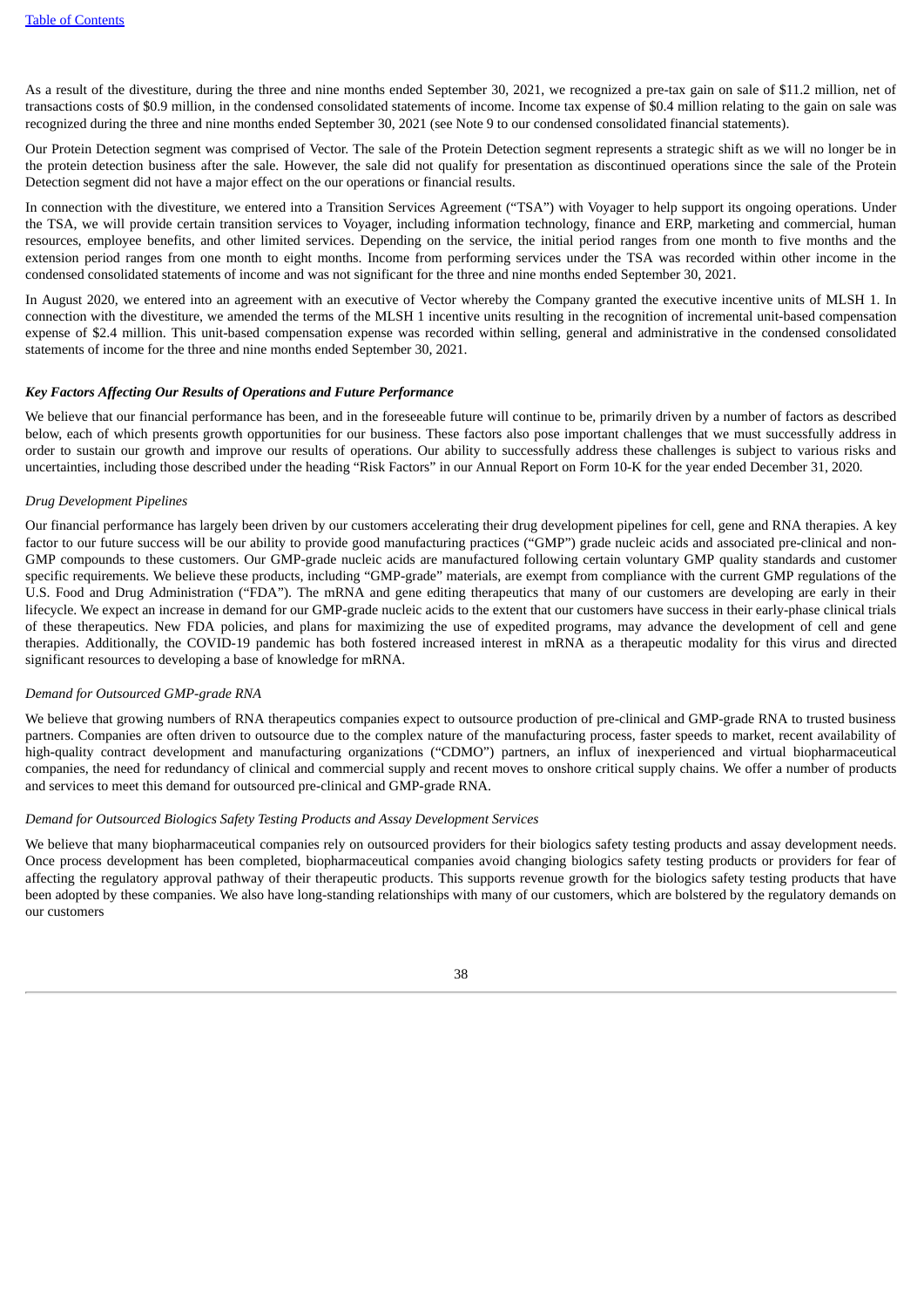As a result of the divestiture, during the three and nine months ended September 30, 2021, we recognized a pre-tax gain on sale of $11.2 million, net of transactions costs of $0.9 million, in the condensed consolidated statements of income. Income tax expense of $0.4 million relating to the gain on sale was recognized during the three and nine months ended September 30, 2021 (see Note 9 to our condensed consolidated financial statements).

Our Protein Detection segment was comprised of Vector. The sale of the Protein Detection segment represents a strategic shift as we will no longer be in the protein detection business after the sale. However, the sale did not qualify for presentation as discontinued operations since the sale of the Protein Detection segment did not have a major effect on the our operations or financial results.

In connection with the divestiture, we entered into a Transition Services Agreement ("TSA") with Voyager to help support its ongoing operations. Under the TSA, we will provide certain transition services to Voyager, including information technology, finance and ERP, marketing and commercial, human resources, employee benefits, and other limited services. Depending on the service, the initial period ranges from one month to five months and the extension period ranges from one month to eight months. Income from performing services under the TSA was recorded within other income in the condensed consolidated statements of income and was not significant for the three and nine months ended September 30, 2021.

In August 2020, we entered into an agreement with an executive of Vector whereby the Company granted the executive incentive units of MLSH 1. In connection with the divestiture, we amended the terms of the MLSH 1 incentive units resulting in the recognition of incremental unit-based compensation expense of $2.4 million. This unit-based compensation expense was recorded within selling, general and administrative in the condensed consolidated statements of income for the three and nine months ended September 30, 2021.

### *Key Factors Affecting Our Results of Operations and Future Performance*

We believe that our financial performance has been, and in the foreseeable future will continue to be, primarily driven by a number of factors as described below, each of which presents growth opportunities for our business. These factors also pose important challenges that we must successfully address in order to sustain our growth and improve our results of operations. Our ability to successfully address these challenges is subject to various risks and uncertainties, including those described under the heading "Risk Factors" in our Annual Report on Form 10-K for the year ended December 31, 2020.

*Drug Development Pipelines*

Our financial performance has largely been driven by our customers accelerating their drug development pipelines for cell, gene and RNA therapies. A key factor to our future success will be our ability to provide good manufacturing practices ("GMP") grade nucleic acids and associated pre-clinical and non-GMP compounds to these customers. Our GMP-grade nucleic acids are manufactured following certain voluntary GMP quality standards and customer specific requirements. We believe these products, including "GMP-grade" materials, are exempt from compliance with the current GMP regulations of the U.S. Food and Drug Administration ("FDA"). The mRNA and gene editing therapeutics that many of our customers are developing are early in their lifecycle. We expect an increase in demand for our GMP-grade nucleic acids to the extent that our customers have success in their early-phase clinical trials of these therapeutics. New FDA policies, and plans for maximizing the use of expedited programs, may advance the development of cell and gene therapies. Additionally, the COVID-19 pandemic has both fostered increased interest in mRNA as a therapeutic modality for this virus and directed significant resources to developing a base of knowledge for mRNA.

*Demand for Outsourced GMP-grade RNA*

We believe that growing numbers of RNA therapeutics companies expect to outsource production of pre-clinical and GMP-grade RNA to trusted business partners. Companies are often driven to outsource due to the complex nature of the manufacturing process, faster speeds to market, recent availability of high-quality contract development and manufacturing organizations ("CDMO") partners, an influx of inexperienced and virtual biopharmaceutical companies, the need for redundancy of clinical and commercial supply and recent moves to onshore critical supply chains. We offer a number of products and services to meet this demand for outsourced pre-clinical and GMP-grade RNA.

*Demand for Outsourced Biologics Safety Testing Products and Assay Development Services*

We believe that many biopharmaceutical companies rely on outsourced providers for their biologics safety testing products and assay development needs. Once process development has been completed, biopharmaceutical companies avoid changing biologics safety testing products or providers for fear of affecting the regulatory approval pathway of their therapeutic products. This supports revenue growth for the biologics safety testing products that have been adopted by these companies. We also have long-standing relationships with many of our customers, which are bolstered by the regulatory demands on our customers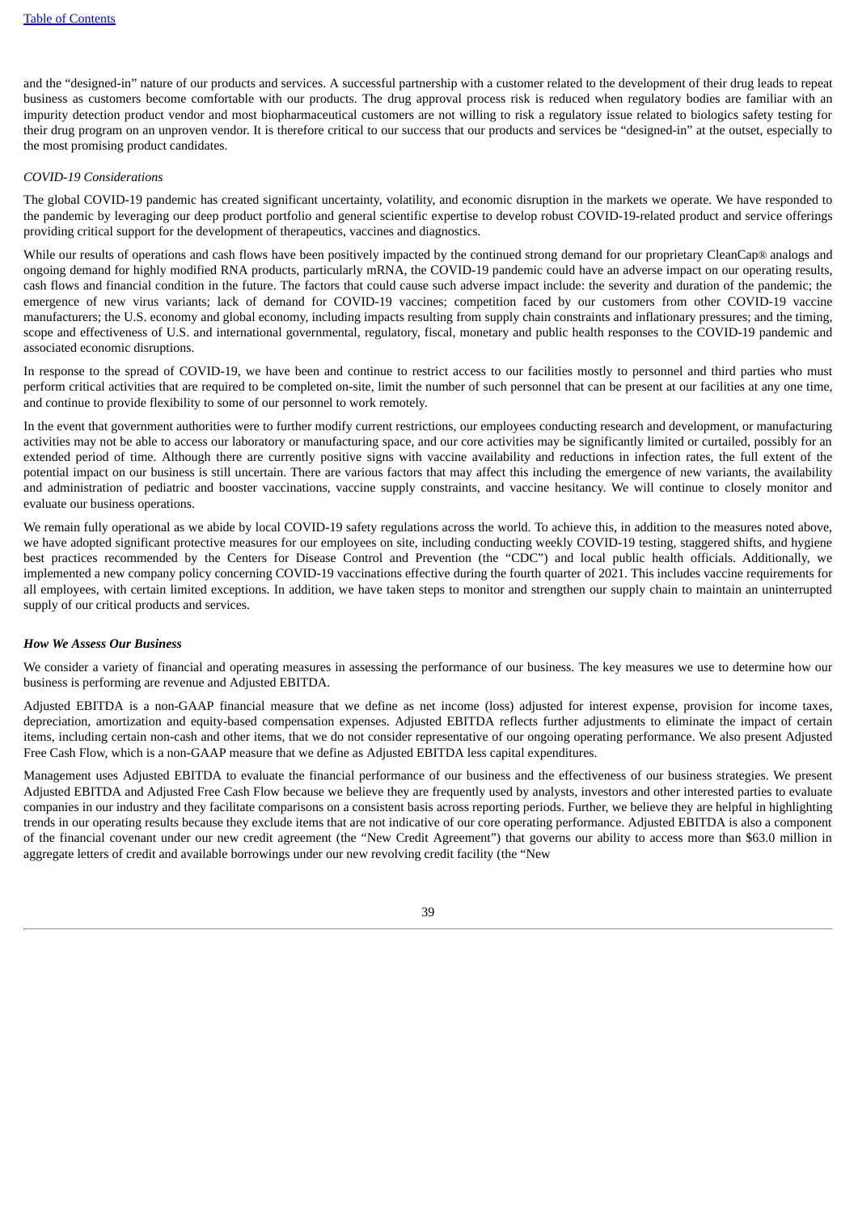and the "designed-in" nature of our products and services. A successful partnership with a customer related to the development of their drug leads to repeat business as customers become comfortable with our products. The drug approval process risk is reduced when regulatory bodies are familiar with an impurity detection product vendor and most biopharmaceutical customers are not willing to risk a regulatory issue related to biologics safety testing for their drug program on an unproven vendor. It is therefore critical to our success that our products and services be "designed-in" at the outset, especially to the most promising product candidates.

*COVID-19 Considerations*

The global COVID-19 pandemic has created significant uncertainty, volatility, and economic disruption in the markets we operate. We have responded to the pandemic by leveraging our deep product portfolio and general scientific expertise to develop robust COVID-19-related product and service offerings providing critical support for the development of therapeutics, vaccines and diagnostics.

While our results of operations and cash flows have been positively impacted by the continued strong demand for our proprietary CleanCap® analogs and ongoing demand for highly modified RNA products, particularly mRNA, the COVID-19 pandemic could have an adverse impact on our operating results, cash flows and financial condition in the future. The factors that could cause such adverse impact include: the severity and duration of the pandemic; the emergence of new virus variants; lack of demand for COVID-19 vaccines; competition faced by our customers from other COVID-19 vaccine manufacturers; the U.S. economy and global economy, including impacts resulting from supply chain constraints and inflationary pressures; and the timing, scope and effectiveness of U.S. and international governmental, regulatory, fiscal, monetary and public health responses to the COVID-19 pandemic and associated economic disruptions.

In response to the spread of COVID-19, we have been and continue to restrict access to our facilities mostly to personnel and third parties who must perform critical activities that are required to be completed on-site, limit the number of such personnel that can be present at our facilities at any one time, and continue to provide flexibility to some of our personnel to work remotely.

In the event that government authorities were to further modify current restrictions, our employees conducting research and development, or manufacturing activities may not be able to access our laboratory or manufacturing space, and our core activities may be significantly limited or curtailed, possibly for an extended period of time. Although there are currently positive signs with vaccine availability and reductions in infection rates, the full extent of the potential impact on our business is still uncertain. There are various factors that may affect this including the emergence of new variants, the availability and administration of pediatric and booster vaccinations, vaccine supply constraints, and vaccine hesitancy. We will continue to closely monitor and evaluate our business operations.

We remain fully operational as we abide by local COVID-19 safety regulations across the world. To achieve this, in addition to the measures noted above, we have adopted significant protective measures for our employees on site, including conducting weekly COVID-19 testing, staggered shifts, and hygiene best practices recommended by the Centers for Disease Control and Prevention (the "CDC") and local public health officials. Additionally, we implemented a new company policy concerning COVID-19 vaccinations effective during the fourth quarter of 2021. This includes vaccine requirements for all employees, with certain limited exceptions. In addition, we have taken steps to monitor and strengthen our supply chain to maintain an uninterrupted supply of our critical products and services.

### *How We Assess Our Business*

We consider a variety of financial and operating measures in assessing the performance of our business. The key measures we use to determine how our business is performing are revenue and Adjusted EBITDA.

Adjusted EBITDA is a non-GAAP financial measure that we define as net income (loss) adjusted for interest expense, provision for income taxes, depreciation, amortization and equity-based compensation expenses. Adjusted EBITDA reflects further adjustments to eliminate the impact of certain items, including certain non-cash and other items, that we do not consider representative of our ongoing operating performance. We also present Adjusted Free Cash Flow, which is a non-GAAP measure that we define as Adjusted EBITDA less capital expenditures.

Management uses Adjusted EBITDA to evaluate the financial performance of our business and the effectiveness of our business strategies. We present Adjusted EBITDA and Adjusted Free Cash Flow because we believe they are frequently used by analysts, investors and other interested parties to evaluate companies in our industry and they facilitate comparisons on a consistent basis across reporting periods. Further, we believe they are helpful in highlighting trends in our operating results because they exclude items that are not indicative of our core operating performance. Adjusted EBITDA is also a component of the financial covenant under our new credit agreement (the "New Credit Agreement") that governs our ability to access more than $63.0 million in aggregate letters of credit and available borrowings under our new revolving credit facility (the "New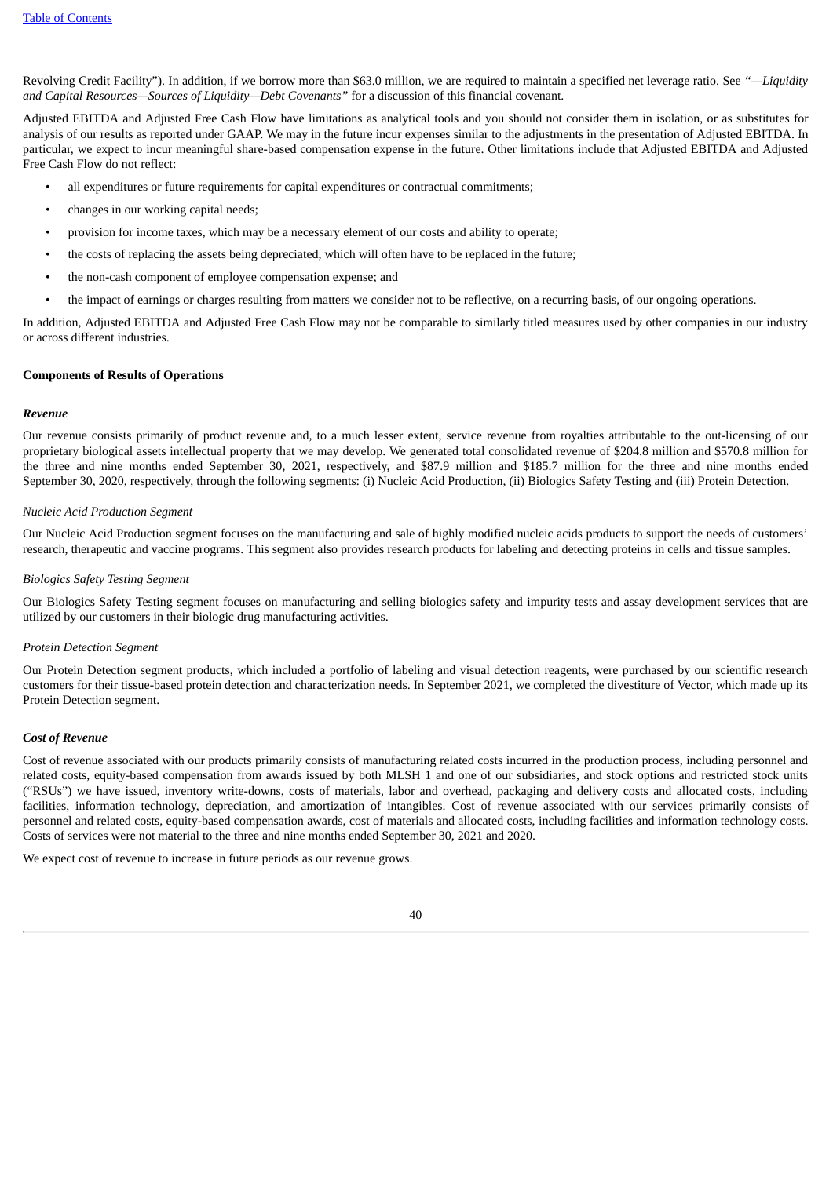Revolving Credit Facility"). In addition, if we borrow more than $63.0 million, we are required to maintain a specified net leverage ratio. See *"—Liquidity and Capital Resources—Sources of Liquidity—Debt Covenants"* for a discussion of this financial covenant.

Adjusted EBITDA and Adjusted Free Cash Flow have limitations as analytical tools and you should not consider them in isolation, or as substitutes for analysis of our results as reported under GAAP. We may in the future incur expenses similar to the adjustments in the presentation of Adjusted EBITDA. In particular, we expect to incur meaningful share-based compensation expense in the future. Other limitations include that Adjusted EBITDA and Adjusted Free Cash Flow do not reflect:

- all expenditures or future requirements for capital expenditures or contractual commitments;
- changes in our working capital needs;
- provision for income taxes, which may be a necessary element of our costs and ability to operate;
- the costs of replacing the assets being depreciated, which will often have to be replaced in the future;
- the non-cash component of employee compensation expense; and
- the impact of earnings or charges resulting from matters we consider not to be reflective, on a recurring basis, of our ongoing operations.

In addition, Adjusted EBITDA and Adjusted Free Cash Flow may not be comparable to similarly titled measures used by other companies in our industry or across different industries.

**Components of Results of Operations**

***Revenue***

Our revenue consists primarily of product revenue and, to a much lesser extent, service revenue from royalties attributable to the out-licensing of our proprietary biological assets intellectual property that we may develop. We generated total consolidated revenue of $204.8 million and $570.8 million for the three and nine months ended September 30, 2021, respectively, and $87.9 million and $185.7 million for the three and nine months ended September 30, 2020, respectively, through the following segments: (i) Nucleic Acid Production, (ii) Biologics Safety Testing and (iii) Protein Detection.

*Nucleic Acid Production Segment*

Our Nucleic Acid Production segment focuses on the manufacturing and sale of highly modified nucleic acids products to support the needs of customers' research, therapeutic and vaccine programs. This segment also provides research products for labeling and detecting proteins in cells and tissue samples.

*Biologics Safety Testing Segment*

Our Biologics Safety Testing segment focuses on manufacturing and selling biologics safety and impurity tests and assay development services that are utilized by our customers in their biologic drug manufacturing activities.

*Protein Detection Segment*

Our Protein Detection segment products, which included a portfolio of labeling and visual detection reagents, were purchased by our scientific research customers for their tissue-based protein detection and characterization needs. In September 2021, we completed the divestiture of Vector, which made up its Protein Detection segment.

***Cost of Revenue***

Cost of revenue associated with our products primarily consists of manufacturing related costs incurred in the production process, including personnel and related costs, equity-based compensation from awards issued by both MLSH 1 and one of our subsidiaries, and stock options and restricted stock units ("RSUs") we have issued, inventory write-downs, costs of materials, labor and overhead, packaging and delivery costs and allocated costs, including facilities, information technology, depreciation, and amortization of intangibles. Cost of revenue associated with our services primarily consists of personnel and related costs, equity-based compensation awards, cost of materials and allocated costs, including facilities and information technology costs. Costs of services were not material to the three and nine months ended September 30, 2021 and 2020.

We expect cost of revenue to increase in future periods as our revenue grows.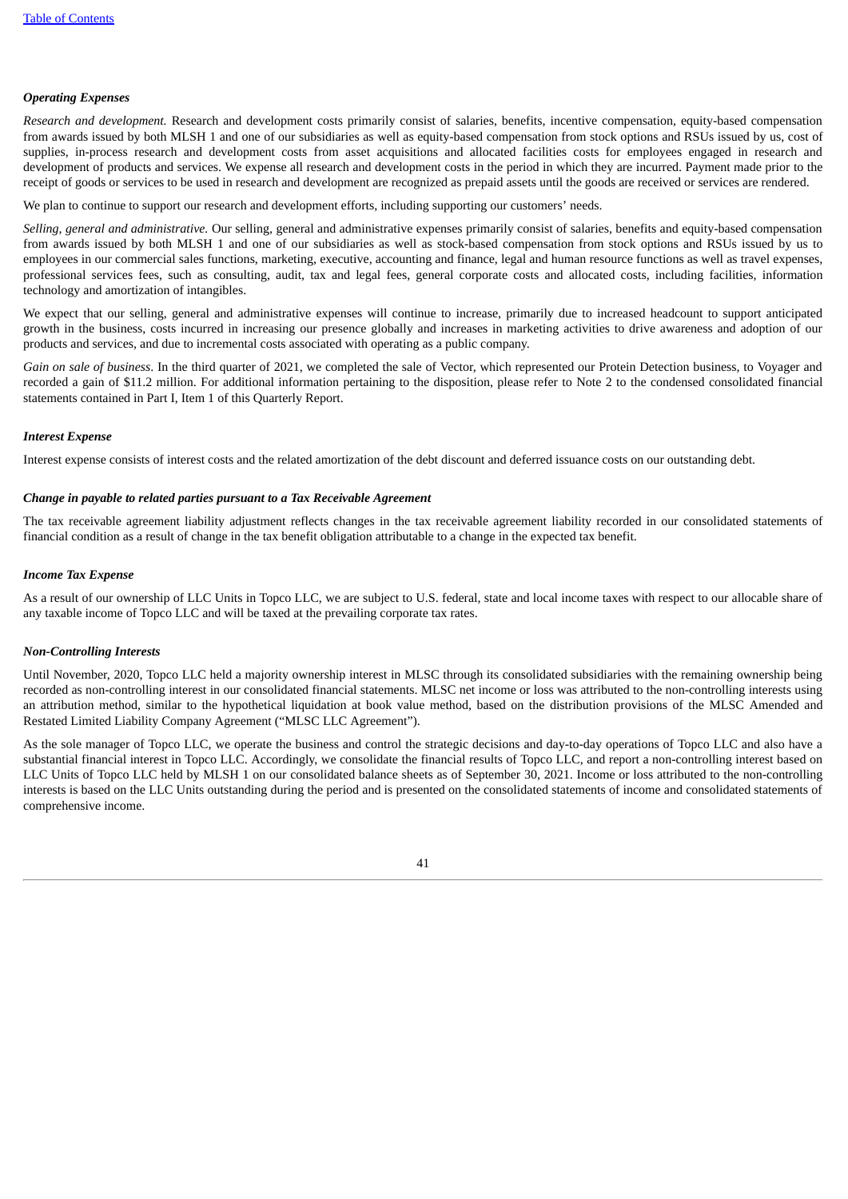### *Operating Expenses*

*Research and development.* Research and development costs primarily consist of salaries, benefits, incentive compensation, equity-based compensation from awards issued by both MLSH 1 and one of our subsidiaries as well as equity-based compensation from stock options and RSUs issued by us, cost of supplies, in-process research and development costs from asset acquisitions and allocated facilities costs for employees engaged in research and development of products and services. We expense all research and development costs in the period in which they are incurred. Payment made prior to the receipt of goods or services to be used in research and development are recognized as prepaid assets until the goods are received or services are rendered.

We plan to continue to support our research and development efforts, including supporting our customers' needs.

*Selling, general and administrative.* Our selling, general and administrative expenses primarily consist of salaries, benefits and equity-based compensation from awards issued by both MLSH 1 and one of our subsidiaries as well as stock-based compensation from stock options and RSUs issued by us to employees in our commercial sales functions, marketing, executive, accounting and finance, legal and human resource functions as well as travel expenses, professional services fees, such as consulting, audit, tax and legal fees, general corporate costs and allocated costs, including facilities, information technology and amortization of intangibles.

We expect that our selling, general and administrative expenses will continue to increase, primarily due to increased headcount to support anticipated growth in the business, costs incurred in increasing our presence globally and increases in marketing activities to drive awareness and adoption of our products and services, and due to incremental costs associated with operating as a public company.

*Gain on sale of business*. In the third quarter of 2021, we completed the sale of Vector, which represented our Protein Detection business, to Voyager and recorded a gain of $11.2 million. For additional information pertaining to the disposition, please refer to Note 2 to the condensed consolidated financial statements contained in Part I, Item 1 of this Quarterly Report.

### *Interest Expense*

Interest expense consists of interest costs and the related amortization of the debt discount and deferred issuance costs on our outstanding debt.

### *Change in payable to related parties pursuant to a Tax Receivable Agreement*

The tax receivable agreement liability adjustment reflects changes in the tax receivable agreement liability recorded in our consolidated statements of financial condition as a result of change in the tax benefit obligation attributable to a change in the expected tax benefit.

### *Income Tax Expense*

As a result of our ownership of LLC Units in Topco LLC, we are subject to U.S. federal, state and local income taxes with respect to our allocable share of any taxable income of Topco LLC and will be taxed at the prevailing corporate tax rates.

### *Non-Controlling Interests*

Until November, 2020, Topco LLC held a majority ownership interest in MLSC through its consolidated subsidiaries with the remaining ownership being recorded as non-controlling interest in our consolidated financial statements. MLSC net income or loss was attributed to the non-controlling interests using an attribution method, similar to the hypothetical liquidation at book value method, based on the distribution provisions of the MLSC Amended and Restated Limited Liability Company Agreement ("MLSC LLC Agreement").

As the sole manager of Topco LLC, we operate the business and control the strategic decisions and day-to-day operations of Topco LLC and also have a substantial financial interest in Topco LLC. Accordingly, we consolidate the financial results of Topco LLC, and report a non-controlling interest based on LLC Units of Topco LLC held by MLSH 1 on our consolidated balance sheets as of September 30, 2021. Income or loss attributed to the non-controlling interests is based on the LLC Units outstanding during the period and is presented on the consolidated statements of income and consolidated statements of comprehensive income.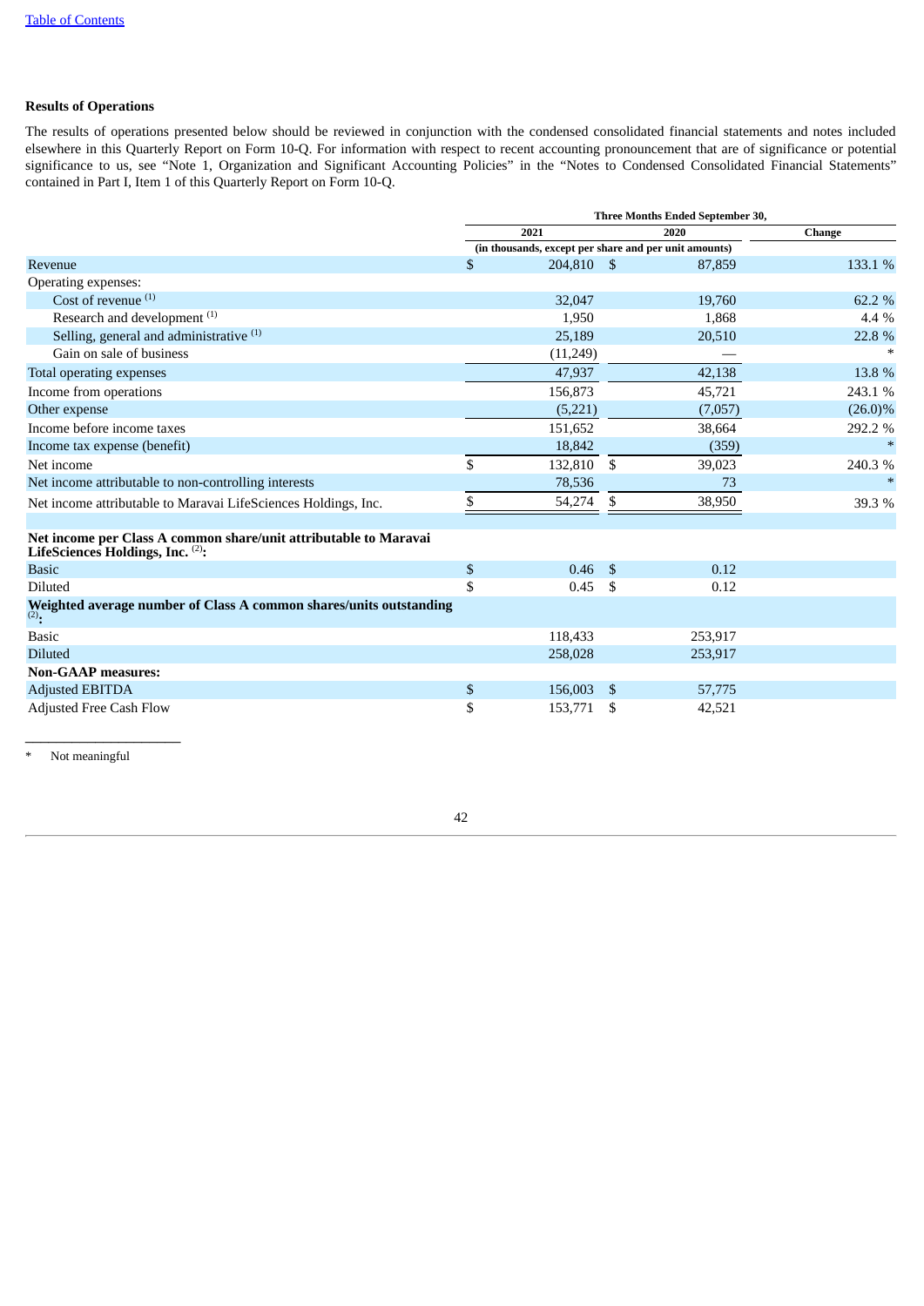## Results of Operations

The results of operations presented below should be reviewed in conjunction with the condensed consolidated financial statements and notes included elsewhere in this Quarterly Report on Form 10-Q. For information with respect to recent accounting pronouncement that are of significance or potential significance to us, see "Note 1, Organization and Significant Accounting Policies" in the "Notes to Condensed Consolidated Financial Statements" contained in Part I, Item 1 of this Quarterly Report on Form 10-Q.

| | Three Months Ended September 30, | | |
|---|---|---|---|
| | 2021 | 2020 | Change |
| | (in thousands, except per share and per unit amounts) | | |
| Revenue | $ 204,810 | $ 87,859 | 133.1 % |
| Operating expenses: | | | |
| Cost of revenue [(1)] | 32,047 | 19,760 | 62.2 % |
| Research and development [(1)] | 1,950 | 1,868 | 4.4 % |
| Selling, general and administrative [(1)] | 25,189 | 20,510 | 22.8 % |
| Gain on sale of business | (11,249) | — | * |
| Total operating expenses | 47,937 | 42,138 | 13.8 % |
| Income from operations | 156,873 | 45,721 | 243.1 % |
| Other expense | (5,221) | (7,057) | (26.0)% |
| Income before income taxes | 151,652 | 38,664 | 292.2 % |
| Income tax expense (benefit) | 18,842 | (359) | * |
| Net income | $ 132,810 | $ 39,023 | 240.3 % |
| Net income attributable to non-controlling interests | 78,536 | 73 | * |
| Net income attributable to Maravai LifeSciences Holdings, Inc. | $ 54,274 | $ 38,950 | 39.3 % |
| | | | |
| **Net income per Class A common share/unit attributable to Maravai LifeSciences Holdings, Inc.** [(2)]**:** | | | |
| Basic | $ 0.46 | $ 0.12 | |
| Diluted | $ 0.45 | $ 0.12 | |
| **Weighted average number of Class A common shares/units outstanding** [(2)]**:** | | | |
| Basic | 118,433 | 253,917 | |
| Diluted | 258,028 | 253,917 | |
| **Non-GAAP measures:** | | | |
| Adjusted EBITDA | $ 156,003 | $ 57,775 | |
| Adjusted Free Cash Flow | $ 153,771 | $ 42,521 | |

\* Not meaningful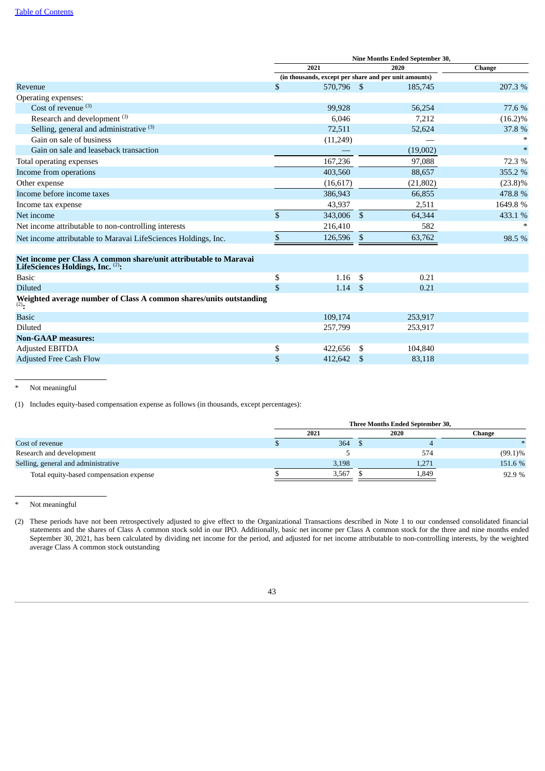| | Nine Months Ended September 30, | | |
|---|---|---|---|
| | 2021 | 2020 | Change |
| | (in thousands, except per share and per unit amounts) | | |
| Revenue | $ 570,796 | $ 185,745 | 207.3 % |
| Operating expenses: | | | |
| Cost of revenue [(3)] | 99,928 | 56,254 | 77.6 % |
| Research and development [(3)] | 6,046 | 7,212 | (16.2)% |
| Selling, general and administrative [(3)] | 72,511 | 52,624 | 37.8 % |
| Gain on sale of business | (11,249) | — | * |
| Gain on sale and leaseback transaction | — | (19,002) | * |
| Total operating expenses | 167,236 | 97,088 | 72.3 % |
| Income from operations | 403,560 | 88,657 | 355.2 % |
| Other expense | (16,617) | (21,802) | (23.8)% |
| Income before income taxes | 386,943 | 66,855 | 478.8 % |
| Income tax expense | 43,937 | 2,511 | 1649.8 % |
| Net income | $ 343,006 | $ 64,344 | 433.1 % |
| Net income attributable to non-controlling interests | 216,410 | 582 | * |
| Net income attributable to Maravai LifeSciences Holdings, Inc. | $ 126,596 | $ 63,762 | 98.5 % |
| **Net income per Class A common share/unit attributable to Maravai LifeSciences Holdings, Inc. [(2)]:** | | | |
| Basic | $ 1.16 | $ 0.21 | |
| Diluted | $ 1.14 | $ 0.21 | |
| **Weighted average number of Class A common shares/units outstanding [(2)]:** | | | |
| Basic | 109,174 | 253,917 | |
| Diluted | 257,799 | 253,917 | |
| **Non-GAAP measures:** | | | |
| Adjusted EBITDA | $ 422,656 | $ 104,840 | |
| Adjusted Free Cash Flow | $ 412,642 | $ 83,118 | |

\* Not meaningful

(1) Includes equity-based compensation expense as follows (in thousands, except percentages):

| | Three Months Ended September 30, | | |
|---|---|---|---|
| | 2021 | 2020 | Change |
| Cost of revenue | $ 364 | $ 4 | * |
| Research and development | 5 | 574 | (99.1)% |
| Selling, general and administrative | 3,198 | 1,271 | 151.6 % |
| Total equity-based compensation expense | $ 3,567 | $ 1,849 | 92.9 % |

\* Not meaningful

(2) These periods have not been retrospectively adjusted to give effect to the Organizational Transactions described in Note 1 to our condensed consolidated financial statements and the shares of Class A common stock sold in our IPO. Additionally, basic net income per Class A common stock for the three and nine months ended September 30, 2021, has been calculated by dividing net income for the period, and adjusted for net income attributable to non-controlling interests, by the weighted average Class A common stock outstanding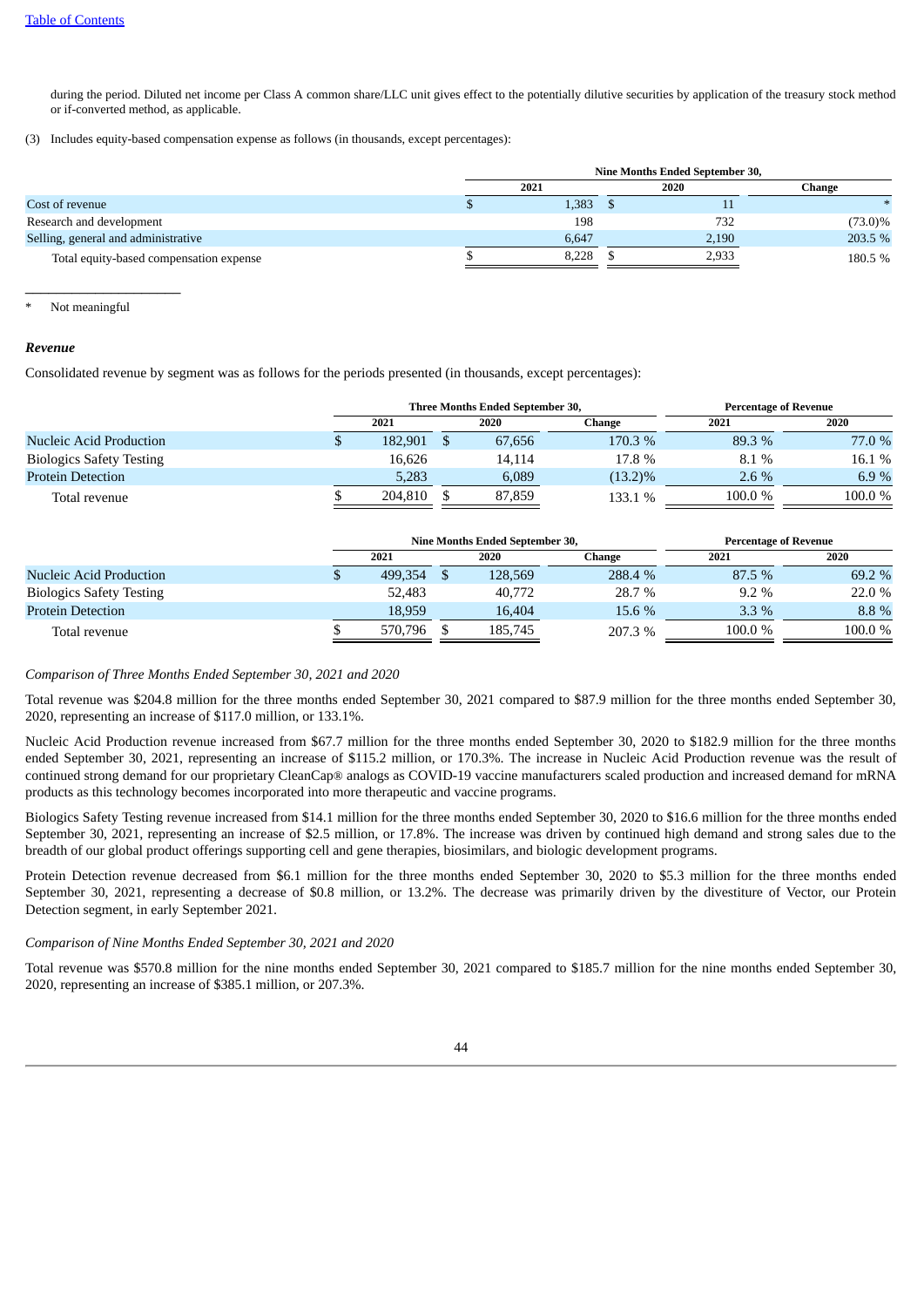during the period. Diluted net income per Class A common share/LLC unit gives effect to the potentially dilutive securities by application of the treasury stock method or if-converted method, as applicable.

(3) Includes equity-based compensation expense as follows (in thousands, except percentages):

| | Nine Months Ended September 30, | | |
|---|---|---|---|
| | 2021 | 2020 | Change |
| Cost of revenue | $ 1,383 | $ 11 | * |
| Research and development | 198 | 732 | (73.0)% |
| Selling, general and administrative | 6,647 | 2,190 | 203.5 % |
| Total equity-based compensation expense | $ 8,228 | $ 2,933 | 180.5 % |

\* Not meaningful

### *Revenue*

Consolidated revenue by segment was as follows for the periods presented (in thousands, except percentages):

| | Three Months Ended September 30, | | | Percentage of Revenue | |
|---|---|---|---|---|---|
| | 2021 | 2020 | Change | 2021 | 2020 |
| Nucleic Acid Production | $ 182,901 | $ 67,656 | 170.3 % | 89.3 % | 77.0 % |
| Biologics Safety Testing | 16,626 | 14,114 | 17.8 % | 8.1 % | 16.1 % |
| Protein Detection | 5,283 | 6,089 | (13.2)% | 2.6 % | 6.9 % |
| Total revenue | $ 204,810 | $ 87,859 | 133.1 % | 100.0 % | 100.0 % |

| | Nine Months Ended September 30, | | | Percentage of Revenue | |
|---|---|---|---|---|---|
| | 2021 | 2020 | Change | 2021 | 2020 |
| Nucleic Acid Production | $ 499,354 | $ 128,569 | 288.4 % | 87.5 % | 69.2 % |
| Biologics Safety Testing | 52,483 | 40,772 | 28.7 % | 9.2 % | 22.0 % |
| Protein Detection | 18,959 | 16,404 | 15.6 % | 3.3 % | 8.8 % |
| Total revenue | $ 570,796 | $ 185,745 | 207.3 % | 100.0 % | 100.0 % |

*Comparison of Three Months Ended September 30, 2021 and 2020*

Total revenue was $204.8 million for the three months ended September 30, 2021 compared to $87.9 million for the three months ended September 30, 2020, representing an increase of $117.0 million, or 133.1%.

Nucleic Acid Production revenue increased from $67.7 million for the three months ended September 30, 2020 to $182.9 million for the three months ended September 30, 2021, representing an increase of $115.2 million, or 170.3%. The increase in Nucleic Acid Production revenue was the result of continued strong demand for our proprietary CleanCap® analogs as COVID-19 vaccine manufacturers scaled production and increased demand for mRNA products as this technology becomes incorporated into more therapeutic and vaccine programs.

Biologics Safety Testing revenue increased from $14.1 million for the three months ended September 30, 2020 to $16.6 million for the three months ended September 30, 2021, representing an increase of $2.5 million, or 17.8%. The increase was driven by continued high demand and strong sales due to the breadth of our global product offerings supporting cell and gene therapies, biosimilars, and biologic development programs.

Protein Detection revenue decreased from $6.1 million for the three months ended September 30, 2020 to $5.3 million for the three months ended September 30, 2021, representing a decrease of $0.8 million, or 13.2%. The decrease was primarily driven by the divestiture of Vector, our Protein Detection segment, in early September 2021.

*Comparison of Nine Months Ended September 30, 2021 and 2020*

Total revenue was $570.8 million for the nine months ended September 30, 2021 compared to $185.7 million for the nine months ended September 30, 2020, representing an increase of $385.1 million, or 207.3%.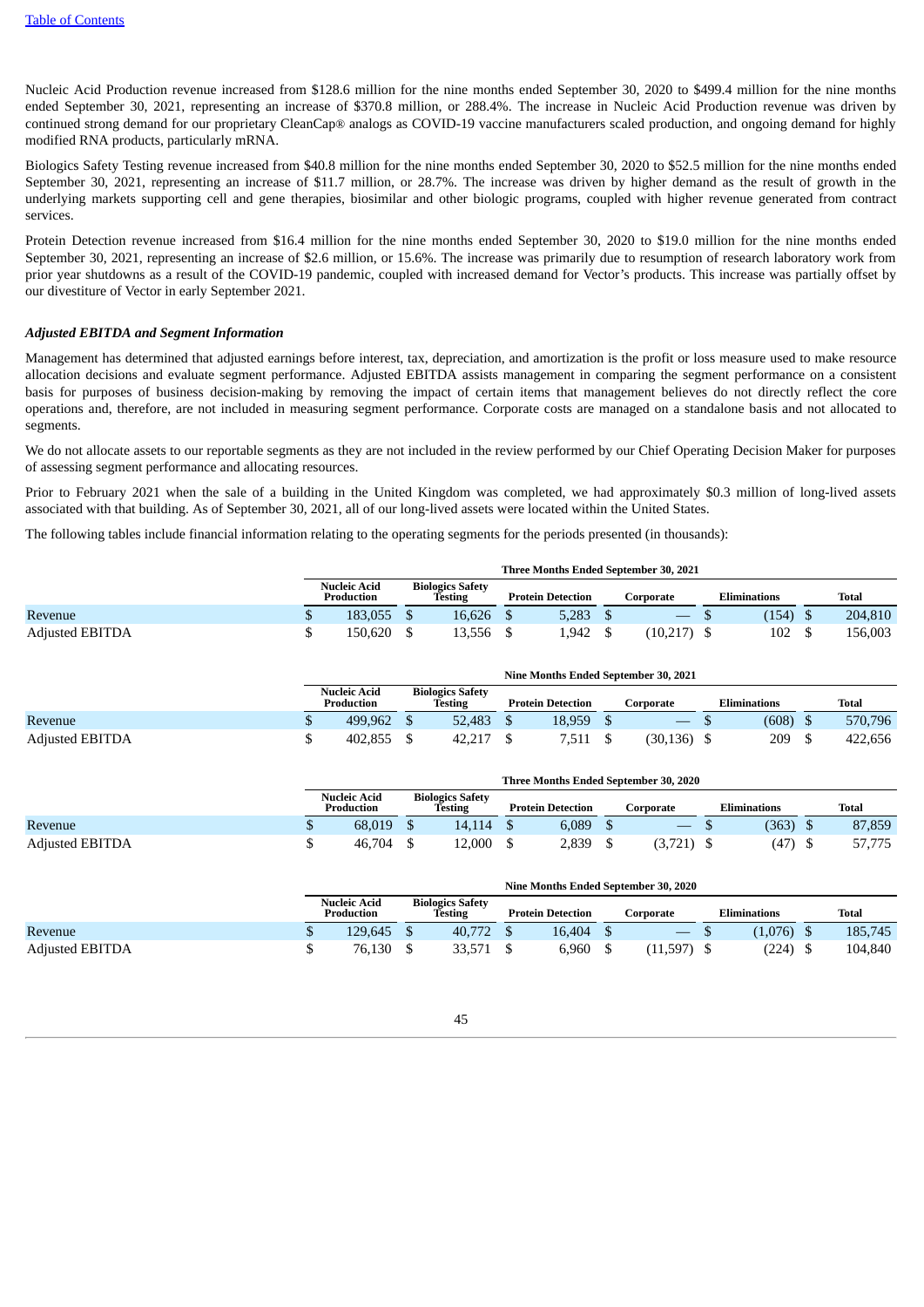Nucleic Acid Production revenue increased from $128.6 million for the nine months ended September 30, 2020 to $499.4 million for the nine months ended September 30, 2021, representing an increase of $370.8 million, or 288.4%. The increase in Nucleic Acid Production revenue was driven by continued strong demand for our proprietary CleanCap® analogs as COVID-19 vaccine manufacturers scaled production, and ongoing demand for highly modified RNA products, particularly mRNA.

Biologics Safety Testing revenue increased from $40.8 million for the nine months ended September 30, 2020 to $52.5 million for the nine months ended September 30, 2021, representing an increase of $11.7 million, or 28.7%. The increase was driven by higher demand as the result of growth in the underlying markets supporting cell and gene therapies, biosimilar and other biologic programs, coupled with higher revenue generated from contract services.

Protein Detection revenue increased from $16.4 million for the nine months ended September 30, 2020 to $19.0 million for the nine months ended September 30, 2021, representing an increase of $2.6 million, or 15.6%. The increase was primarily due to resumption of research laboratory work from prior year shutdowns as a result of the COVID-19 pandemic, coupled with increased demand for Vector's products. This increase was partially offset by our divestiture of Vector in early September 2021.

***Adjusted EBITDA and Segment Information***

Management has determined that adjusted earnings before interest, tax, depreciation, and amortization is the profit or loss measure used to make resource allocation decisions and evaluate segment performance. Adjusted EBITDA assists management in comparing the segment performance on a consistent basis for purposes of business decision-making by removing the impact of certain items that management believes do not directly reflect the core operations and, therefore, are not included in measuring segment performance. Corporate costs are managed on a standalone basis and not allocated to segments.

We do not allocate assets to our reportable segments as they are not included in the review performed by our Chief Operating Decision Maker for purposes of assessing segment performance and allocating resources.

Prior to February 2021 when the sale of a building in the United Kingdom was completed, we had approximately $0.3 million of long-lived assets associated with that building. As of September 30, 2021, all of our long-lived assets were located within the United States.

The following tables include financial information relating to the operating segments for the periods presented (in thousands):

| | Three Months Ended September 30, 2021 | | | | | |
|---|---|---|---|---|---|---|
| | Nucleic Acid Production | Biologics Safety Testing | Protein Detection | Corporate | Eliminations | Total |
| Revenue | $ 183,055 | $ 16,626 | $ 5,283 | $ — | $ (154) | $ 204,810 |
| Adjusted EBITDA | $ 150,620 | $ 13,556 | $ 1,942 | $ (10,217) | $ 102 | $ 156,003 |

| | Nine Months Ended September 30, 2021 | | | | | |
|---|---|---|---|---|---|---|
| | Nucleic Acid Production | Biologics Safety Testing | Protein Detection | Corporate | Eliminations | Total |
| Revenue | $ 499,962 | $ 52,483 | $ 18,959 | $ — | $ (608) | $ 570,796 |
| Adjusted EBITDA | $ 402,855 | $ 42,217 | $ 7,511 | $ (30,136) | $ 209 | $ 422,656 |

| | Three Months Ended September 30, 2020 | | | | | |
|---|---|---|---|---|---|---|
| | Nucleic Acid Production | Biologics Safety Testing | Protein Detection | Corporate | Eliminations | Total |
| Revenue | $ 68,019 | $ 14,114 | $ 6,089 | $ — | $ (363) | $ 87,859 |
| Adjusted EBITDA | $ 46,704 | $ 12,000 | $ 2,839 | $ (3,721) | $ (47) | $ 57,775 |

| | Nine Months Ended September 30, 2020 | | | | | |
|---|---|---|---|---|---|---|
| | Nucleic Acid Production | Biologics Safety Testing | Protein Detection | Corporate | Eliminations | Total |
| Revenue | $ 129,645 | $ 40,772 | $ 16,404 | $ — | $ (1,076) | $ 185,745 |
| Adjusted EBITDA | $ 76,130 | $ 33,571 | $ 6,960 | $ (11,597) | $ (224) | $ 104,840 |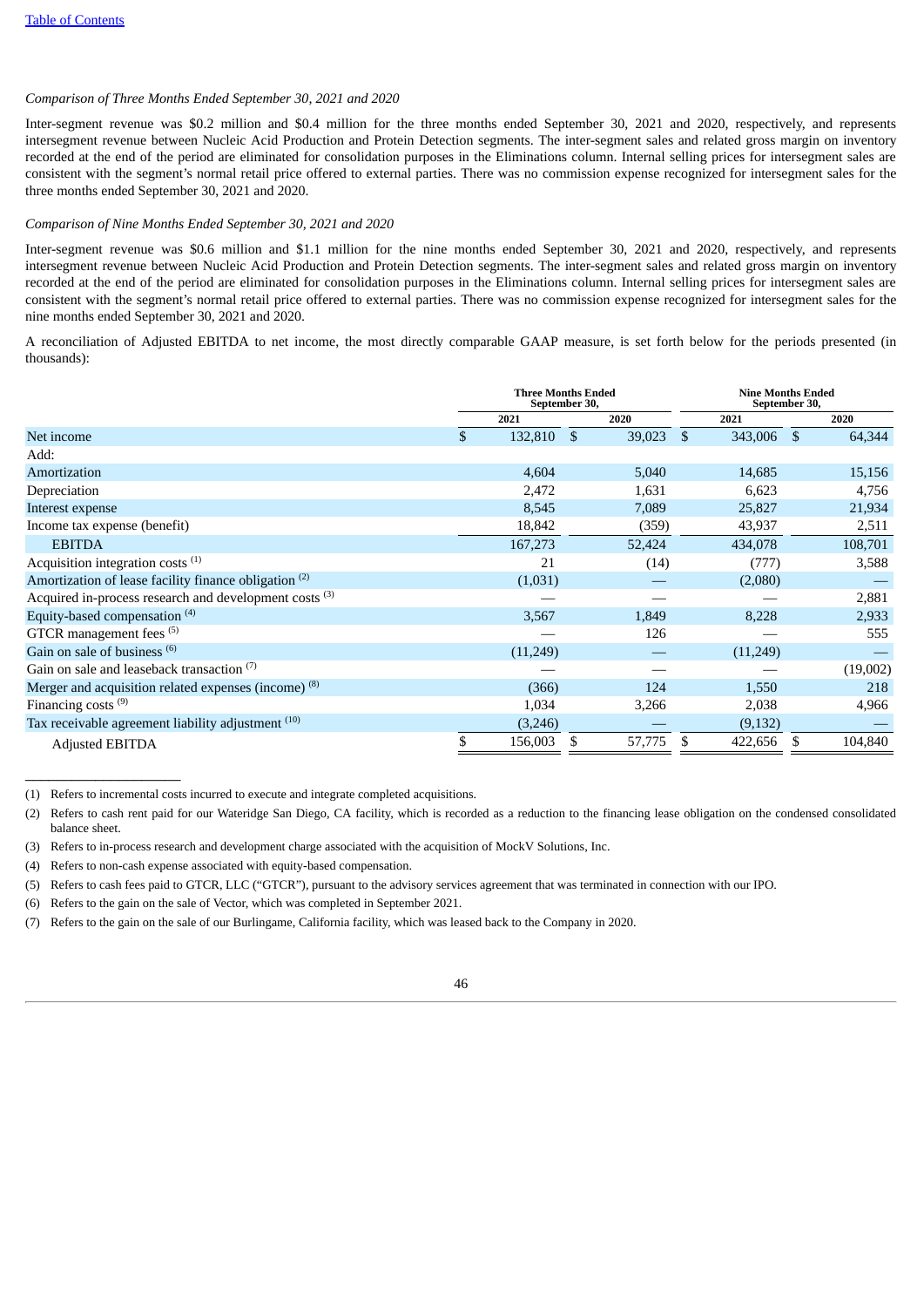[Table of Contents](#)

*Comparison of Three Months Ended September 30, 2021 and 2020*

Inter-segment revenue was \$0.2 million and \$0.4 million for the three months ended September 30, 2021 and 2020, respectively, and represents intersegment revenue between Nucleic Acid Production and Protein Detection segments. The inter-segment sales and related gross margin on inventory recorded at the end of the period are eliminated for consolidation purposes in the Eliminations column. Internal selling prices for intersegment sales are consistent with the segment's normal retail price offered to external parties. There was no commission expense recognized for intersegment sales for the three months ended September 30, 2021 and 2020.

*Comparison of Nine Months Ended September 30, 2021 and 2020*

Inter-segment revenue was \$0.6 million and \$1.1 million for the nine months ended September 30, 2021 and 2020, respectively, and represents intersegment revenue between Nucleic Acid Production and Protein Detection segments. The inter-segment sales and related gross margin on inventory recorded at the end of the period are eliminated for consolidation purposes in the Eliminations column. Internal selling prices for intersegment sales are consistent with the segment's normal retail price offered to external parties. There was no commission expense recognized for intersegment sales for the nine months ended September 30, 2021 and 2020.

A reconciliation of Adjusted EBITDA to net income, the most directly comparable GAAP measure, is set forth below for the periods presented (in thousands):

| | Three Months Ended September 30, | | Nine Months Ended September 30, | |
|---|---|---|---|---|
| | 2021 | 2020 | 2021 | 2020 |
| Net income | $ 132,810 | $ 39,023 | $ 343,006 | $ 64,344 |
| Add: | | | | |
| Amortization | 4,604 | 5,040 | 14,685 | 15,156 |
| Depreciation | 2,472 | 1,631 | 6,623 | 4,756 |
| Interest expense | 8,545 | 7,089 | 25,827 | 21,934 |
| Income tax expense (benefit) | 18,842 | (359) | 43,937 | 2,511 |
| EBITDA | 167,273 | 52,424 | 434,078 | 108,701 |
| Acquisition integration costs [(1)] | 21 | (14) | (777) | 3,588 |
| Amortization of lease facility finance obligation [(2)] | (1,031) | — | (2,080) | — |
| Acquired in-process research and development costs [(3)] | — | — | — | 2,881 |
| Equity-based compensation [(4)] | 3,567 | 1,849 | 8,228 | 2,933 |
| GTCR management fees [(5)] | — | 126 | — | 555 |
| Gain on sale of business [(6)] | (11,249) | — | (11,249) | — |
| Gain on sale and leaseback transaction [(7)] | — | — | — | (19,002) |
| Merger and acquisition related expenses (income) [(8)] | (366) | 124 | 1,550 | 218 |
| Financing costs [(9)] | 1,034 | 3,266 | 2,038 | 4,966 |
| Tax receivable agreement liability adjustment [(10)] | (3,246) | — | (9,132) | — |
| Adjusted EBITDA | $ 156,003 | $ 57,775 | $ 422,656 | $ 104,840 |

(1) Refers to incremental costs incurred to execute and integrate completed acquisitions.

(2) Refers to cash rent paid for our Wateridge San Diego, CA facility, which is recorded as a reduction to the financing lease obligation on the condensed consolidated balance sheet.

(3) Refers to in-process research and development charge associated with the acquisition of MockV Solutions, Inc.

(4) Refers to non-cash expense associated with equity-based compensation.

(5) Refers to cash fees paid to GTCR, LLC ("GTCR"), pursuant to the advisory services agreement that was terminated in connection with our IPO.

(6) Refers to the gain on the sale of Vector, which was completed in September 2021.

(7) Refers to the gain on the sale of our Burlingame, California facility, which was leased back to the Company in 2020.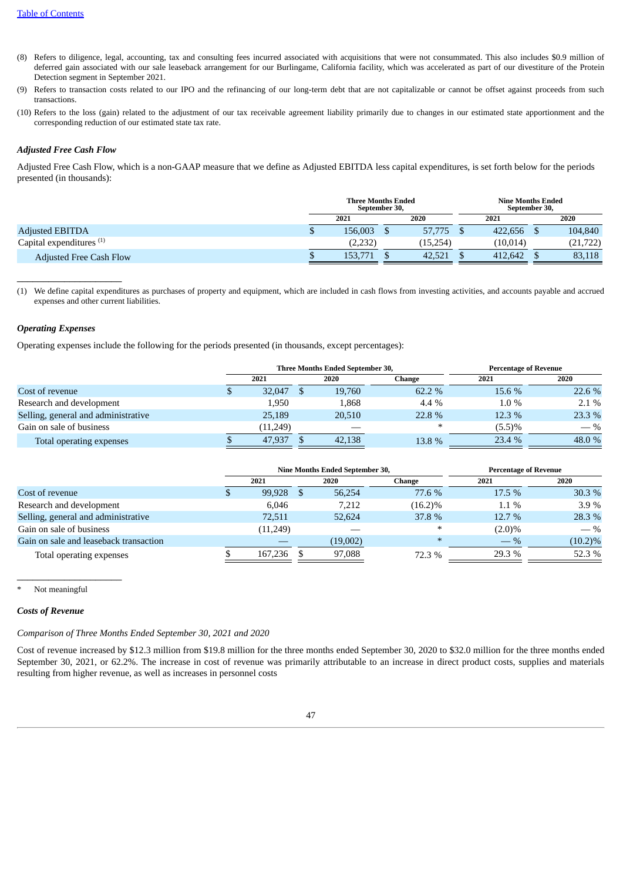[Table of Contents](#)

(8) Refers to diligence, legal, accounting, tax and consulting fees incurred associated with acquisitions that were not consummated. This also includes $0.9 million of deferred gain associated with our sale leaseback arrangement for our Burlingame, California facility, which was accelerated as part of our divestiture of the Protein Detection segment in September 2021.

(9) Refers to transaction costs related to our IPO and the refinancing of our long-term debt that are not capitalizable or cannot be offset against proceeds from such transactions.

(10) Refers to the loss (gain) related to the adjustment of our tax receivable agreement liability primarily due to changes in our estimated state apportionment and the corresponding reduction of our estimated state tax rate.

### *Adjusted Free Cash Flow*

Adjusted Free Cash Flow, which is a non-GAAP measure that we define as Adjusted EBITDA less capital expenditures, is set forth below for the periods presented (in thousands):

| | Three Months Ended September 30, | | Nine Months Ended September 30, | |
|---|---|---|---|---|
| | 2021 | 2020 | 2021 | 2020 |
| Adjusted EBITDA | $ 156,003 | $ 57,775 | $ 422,656 | $ 104,840 |
| Capital expenditures [(1)] | (2,232) | (15,254) | (10,014) | (21,722) |
| Adjusted Free Cash Flow | $ 153,771 | $ 42,521 | $ 412,642 | $ 83,118 |

---

(1) We define capital expenditures as purchases of property and equipment, which are included in cash flows from investing activities, and accounts payable and accrued expenses and other current liabilities.

### *Operating Expenses*

Operating expenses include the following for the periods presented (in thousands, except percentages):

| | Three Months Ended September 30, | | | Percentage of Revenue | |
|---|---|---|---|---|---|
| | 2021 | 2020 | Change | 2021 | 2020 |
| Cost of revenue | $ 32,047 | $ 19,760 | 62.2 % | 15.6 % | 22.6 % |
| Research and development | 1,950 | 1,868 | 4.4 % | 1.0 % | 2.1 % |
| Selling, general and administrative | 25,189 | 20,510 | 22.8 % | 12.3 % | 23.3 % |
| Gain on sale of business | (11,249) | — | * | (5.5)% | — % |
| Total operating expenses | $ 47,937 | $ 42,138 | 13.8 % | 23.4 % | 48.0 % |

| | Nine Months Ended September 30, | | | Percentage of Revenue | |
|---|---|---|---|---|---|
| | 2021 | 2020 | Change | 2021 | 2020 |
| Cost of revenue | $ 99,928 | $ 56,254 | 77.6 % | 17.5 % | 30.3 % |
| Research and development | 6,046 | 7,212 | (16.2)% | 1.1 % | 3.9 % |
| Selling, general and administrative | 72,511 | 52,624 | 37.8 % | 12.7 % | 28.3 % |
| Gain on sale of business | (11,249) | — | * | (2.0)% | — % |
| Gain on sale and leaseback transaction | — | (19,002) | * | — % | (10.2)% |
| Total operating expenses | $ 167,236 | $ 97,088 | 72.3 % | 29.3 % | 52.3 % |

---

\* Not meaningful

### *Costs of Revenue*

*Comparison of Three Months Ended September 30, 2021 and 2020*

Cost of revenue increased by $12.3 million from $19.8 million for the three months ended September 30, 2020 to $32.0 million for the three months ended September 30, 2021, or 62.2%. The increase in cost of revenue was primarily attributable to an increase in direct product costs, supplies and materials resulting from higher revenue, as well as increases in personnel costs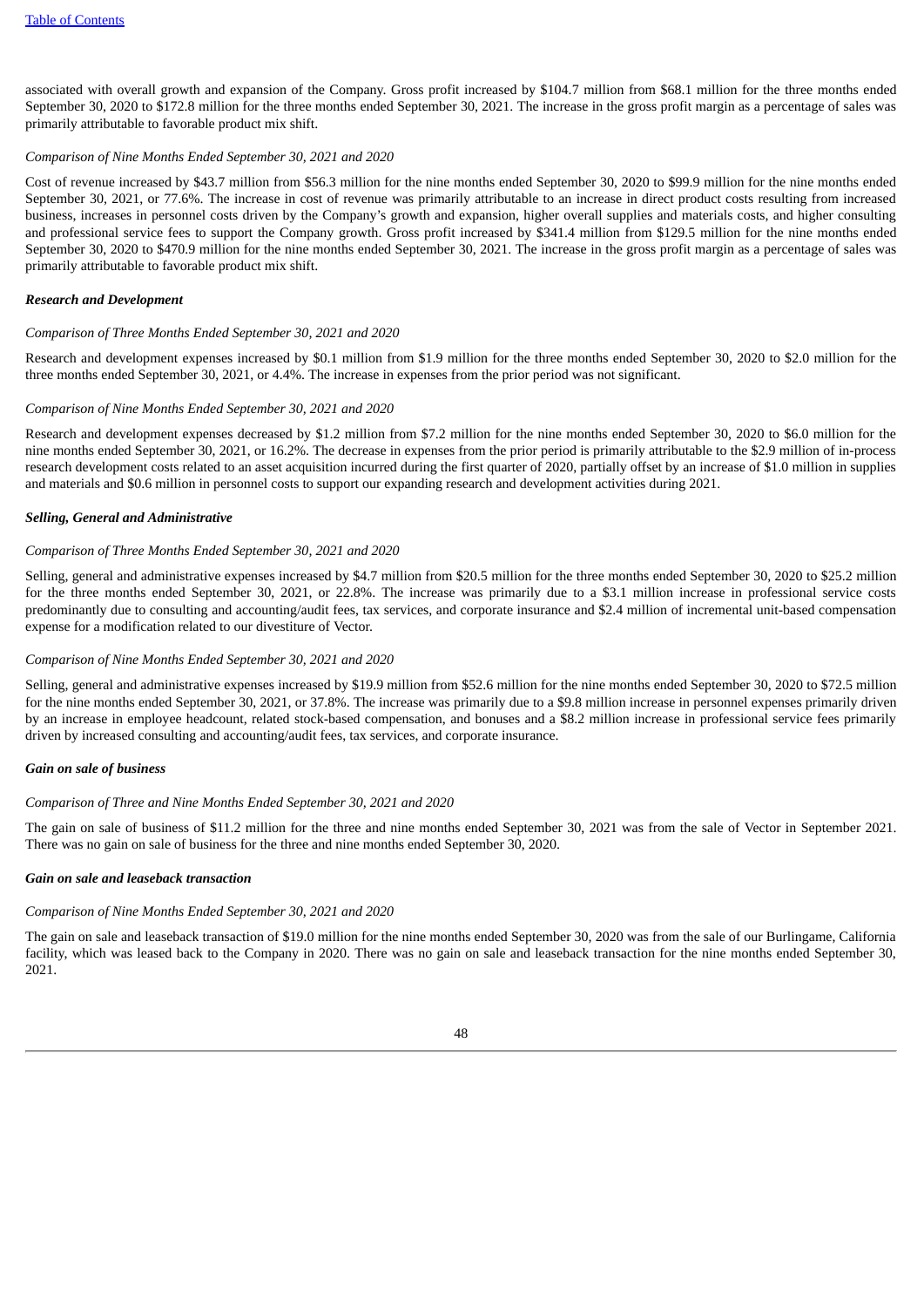associated with overall growth and expansion of the Company. Gross profit increased by $104.7 million from $68.1 million for the three months ended September 30, 2020 to $172.8 million for the three months ended September 30, 2021. The increase in the gross profit margin as a percentage of sales was primarily attributable to favorable product mix shift.

*Comparison of Nine Months Ended September 30, 2021 and 2020*

Cost of revenue increased by $43.7 million from $56.3 million for the nine months ended September 30, 2020 to $99.9 million for the nine months ended September 30, 2021, or 77.6%. The increase in cost of revenue was primarily attributable to an increase in direct product costs resulting from increased business, increases in personnel costs driven by the Company's growth and expansion, higher overall supplies and materials costs, and higher consulting and professional service fees to support the Company growth. Gross profit increased by $341.4 million from $129.5 million for the nine months ended September 30, 2020 to $470.9 million for the nine months ended September 30, 2021. The increase in the gross profit margin as a percentage of sales was primarily attributable to favorable product mix shift.

***Research and Development***

*Comparison of Three Months Ended September 30, 2021 and 2020*

Research and development expenses increased by $0.1 million from $1.9 million for the three months ended September 30, 2020 to $2.0 million for the three months ended September 30, 2021, or 4.4%. The increase in expenses from the prior period was not significant.

*Comparison of Nine Months Ended September 30, 2021 and 2020*

Research and development expenses decreased by $1.2 million from $7.2 million for the nine months ended September 30, 2020 to $6.0 million for the nine months ended September 30, 2021, or 16.2%. The decrease in expenses from the prior period is primarily attributable to the $2.9 million of in-process research development costs related to an asset acquisition incurred during the first quarter of 2020, partially offset by an increase of $1.0 million in supplies and materials and $0.6 million in personnel costs to support our expanding research and development activities during 2021.

***Selling, General and Administrative***

*Comparison of Three Months Ended September 30, 2021 and 2020*

Selling, general and administrative expenses increased by $4.7 million from $20.5 million for the three months ended September 30, 2020 to $25.2 million for the three months ended September 30, 2021, or 22.8%. The increase was primarily due to a $3.1 million increase in professional service costs predominantly due to consulting and accounting/audit fees, tax services, and corporate insurance and $2.4 million of incremental unit-based compensation expense for a modification related to our divestiture of Vector.

*Comparison of Nine Months Ended September 30, 2021 and 2020*

Selling, general and administrative expenses increased by $19.9 million from $52.6 million for the nine months ended September 30, 2020 to $72.5 million for the nine months ended September 30, 2021, or 37.8%. The increase was primarily due to a $9.8 million increase in personnel expenses primarily driven by an increase in employee headcount, related stock-based compensation, and bonuses and a $8.2 million increase in professional service fees primarily driven by increased consulting and accounting/audit fees, tax services, and corporate insurance.

***Gain on sale of business***

*Comparison of Three and Nine Months Ended September 30, 2021 and 2020*

The gain on sale of business of $11.2 million for the three and nine months ended September 30, 2021 was from the sale of Vector in September 2021. There was no gain on sale of business for the three and nine months ended September 30, 2020.

***Gain on sale and leaseback transaction***

*Comparison of Nine Months Ended September 30, 2021 and 2020*

The gain on sale and leaseback transaction of $19.0 million for the nine months ended September 30, 2020 was from the sale of our Burlingame, California facility, which was leased back to the Company in 2020. There was no gain on sale and leaseback transaction for the nine months ended September 30, 2021.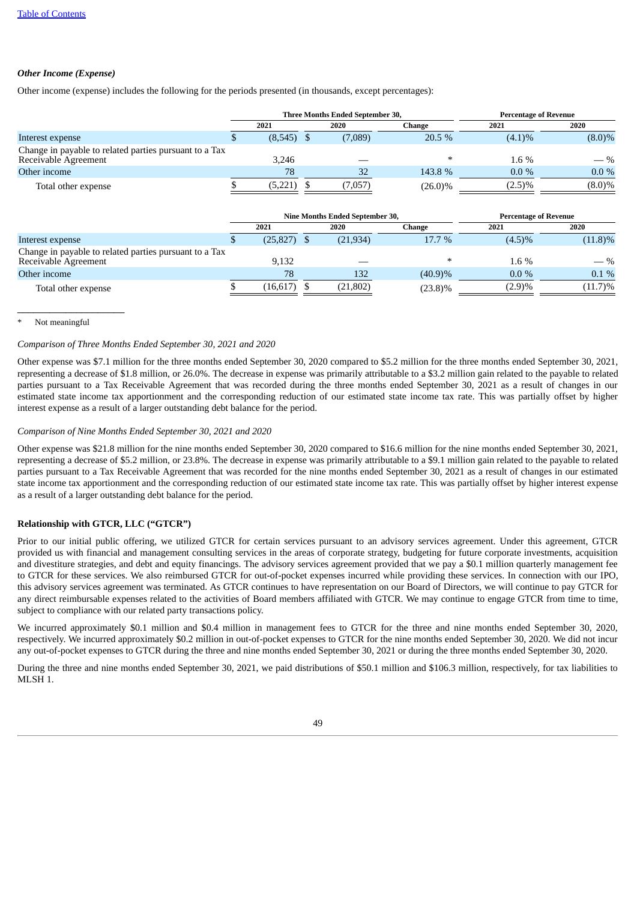### *Other Income (Expense)*

Other income (expense) includes the following for the periods presented (in thousands, except percentages):

| | Three Months Ended September 30, | | | Percentage of Revenue | |
|---|---|---|---|---|---|
| | 2021 | 2020 | Change | 2021 | 2020 |
| Interest expense | $ (8,545) | $ (7,089) | 20.5 % | (4.1)% | (8.0)% |
| Change in payable to related parties pursuant to a Tax Receivable Agreement | 3,246 | — | * | 1.6 % | — % |
| Other income | 78 | 32 | 143.8 % | 0.0 % | 0.0 % |
| Total other expense | $ (5,221) | $ (7,057) | (26.0)% | (2.5)% | (8.0)% |

| | Nine Months Ended September 30, | | | Percentage of Revenue | |
|---|---|---|---|---|---|
| | 2021 | 2020 | Change | 2021 | 2020 |
| Interest expense | $ (25,827) | $ (21,934) | 17.7 % | (4.5)% | (11.8)% |
| Change in payable to related parties pursuant to a Tax Receivable Agreement | 9,132 | — | * | 1.6 % | — % |
| Other income | 78 | 132 | (40.9)% | 0.0 % | 0.1 % |
| Total other expense | $ (16,617) | $ (21,802) | (23.8)% | (2.9)% | (11.7)% |

\_\_\_\_\_\_\_\_\_\_\_\_\_\_\_\_\_\_\_\_\_\_

\* Not meaningful

*Comparison of Three Months Ended September 30, 2021 and 2020*

Other expense was $7.1 million for the three months ended September 30, 2020 compared to $5.2 million for the three months ended September 30, 2021, representing a decrease of $1.8 million, or 26.0%. The decrease in expense was primarily attributable to a $3.2 million gain related to the payable to related parties pursuant to a Tax Receivable Agreement that was recorded during the three months ended September 30, 2021 as a result of changes in our estimated state income tax apportionment and the corresponding reduction of our estimated state income tax rate. This was partially offset by higher interest expense as a result of a larger outstanding debt balance for the period.

*Comparison of Nine Months Ended September 30, 2021 and 2020*

Other expense was $21.8 million for the nine months ended September 30, 2020 compared to $16.6 million for the nine months ended September 30, 2021, representing a decrease of $5.2 million, or 23.8%. The decrease in expense was primarily attributable to a $9.1 million gain related to the payable to related parties pursuant to a Tax Receivable Agreement that was recorded for the nine months ended September 30, 2021 as a result of changes in our estimated state income tax apportionment and the corresponding reduction of our estimated state income tax rate. This was partially offset by higher interest expense as a result of a larger outstanding debt balance for the period.

### Relationship with GTCR, LLC ("GTCR")

Prior to our initial public offering, we utilized GTCR for certain services pursuant to an advisory services agreement. Under this agreement, GTCR provided us with financial and management consulting services in the areas of corporate strategy, budgeting for future corporate investments, acquisition and divestiture strategies, and debt and equity financings. The advisory services agreement provided that we pay a $0.1 million quarterly management fee to GTCR for these services. We also reimbursed GTCR for out-of-pocket expenses incurred while providing these services. In connection with our IPO, this advisory services agreement was terminated. As GTCR continues to have representation on our Board of Directors, we will continue to pay GTCR for any direct reimbursable expenses related to the activities of Board members affiliated with GTCR. We may continue to engage GTCR from time to time, subject to compliance with our related party transactions policy.

We incurred approximately $0.1 million and $0.4 million in management fees to GTCR for the three and nine months ended September 30, 2020, respectively. We incurred approximately $0.2 million in out-of-pocket expenses to GTCR for the nine months ended September 30, 2020. We did not incur any out-of-pocket expenses to GTCR during the three and nine months ended September 30, 2021 or during the three months ended September 30, 2020.

During the three and nine months ended September 30, 2021, we paid distributions of $50.1 million and $106.3 million, respectively, for tax liabilities to MLSH 1.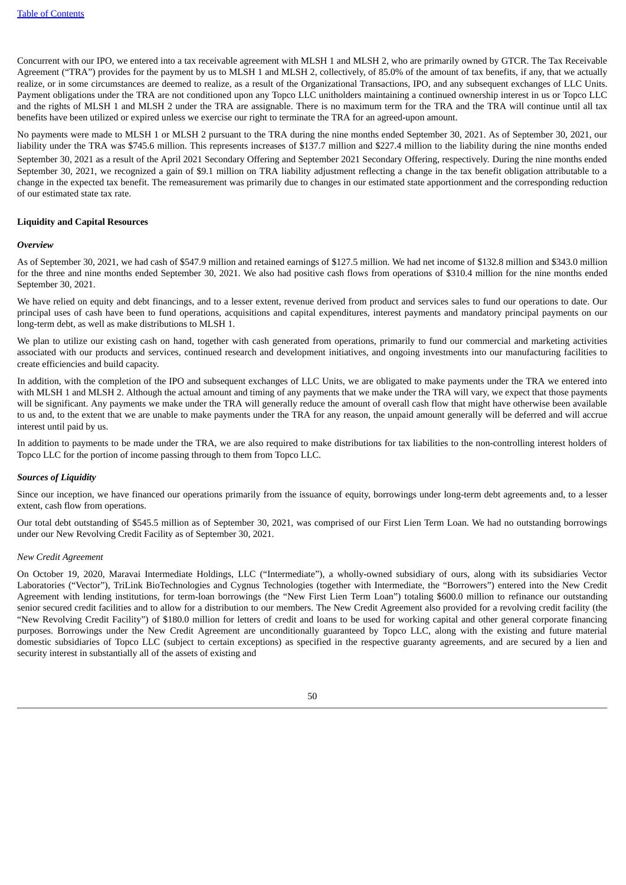Concurrent with our IPO, we entered into a tax receivable agreement with MLSH 1 and MLSH 2, who are primarily owned by GTCR. The Tax Receivable Agreement ("TRA") provides for the payment by us to MLSH 1 and MLSH 2, collectively, of 85.0% of the amount of tax benefits, if any, that we actually realize, or in some circumstances are deemed to realize, as a result of the Organizational Transactions, IPO, and any subsequent exchanges of LLC Units. Payment obligations under the TRA are not conditioned upon any Topco LLC unitholders maintaining a continued ownership interest in us or Topco LLC and the rights of MLSH 1 and MLSH 2 under the TRA are assignable. There is no maximum term for the TRA and the TRA will continue until all tax benefits have been utilized or expired unless we exercise our right to terminate the TRA for an agreed-upon amount.

No payments were made to MLSH 1 or MLSH 2 pursuant to the TRA during the nine months ended September 30, 2021. As of September 30, 2021, our liability under the TRA was $745.6 million. This represents increases of $137.7 million and $227.4 million to the liability during the nine months ended September 30, 2021 as a result of the April 2021 Secondary Offering and September 2021 Secondary Offering, respectively. During the nine months ended September 30, 2021, we recognized a gain of $9.1 million on TRA liability adjustment reflecting a change in the tax benefit obligation attributable to a change in the expected tax benefit. The remeasurement was primarily due to changes in our estimated state apportionment and the corresponding reduction of our estimated state tax rate.

**Liquidity and Capital Resources**

***Overview***

As of September 30, 2021, we had cash of $547.9 million and retained earnings of $127.5 million. We had net income of $132.8 million and $343.0 million for the three and nine months ended September 30, 2021. We also had positive cash flows from operations of $310.4 million for the nine months ended September 30, 2021.

We have relied on equity and debt financings, and to a lesser extent, revenue derived from product and services sales to fund our operations to date. Our principal uses of cash have been to fund operations, acquisitions and capital expenditures, interest payments and mandatory principal payments on our long-term debt, as well as make distributions to MLSH 1.

We plan to utilize our existing cash on hand, together with cash generated from operations, primarily to fund our commercial and marketing activities associated with our products and services, continued research and development initiatives, and ongoing investments into our manufacturing facilities to create efficiencies and build capacity.

In addition, with the completion of the IPO and subsequent exchanges of LLC Units, we are obligated to make payments under the TRA we entered into with MLSH 1 and MLSH 2. Although the actual amount and timing of any payments that we make under the TRA will vary, we expect that those payments will be significant. Any payments we make under the TRA will generally reduce the amount of overall cash flow that might have otherwise been available to us and, to the extent that we are unable to make payments under the TRA for any reason, the unpaid amount generally will be deferred and will accrue interest until paid by us.

In addition to payments to be made under the TRA, we are also required to make distributions for tax liabilities to the non-controlling interest holders of Topco LLC for the portion of income passing through to them from Topco LLC.

***Sources of Liquidity***

Since our inception, we have financed our operations primarily from the issuance of equity, borrowings under long-term debt agreements and, to a lesser extent, cash flow from operations.

Our total debt outstanding of $545.5 million as of September 30, 2021, was comprised of our First Lien Term Loan. We had no outstanding borrowings under our New Revolving Credit Facility as of September 30, 2021.

*New Credit Agreement*

On October 19, 2020, Maravai Intermediate Holdings, LLC ("Intermediate"), a wholly-owned subsidiary of ours, along with its subsidiaries Vector Laboratories ("Vector"), TriLink BioTechnologies and Cygnus Technologies (together with Intermediate, the "Borrowers") entered into the New Credit Agreement with lending institutions, for term-loan borrowings (the "New First Lien Term Loan") totaling $600.0 million to refinance our outstanding senior secured credit facilities and to allow for a distribution to our members. The New Credit Agreement also provided for a revolving credit facility (the "New Revolving Credit Facility") of $180.0 million for letters of credit and loans to be used for working capital and other general corporate financing purposes. Borrowings under the New Credit Agreement are unconditionally guaranteed by Topco LLC, along with the existing and future material domestic subsidiaries of Topco LLC (subject to certain exceptions) as specified in the respective guaranty agreements, and are secured by a lien and security interest in substantially all of the assets of existing and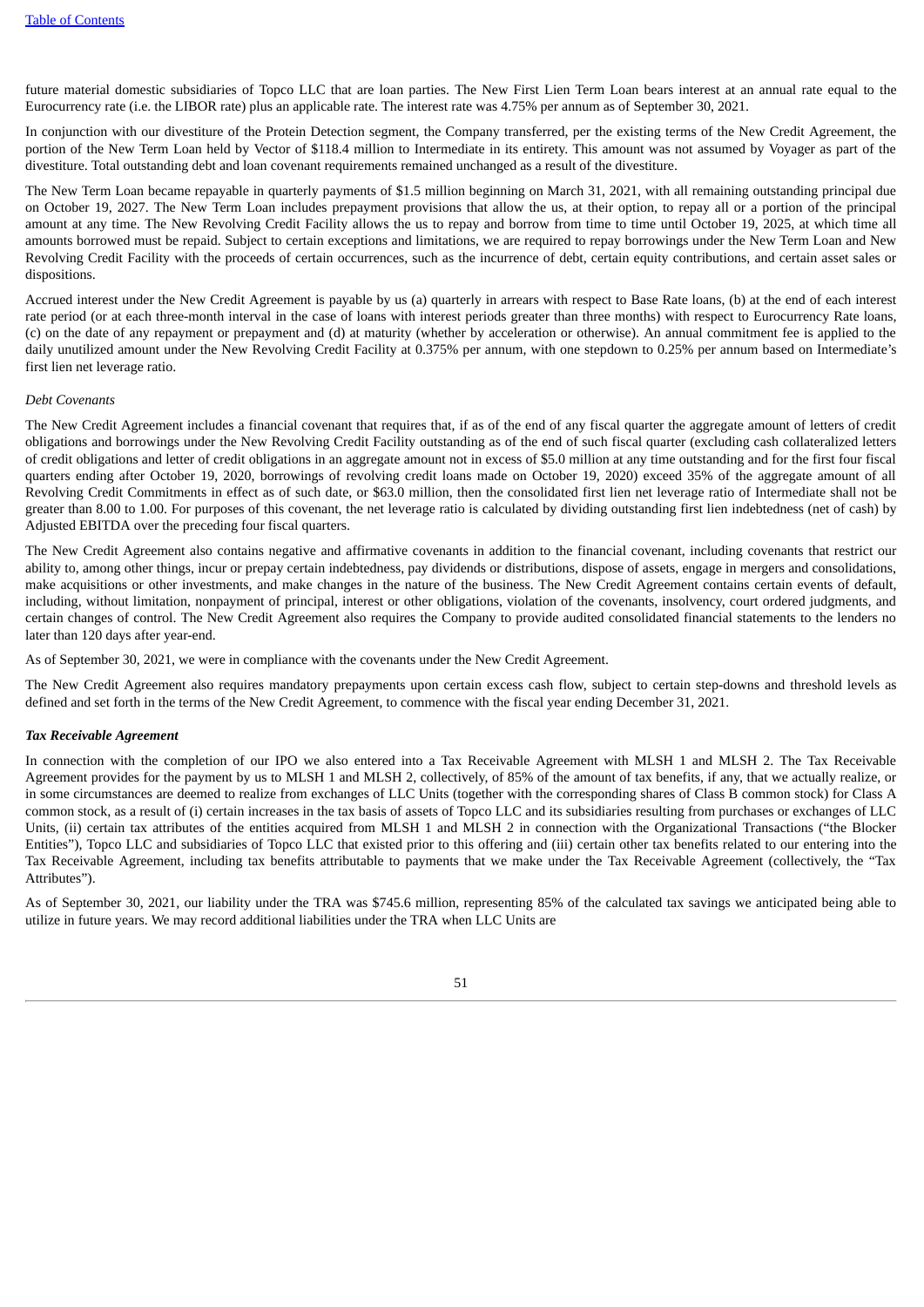future material domestic subsidiaries of Topco LLC that are loan parties. The New First Lien Term Loan bears interest at an annual rate equal to the Eurocurrency rate (i.e. the LIBOR rate) plus an applicable rate. The interest rate was 4.75% per annum as of September 30, 2021.

In conjunction with our divestiture of the Protein Detection segment, the Company transferred, per the existing terms of the New Credit Agreement, the portion of the New Term Loan held by Vector of $118.4 million to Intermediate in its entirety. This amount was not assumed by Voyager as part of the divestiture. Total outstanding debt and loan covenant requirements remained unchanged as a result of the divestiture.

The New Term Loan became repayable in quarterly payments of $1.5 million beginning on March 31, 2021, with all remaining outstanding principal due on October 19, 2027. The New Term Loan includes prepayment provisions that allow the us, at their option, to repay all or a portion of the principal amount at any time. The New Revolving Credit Facility allows the us to repay and borrow from time to time until October 19, 2025, at which time all amounts borrowed must be repaid. Subject to certain exceptions and limitations, we are required to repay borrowings under the New Term Loan and New Revolving Credit Facility with the proceeds of certain occurrences, such as the incurrence of debt, certain equity contributions, and certain asset sales or dispositions.

Accrued interest under the New Credit Agreement is payable by us (a) quarterly in arrears with respect to Base Rate loans, (b) at the end of each interest rate period (or at each three-month interval in the case of loans with interest periods greater than three months) with respect to Eurocurrency Rate loans, (c) on the date of any repayment or prepayment and (d) at maturity (whether by acceleration or otherwise). An annual commitment fee is applied to the daily unutilized amount under the New Revolving Credit Facility at 0.375% per annum, with one stepdown to 0.25% per annum based on Intermediate's first lien net leverage ratio.

*Debt Covenants*

The New Credit Agreement includes a financial covenant that requires that, if as of the end of any fiscal quarter the aggregate amount of letters of credit obligations and borrowings under the New Revolving Credit Facility outstanding as of the end of such fiscal quarter (excluding cash collateralized letters of credit obligations and letter of credit obligations in an aggregate amount not in excess of $5.0 million at any time outstanding and for the first four fiscal quarters ending after October 19, 2020, borrowings of revolving credit loans made on October 19, 2020) exceed 35% of the aggregate amount of all Revolving Credit Commitments in effect as of such date, or $63.0 million, then the consolidated first lien net leverage ratio of Intermediate shall not be greater than 8.00 to 1.00. For purposes of this covenant, the net leverage ratio is calculated by dividing outstanding first lien indebtedness (net of cash) by Adjusted EBITDA over the preceding four fiscal quarters.

The New Credit Agreement also contains negative and affirmative covenants in addition to the financial covenant, including covenants that restrict our ability to, among other things, incur or prepay certain indebtedness, pay dividends or distributions, dispose of assets, engage in mergers and consolidations, make acquisitions or other investments, and make changes in the nature of the business. The New Credit Agreement contains certain events of default, including, without limitation, nonpayment of principal, interest or other obligations, violation of the covenants, insolvency, court ordered judgments, and certain changes of control. The New Credit Agreement also requires the Company to provide audited consolidated financial statements to the lenders no later than 120 days after year-end.

As of September 30, 2021, we were in compliance with the covenants under the New Credit Agreement.

The New Credit Agreement also requires mandatory prepayments upon certain excess cash flow, subject to certain step-downs and threshold levels as defined and set forth in the terms of the New Credit Agreement, to commence with the fiscal year ending December 31, 2021.

***Tax Receivable Agreement***

In connection with the completion of our IPO we also entered into a Tax Receivable Agreement with MLSH 1 and MLSH 2. The Tax Receivable Agreement provides for the payment by us to MLSH 1 and MLSH 2, collectively, of 85% of the amount of tax benefits, if any, that we actually realize, or in some circumstances are deemed to realize from exchanges of LLC Units (together with the corresponding shares of Class B common stock) for Class A common stock, as a result of (i) certain increases in the tax basis of assets of Topco LLC and its subsidiaries resulting from purchases or exchanges of LLC Units, (ii) certain tax attributes of the entities acquired from MLSH 1 and MLSH 2 in connection with the Organizational Transactions ("the Blocker Entities"), Topco LLC and subsidiaries of Topco LLC that existed prior to this offering and (iii) certain other tax benefits related to our entering into the Tax Receivable Agreement, including tax benefits attributable to payments that we make under the Tax Receivable Agreement (collectively, the "Tax Attributes").

As of September 30, 2021, our liability under the TRA was $745.6 million, representing 85% of the calculated tax savings we anticipated being able to utilize in future years. We may record additional liabilities under the TRA when LLC Units are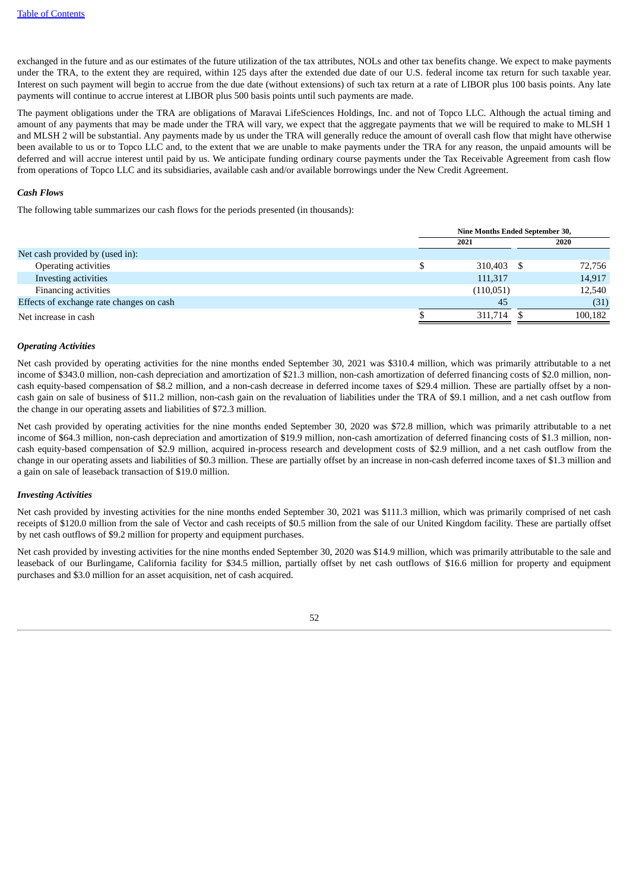exchanged in the future and as our estimates of the future utilization of the tax attributes, NOLs and other tax benefits change. We expect to make payments under the TRA, to the extent they are required, within 125 days after the extended due date of our U.S. federal income tax return for such taxable year. Interest on such payment will begin to accrue from the due date (without extensions) of such tax return at a rate of LIBOR plus 100 basis points. Any late payments will continue to accrue interest at LIBOR plus 500 basis points until such payments are made.

The payment obligations under the TRA are obligations of Maravai LifeSciences Holdings, Inc. and not of Topco LLC. Although the actual timing and amount of any payments that may be made under the TRA will vary, we expect that the aggregate payments that we will be required to make to MLSH 1 and MLSH 2 will be substantial. Any payments made by us under the TRA will generally reduce the amount of overall cash flow that might have otherwise been available to us or to Topco LLC and, to the extent that we are unable to make payments under the TRA for any reason, the unpaid amounts will be deferred and will accrue interest until paid by us. We anticipate funding ordinary course payments under the Tax Receivable Agreement from cash flow from operations of Topco LLC and its subsidiaries, available cash and/or available borrowings under the New Credit Agreement.

***Cash Flows***

The following table summarizes our cash flows for the periods presented (in thousands):

| | Nine Months Ended September 30, | |
|---|---|---|
| | 2021 | 2020 |
| Net cash provided by (used in): | | |
| Operating activities | $ 310,403 | $ 72,756 |
| Investing activities | 111,317 | 14,917 |
| Financing activities | (110,051) | 12,540 |
| Effects of exchange rate changes on cash | 45 | (31) |
| Net increase in cash | $ 311,714 | $ 100,182 |

***Operating Activities***

Net cash provided by operating activities for the nine months ended September 30, 2021 was $310.4 million, which was primarily attributable to a net income of $343.0 million, non-cash depreciation and amortization of $21.3 million, non-cash amortization of deferred financing costs of $2.0 million, non-cash equity-based compensation of $8.2 million, and a non-cash decrease in deferred income taxes of $29.4 million. These are partially offset by a non-cash gain on sale of business of $11.2 million, non-cash gain on the revaluation of liabilities under the TRA of $9.1 million, and a net cash outflow from the change in our operating assets and liabilities of $72.3 million.

Net cash provided by operating activities for the nine months ended September 30, 2020 was $72.8 million, which was primarily attributable to a net income of $64.3 million, non-cash depreciation and amortization of $19.9 million, non-cash amortization of deferred financing costs of $1.3 million, non-cash equity-based compensation of $2.9 million, acquired in-process research and development costs of $2.9 million, and a net cash outflow from the change in our operating assets and liabilities of $0.3 million. These are partially offset by an increase in non-cash deferred income taxes of $1.3 million and a gain on sale of leaseback transaction of $19.0 million.

***Investing Activities***

Net cash provided by investing activities for the nine months ended September 30, 2021 was $111.3 million, which was primarily comprised of net cash receipts of $120.0 million from the sale of Vector and cash receipts of $0.5 million from the sale of our United Kingdom facility. These are partially offset by net cash outflows of $9.2 million for property and equipment purchases.

Net cash provided by investing activities for the nine months ended September 30, 2020 was $14.9 million, which was primarily attributable to the sale and leaseback of our Burlingame, California facility for $34.5 million, partially offset by net cash outflows of $16.6 million for property and equipment purchases and $3.0 million for an asset acquisition, net of cash acquired.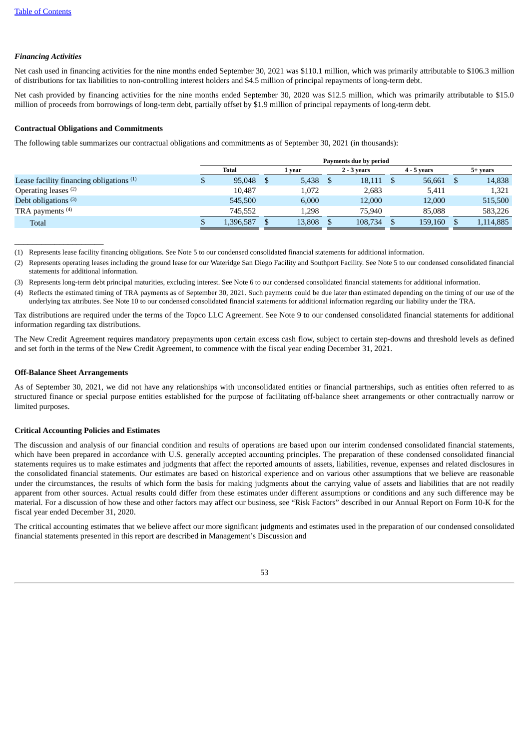### *Financing Activities*

Net cash used in financing activities for the nine months ended September 30, 2021 was $110.1 million, which was primarily attributable to $106.3 million of distributions for tax liabilities to non-controlling interest holders and $4.5 million of principal repayments of long-term debt.

Net cash provided by financing activities for the nine months ended September 30, 2020 was $12.5 million, which was primarily attributable to $15.0 million of proceeds from borrowings of long-term debt, partially offset by $1.9 million of principal repayments of long-term debt.

**Contractual Obligations and Commitments**

The following table summarizes our contractual obligations and commitments as of September 30, 2021 (in thousands):

| | Payments due by period | | | | |
|---|---|---|---|---|---|
| | Total | 1 year | 2 - 3 years | 4 - 5 years | 5+ years |
| Lease facility financing obligations (1) | $ 95,048 | $ 5,438 | $ 18,111 | $ 56,661 | $ 14,838 |
| Operating leases (2) | 10,487 | 1,072 | 2,683 | 5,411 | 1,321 |
| Debt obligations (3) | 545,500 | 6,000 | 12,000 | 12,000 | 515,500 |
| TRA payments (4) | 745,552 | 1,298 | 75,940 | 85,088 | 583,226 |
| Total | $ 1,396,587 | $ 13,808 | $ 108,734 | $ 159,160 | $ 1,114,885 |

(1) Represents lease facility financing obligations. See Note 5 to our condensed consolidated financial statements for additional information.

(2) Represents operating leases including the ground lease for our Wateridge San Diego Facility and Southport Facility. See Note 5 to our condensed consolidated financial statements for additional information.

(3) Represents long-term debt principal maturities, excluding interest. See Note 6 to our condensed consolidated financial statements for additional information.

(4) Reflects the estimated timing of TRA payments as of September 30, 2021. Such payments could be due later than estimated depending on the timing of our use of the underlying tax attributes. See Note 10 to our condensed consolidated financial statements for additional information regarding our liability under the TRA.

Tax distributions are required under the terms of the Topco LLC Agreement. See Note 9 to our condensed consolidated financial statements for additional information regarding tax distributions.

The New Credit Agreement requires mandatory prepayments upon certain excess cash flow, subject to certain step-downs and threshold levels as defined and set forth in the terms of the New Credit Agreement, to commence with the fiscal year ending December 31, 2021.

**Off-Balance Sheet Arrangements**

As of September 30, 2021, we did not have any relationships with unconsolidated entities or financial partnerships, such as entities often referred to as structured finance or special purpose entities established for the purpose of facilitating off-balance sheet arrangements or other contractually narrow or limited purposes.

**Critical Accounting Policies and Estimates**

The discussion and analysis of our financial condition and results of operations are based upon our interim condensed consolidated financial statements, which have been prepared in accordance with U.S. generally accepted accounting principles. The preparation of these condensed consolidated financial statements requires us to make estimates and judgments that affect the reported amounts of assets, liabilities, revenue, expenses and related disclosures in the consolidated financial statements. Our estimates are based on historical experience and on various other assumptions that we believe are reasonable under the circumstances, the results of which form the basis for making judgments about the carrying value of assets and liabilities that are not readily apparent from other sources. Actual results could differ from these estimates under different assumptions or conditions and any such difference may be material. For a discussion of how these and other factors may affect our business, see "Risk Factors" described in our Annual Report on Form 10-K for the fiscal year ended December 31, 2020.

The critical accounting estimates that we believe affect our more significant judgments and estimates used in the preparation of our condensed consolidated financial statements presented in this report are described in Management's Discussion and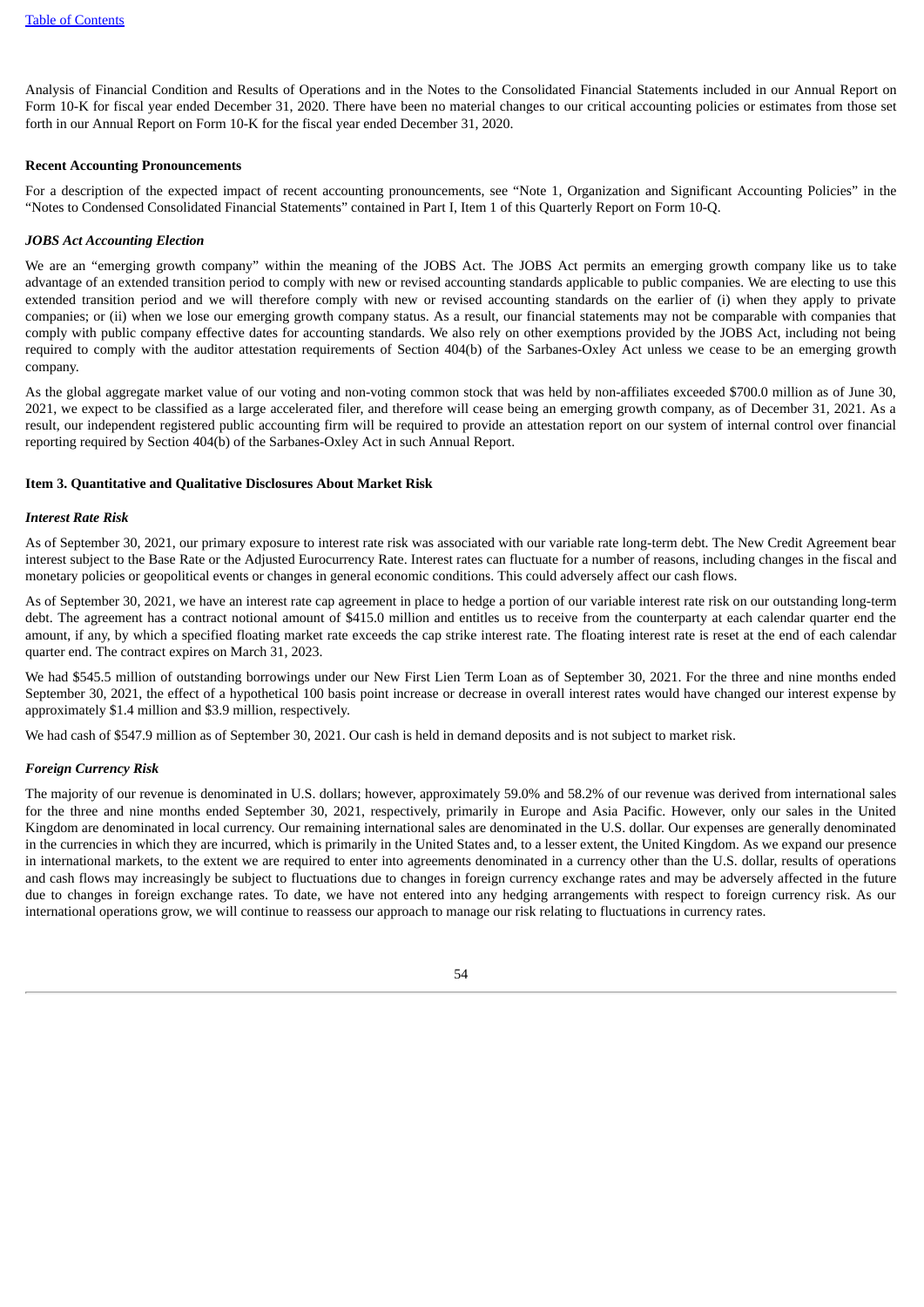Analysis of Financial Condition and Results of Operations and in the Notes to the Consolidated Financial Statements included in our Annual Report on Form 10-K for fiscal year ended December 31, 2020. There have been no material changes to our critical accounting policies or estimates from those set forth in our Annual Report on Form 10-K for the fiscal year ended December 31, 2020.

**Recent Accounting Pronouncements**

For a description of the expected impact of recent accounting pronouncements, see "Note 1, Organization and Significant Accounting Policies" in the "Notes to Condensed Consolidated Financial Statements" contained in Part I, Item 1 of this Quarterly Report on Form 10-Q.

***JOBS Act Accounting Election***

We are an "emerging growth company" within the meaning of the JOBS Act. The JOBS Act permits an emerging growth company like us to take advantage of an extended transition period to comply with new or revised accounting standards applicable to public companies. We are electing to use this extended transition period and we will therefore comply with new or revised accounting standards on the earlier of (i) when they apply to private companies; or (ii) when we lose our emerging growth company status. As a result, our financial statements may not be comparable with companies that comply with public company effective dates for accounting standards. We also rely on other exemptions provided by the JOBS Act, including not being required to comply with the auditor attestation requirements of Section 404(b) of the Sarbanes-Oxley Act unless we cease to be an emerging growth company.

As the global aggregate market value of our voting and non-voting common stock that was held by non-affiliates exceeded $700.0 million as of June 30, 2021, we expect to be classified as a large accelerated filer, and therefore will cease being an emerging growth company, as of December 31, 2021. As a result, our independent registered public accounting firm will be required to provide an attestation report on our system of internal control over financial reporting required by Section 404(b) of the Sarbanes-Oxley Act in such Annual Report.

**Item 3. Quantitative and Qualitative Disclosures About Market Risk**

***Interest Rate Risk***

As of September 30, 2021, our primary exposure to interest rate risk was associated with our variable rate long-term debt. The New Credit Agreement bear interest subject to the Base Rate or the Adjusted Eurocurrency Rate. Interest rates can fluctuate for a number of reasons, including changes in the fiscal and monetary policies or geopolitical events or changes in general economic conditions. This could adversely affect our cash flows.

As of September 30, 2021, we have an interest rate cap agreement in place to hedge a portion of our variable interest rate risk on our outstanding long-term debt. The agreement has a contract notional amount of $415.0 million and entitles us to receive from the counterparty at each calendar quarter end the amount, if any, by which a specified floating market rate exceeds the cap strike interest rate. The floating interest rate is reset at the end of each calendar quarter end. The contract expires on March 31, 2023.

We had $545.5 million of outstanding borrowings under our New First Lien Term Loan as of September 30, 2021. For the three and nine months ended September 30, 2021, the effect of a hypothetical 100 basis point increase or decrease in overall interest rates would have changed our interest expense by approximately $1.4 million and $3.9 million, respectively.

We had cash of $547.9 million as of September 30, 2021. Our cash is held in demand deposits and is not subject to market risk.

***Foreign Currency Risk***

The majority of our revenue is denominated in U.S. dollars; however, approximately 59.0% and 58.2% of our revenue was derived from international sales for the three and nine months ended September 30, 2021, respectively, primarily in Europe and Asia Pacific. However, only our sales in the United Kingdom are denominated in local currency. Our remaining international sales are denominated in the U.S. dollar. Our expenses are generally denominated in the currencies in which they are incurred, which is primarily in the United States and, to a lesser extent, the United Kingdom. As we expand our presence in international markets, to the extent we are required to enter into agreements denominated in a currency other than the U.S. dollar, results of operations and cash flows may increasingly be subject to fluctuations due to changes in foreign currency exchange rates and may be adversely affected in the future due to changes in foreign exchange rates. To date, we have not entered into any hedging arrangements with respect to foreign currency risk. As our international operations grow, we will continue to reassess our approach to manage our risk relating to fluctuations in currency rates.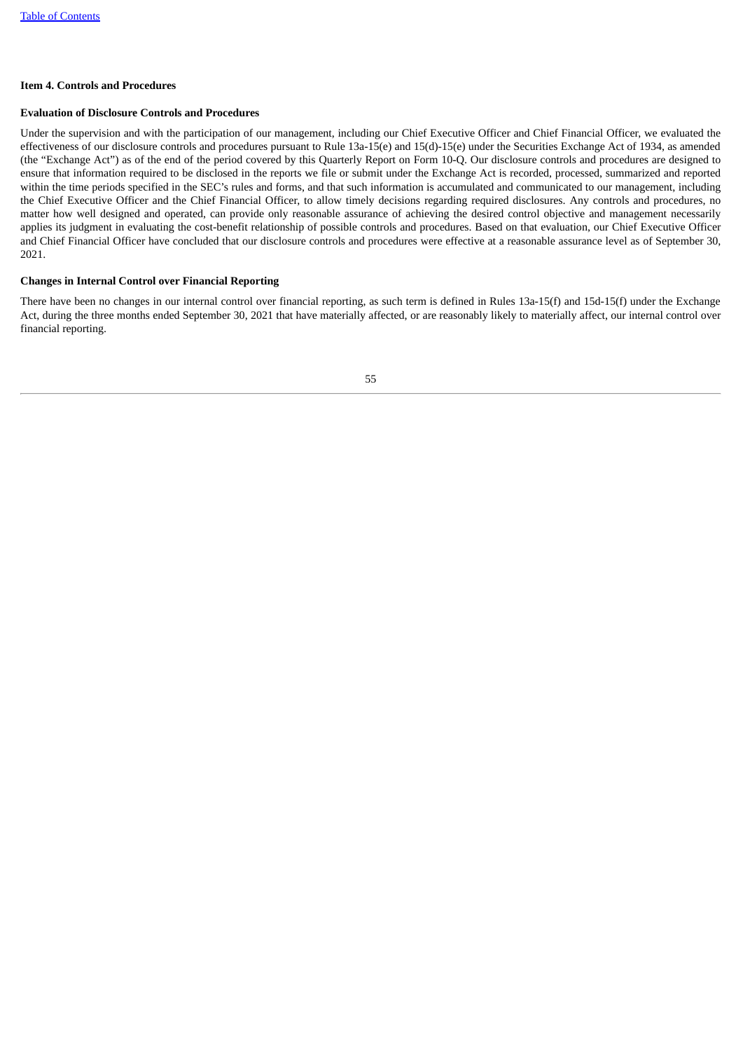### Item 4. Controls and Procedures

#### Evaluation of Disclosure Controls and Procedures

Under the supervision and with the participation of our management, including our Chief Executive Officer and Chief Financial Officer, we evaluated the effectiveness of our disclosure controls and procedures pursuant to Rule 13a-15(e) and 15(d)-15(e) under the Securities Exchange Act of 1934, as amended (the "Exchange Act") as of the end of the period covered by this Quarterly Report on Form 10-Q. Our disclosure controls and procedures are designed to ensure that information required to be disclosed in the reports we file or submit under the Exchange Act is recorded, processed, summarized and reported within the time periods specified in the SEC's rules and forms, and that such information is accumulated and communicated to our management, including the Chief Executive Officer and the Chief Financial Officer, to allow timely decisions regarding required disclosures. Any controls and procedures, no matter how well designed and operated, can provide only reasonable assurance of achieving the desired control objective and management necessarily applies its judgment in evaluating the cost-benefit relationship of possible controls and procedures. Based on that evaluation, our Chief Executive Officer and Chief Financial Officer have concluded that our disclosure controls and procedures were effective at a reasonable assurance level as of September 30, 2021.

#### Changes in Internal Control over Financial Reporting

There have been no changes in our internal control over financial reporting, as such term is defined in Rules 13a-15(f) and 15d-15(f) under the Exchange Act, during the three months ended September 30, 2021 that have materially affected, or are reasonably likely to materially affect, our internal control over financial reporting.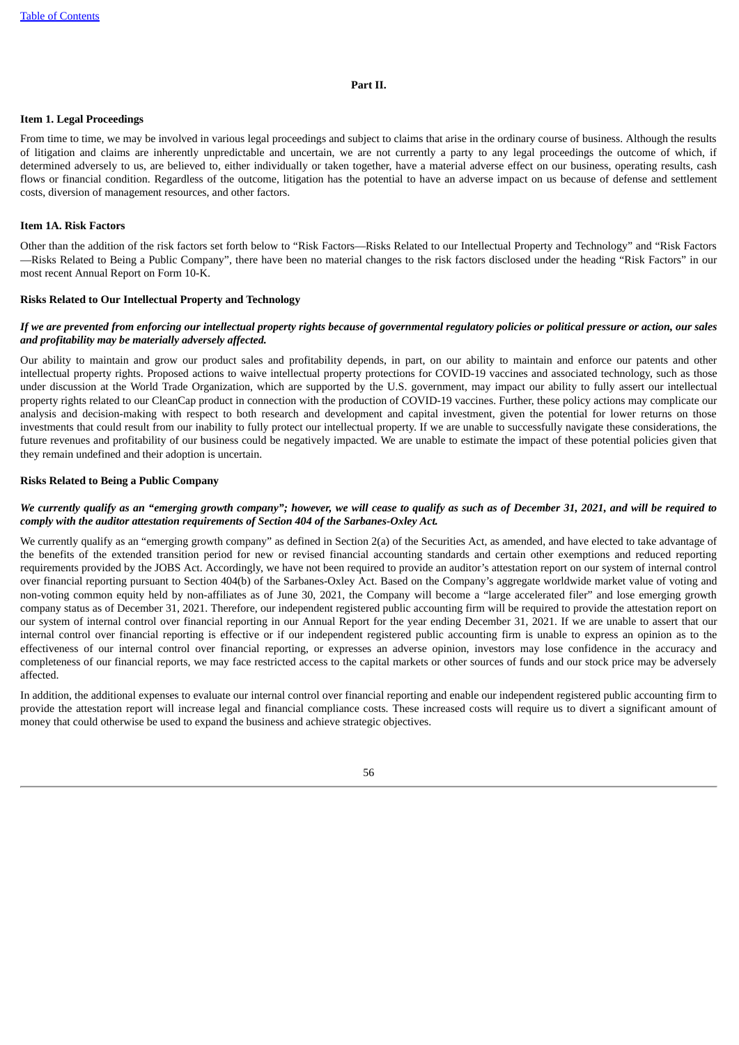# Part II.

## Item 1. Legal Proceedings

From time to time, we may be involved in various legal proceedings and subject to claims that arise in the ordinary course of business. Although the results of litigation and claims are inherently unpredictable and uncertain, we are not currently a party to any legal proceedings the outcome of which, if determined adversely to us, are believed to, either individually or taken together, have a material adverse effect on our business, operating results, cash flows or financial condition. Regardless of the outcome, litigation has the potential to have an adverse impact on us because of defense and settlement costs, diversion of management resources, and other factors.

## Item 1A. Risk Factors

Other than the addition of the risk factors set forth below to "Risk Factors—Risks Related to our Intellectual Property and Technology" and "Risk Factors—Risks Related to Being a Public Company", there have been no material changes to the risk factors disclosed under the heading "Risk Factors" in our most recent Annual Report on Form 10-K.

### Risks Related to Our Intellectual Property and Technology

***If we are prevented from enforcing our intellectual property rights because of governmental regulatory policies or political pressure or action, our sales and profitability may be materially adversely affected.***

Our ability to maintain and grow our product sales and profitability depends, in part, on our ability to maintain and enforce our patents and other intellectual property rights. Proposed actions to waive intellectual property protections for COVID-19 vaccines and associated technology, such as those under discussion at the World Trade Organization, which are supported by the U.S. government, may impact our ability to fully assert our intellectual property rights related to our CleanCap product in connection with the production of COVID-19 vaccines. Further, these policy actions may complicate our analysis and decision-making with respect to both research and development and capital investment, given the potential for lower returns on those investments that could result from our inability to fully protect our intellectual property. If we are unable to successfully navigate these considerations, the future revenues and profitability of our business could be negatively impacted. We are unable to estimate the impact of these potential policies given that they remain undefined and their adoption is uncertain.

### Risks Related to Being a Public Company

***We currently qualify as an "emerging growth company"; however, we will cease to qualify as such as of December 31, 2021, and will be required to comply with the auditor attestation requirements of Section 404 of the Sarbanes-Oxley Act.***

We currently qualify as an "emerging growth company" as defined in Section 2(a) of the Securities Act, as amended, and have elected to take advantage of the benefits of the extended transition period for new or revised financial accounting standards and certain other exemptions and reduced reporting requirements provided by the JOBS Act. Accordingly, we have not been required to provide an auditor's attestation report on our system of internal control over financial reporting pursuant to Section 404(b) of the Sarbanes-Oxley Act. Based on the Company's aggregate worldwide market value of voting and non-voting common equity held by non-affiliates as of June 30, 2021, the Company will become a "large accelerated filer" and lose emerging growth company status as of December 31, 2021. Therefore, our independent registered public accounting firm will be required to provide the attestation report on our system of internal control over financial reporting in our Annual Report for the year ending December 31, 2021. If we are unable to assert that our internal control over financial reporting is effective or if our independent registered public accounting firm is unable to express an opinion as to the effectiveness of our internal control over financial reporting, or expresses an adverse opinion, investors may lose confidence in the accuracy and completeness of our financial reports, we may face restricted access to the capital markets or other sources of funds and our stock price may be adversely affected.

In addition, the additional expenses to evaluate our internal control over financial reporting and enable our independent registered public accounting firm to provide the attestation report will increase legal and financial compliance costs. These increased costs will require us to divert a significant amount of money that could otherwise be used to expand the business and achieve strategic objectives.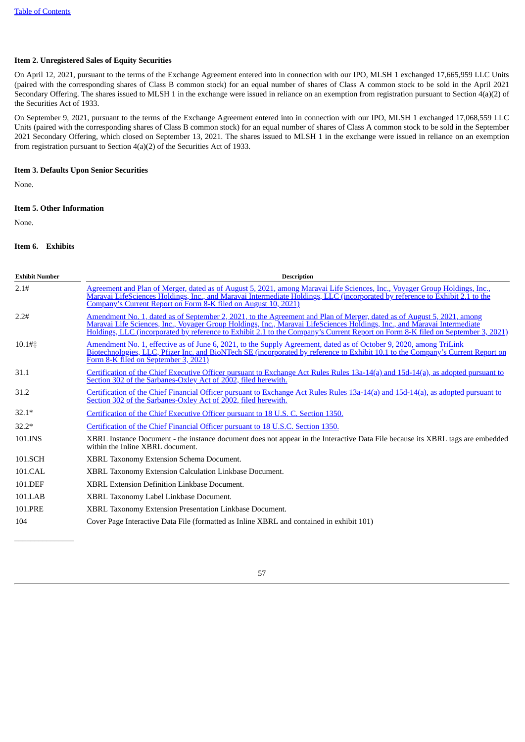**Item 2. Unregistered Sales of Equity Securities**

On April 12, 2021, pursuant to the terms of the Exchange Agreement entered into in connection with our IPO, MLSH 1 exchanged 17,665,959 LLC Units (paired with the corresponding shares of Class B common stock) for an equal number of shares of Class A common stock to be sold in the April 2021 Secondary Offering. The shares issued to MLSH 1 in the exchange were issued in reliance on an exemption from registration pursuant to Section 4(a)(2) of the Securities Act of 1933.

On September 9, 2021, pursuant to the terms of the Exchange Agreement entered into in connection with our IPO, MLSH 1 exchanged 17,068,559 LLC Units (paired with the corresponding shares of Class B common stock) for an equal number of shares of Class A common stock to be sold in the September 2021 Secondary Offering, which closed on September 13, 2021. The shares issued to MLSH 1 in the exchange were issued in reliance on an exemption from registration pursuant to Section 4(a)(2) of the Securities Act of 1933.

**Item 3. Defaults Upon Senior Securities**

None.

**Item 5. Other Information**

None.

**Item 6. Exhibits**

| Exhibit Number | Description |
|---|---|
| 2.1# | Agreement and Plan of Merger, dated as of August 5, 2021, among Maravai Life Sciences, Inc., Voyager Group Holdings, Inc., Maravai LifeSciences Holdings, Inc., and Maravai Intermediate Holdings, LLC (incorporated by reference to Exhibit 2.1 to the Company's Current Report on Form 8-K filed on August 10, 2021) |
| 2.2# | Amendment No. 1, dated as of September 2, 2021, to the Agreement and Plan of Merger, dated as of August 5, 2021, among Maravai Life Sciences, Inc., Voyager Group Holdings, Inc., Maravai LifeSciences Holdings, Inc., and Maravai Intermediate Holdings, LLC (incorporated by reference to Exhibit 2.1 to the Company's Current Report on Form 8-K filed on September 3, 2021) |
| 10.1#‡ | Amendment No. 1, effective as of June 6, 2021, to the Supply Agreement, dated as of October 9, 2020, among TriLink Biotechnologies, LLC, Pfizer Inc. and BioNTech SE (incorporated by reference to Exhibit 10.1 to the Company's Current Report on Form 8-K filed on September 3, 2021) |
| 31.1 | Certification of the Chief Executive Officer pursuant to Exchange Act Rules Rules 13a-14(a) and 15d-14(a), as adopted pursuant to Section 302 of the Sarbanes-Oxley Act of 2002, filed herewith. |
| 31.2 | Certification of the Chief Financial Officer pursuant to Exchange Act Rules Rules 13a-14(a) and 15d-14(a), as adopted pursuant to Section 302 of the Sarbanes-Oxley Act of 2002, filed herewith. |
| 32.1* | Certification of the Chief Executive Officer pursuant to 18 U.S. C. Section 1350. |
| 32.2* | Certification of the Chief Financial Officer pursuant to 18 U.S.C. Section 1350. |
| 101.INS | XBRL Instance Document - the instance document does not appear in the Interactive Data File because its XBRL tags are embedded within the Inline XBRL document. |
| 101.SCH | XBRL Taxonomy Extension Schema Document. |
| 101.CAL | XBRL Taxonomy Extension Calculation Linkbase Document. |
| 101.DEF | XBRL Extension Definition Linkbase Document. |
| 101.LAB | XBRL Taxonomy Label Linkbase Document. |
| 101.PRE | XBRL Taxonomy Extension Presentation Linkbase Document. |
| 104 | Cover Page Interactive Data File (formatted as Inline XBRL and contained in exhibit 101) |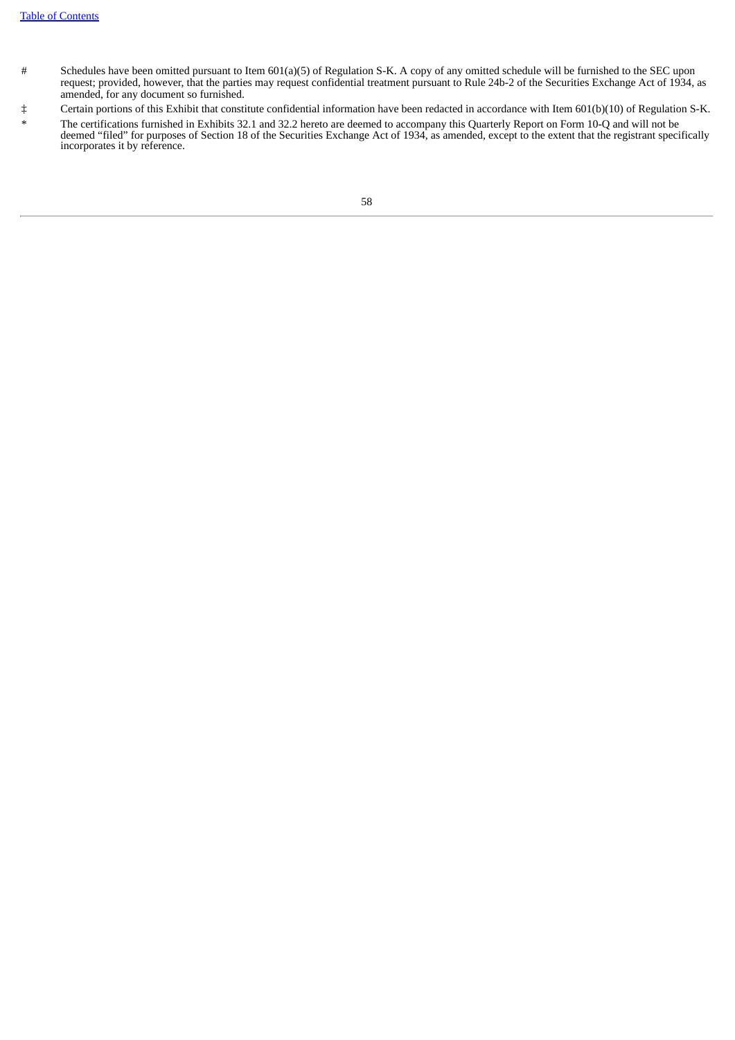# Schedules have been omitted pursuant to Item 601(a)(5) of Regulation S-K. A copy of any omitted schedule will be furnished to the SEC upon request; provided, however, that the parties may request confidential treatment pursuant to Rule 24b-2 of the Securities Exchange Act of 1934, as amended, for any document so furnished.

‡ Certain portions of this Exhibit that constitute confidential information have been redacted in accordance with Item 601(b)(10) of Regulation S-K.

* The certifications furnished in Exhibits 32.1 and 32.2 hereto are deemed to accompany this Quarterly Report on Form 10-Q and will not be deemed "filed" for purposes of Section 18 of the Securities Exchange Act of 1934, as amended, except to the extent that the registrant specifically incorporates it by reference.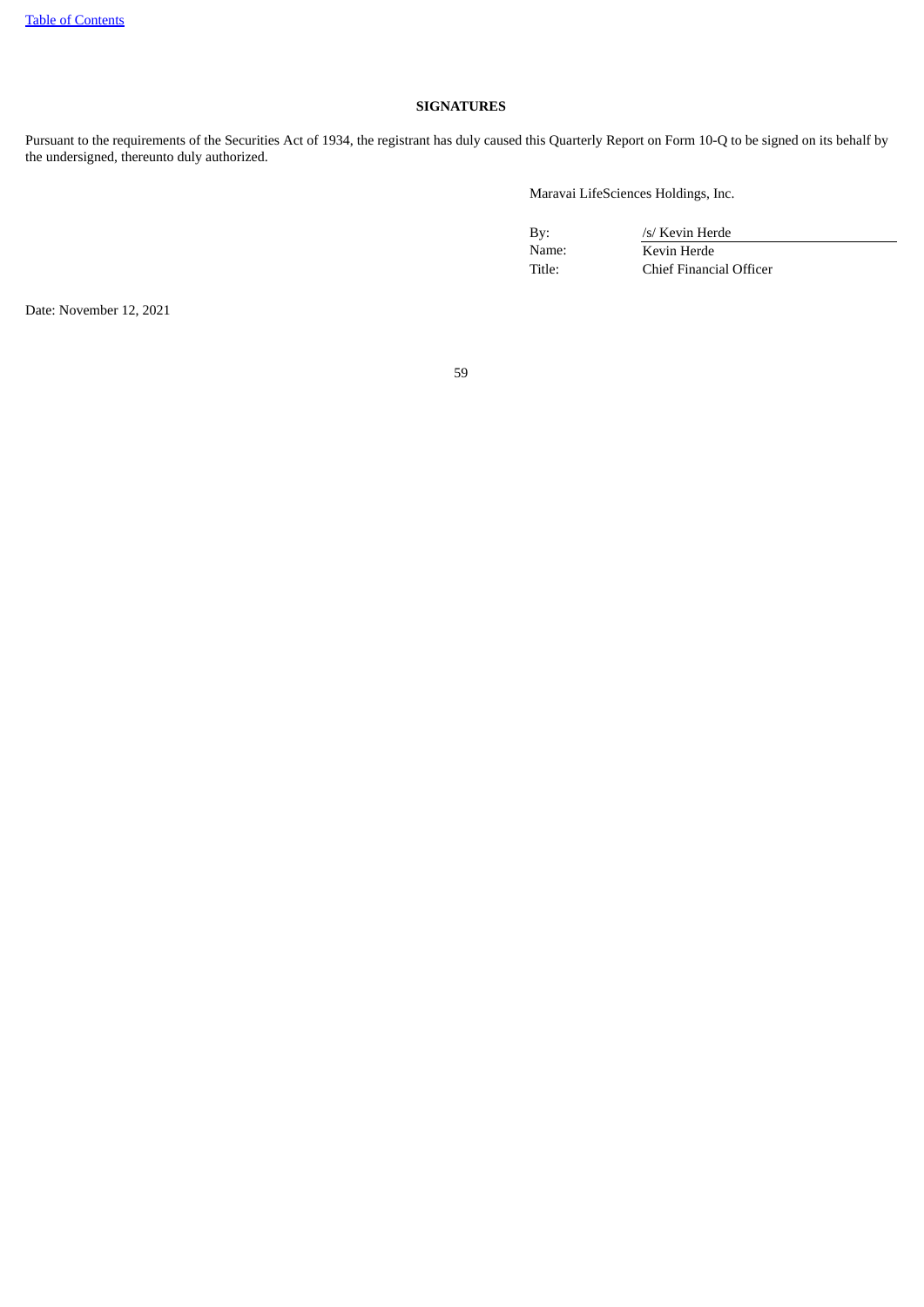## SIGNATURES

Pursuant to the requirements of the Securities Act of 1934, the registrant has duly caused this Quarterly Report on Form 10-Q to be signed on its behalf by the undersigned, thereunto duly authorized.

Maravai LifeSciences Holdings, Inc.

| | |
|---|---|
| By: | /s/ Kevin Herde |
| Name: | Kevin Herde |
| Title: | Chief Financial Officer |

Date: November 12, 2021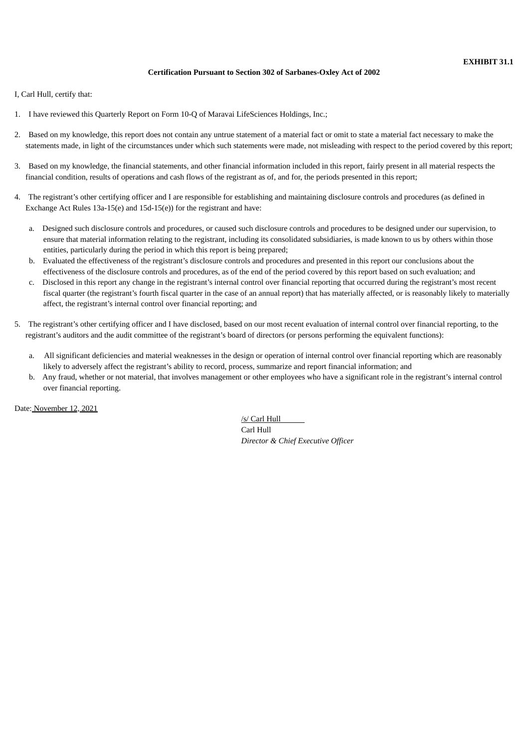**EXHIBIT 31.1**

**Certification Pursuant to Section 302 of Sarbanes-Oxley Act of 2002**

I, Carl Hull, certify that:

1. I have reviewed this Quarterly Report on Form 10-Q of Maravai LifeSciences Holdings, Inc.;

2. Based on my knowledge, this report does not contain any untrue statement of a material fact or omit to state a material fact necessary to make the statements made, in light of the circumstances under which such statements were made, not misleading with respect to the period covered by this report;

3. Based on my knowledge, the financial statements, and other financial information included in this report, fairly present in all material respects the financial condition, results of operations and cash flows of the registrant as of, and for, the periods presented in this report;

4. The registrant's other certifying officer and I are responsible for establishing and maintaining disclosure controls and procedures (as defined in Exchange Act Rules 13a-15(e) and 15d-15(e)) for the registrant and have:

   a. Designed such disclosure controls and procedures, or caused such disclosure controls and procedures to be designed under our supervision, to ensure that material information relating to the registrant, including its consolidated subsidiaries, is made known to us by others within those entities, particularly during the period in which this report is being prepared;
   b. Evaluated the effectiveness of the registrant's disclosure controls and procedures and presented in this report our conclusions about the effectiveness of the disclosure controls and procedures, as of the end of the period covered by this report based on such evaluation; and
   c. Disclosed in this report any change in the registrant's internal control over financial reporting that occurred during the registrant's most recent fiscal quarter (the registrant's fourth fiscal quarter in the case of an annual report) that has materially affected, or is reasonably likely to materially affect, the registrant's internal control over financial reporting; and

5. The registrant's other certifying officer and I have disclosed, based on our most recent evaluation of internal control over financial reporting, to the registrant's auditors and the audit committee of the registrant's board of directors (or persons performing the equivalent functions):

   a. All significant deficiencies and material weaknesses in the design or operation of internal control over financial reporting which are reasonably likely to adversely affect the registrant's ability to record, process, summarize and report financial information; and
   b. Any fraud, whether or not material, that involves management or other employees who have a significant role in the registrant's internal control over financial reporting.

Date: November 12, 2021

/s/ Carl Hull
Carl Hull
*Director & Chief Executive Officer*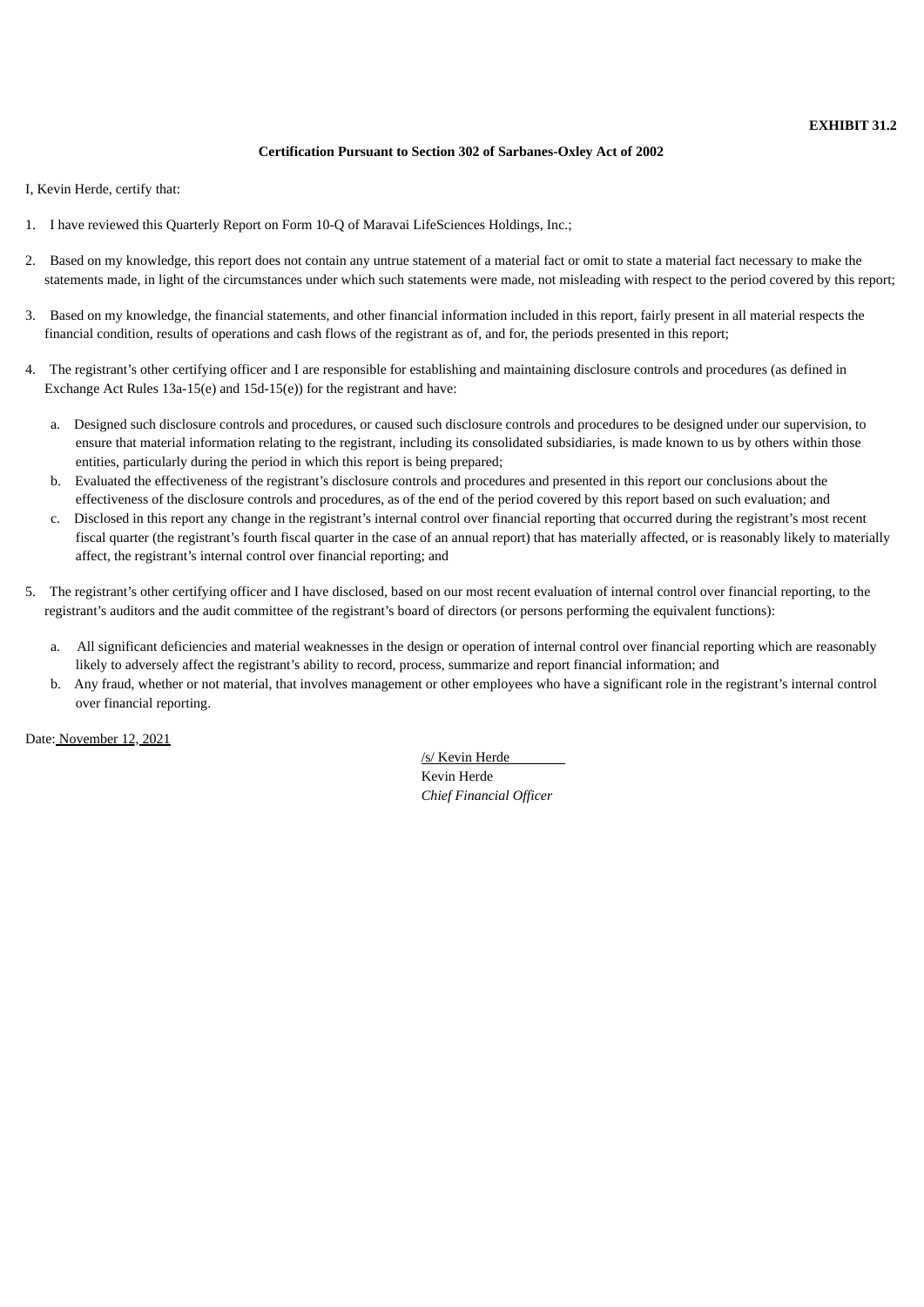**EXHIBIT 31.2**

**Certification Pursuant to Section 302 of Sarbanes-Oxley Act of 2002**

I, Kevin Herde, certify that:

1. I have reviewed this Quarterly Report on Form 10-Q of Maravai LifeSciences Holdings, Inc.;

2. Based on my knowledge, this report does not contain any untrue statement of a material fact or omit to state a material fact necessary to make the statements made, in light of the circumstances under which such statements were made, not misleading with respect to the period covered by this report;

3. Based on my knowledge, the financial statements, and other financial information included in this report, fairly present in all material respects the financial condition, results of operations and cash flows of the registrant as of, and for, the periods presented in this report;

4. The registrant's other certifying officer and I are responsible for establishing and maintaining disclosure controls and procedures (as defined in Exchange Act Rules 13a-15(e) and 15d-15(e)) for the registrant and have:

   a. Designed such disclosure controls and procedures, or caused such disclosure controls and procedures to be designed under our supervision, to ensure that material information relating to the registrant, including its consolidated subsidiaries, is made known to us by others within those entities, particularly during the period in which this report is being prepared;
   b. Evaluated the effectiveness of the registrant's disclosure controls and procedures and presented in this report our conclusions about the effectiveness of the disclosure controls and procedures, as of the end of the period covered by this report based on such evaluation; and
   c. Disclosed in this report any change in the registrant's internal control over financial reporting that occurred during the registrant's most recent fiscal quarter (the registrant's fourth fiscal quarter in the case of an annual report) that has materially affected, or is reasonably likely to materially affect, the registrant's internal control over financial reporting; and

5. The registrant's other certifying officer and I have disclosed, based on our most recent evaluation of internal control over financial reporting, to the registrant's auditors and the audit committee of the registrant's board of directors (or persons performing the equivalent functions):

   a. All significant deficiencies and material weaknesses in the design or operation of internal control over financial reporting which are reasonably likely to adversely affect the registrant's ability to record, process, summarize and report financial information; and
   b. Any fraud, whether or not material, that involves management or other employees who have a significant role in the registrant's internal control over financial reporting.

Date: November 12, 2021

/s/ Kevin Herde
Kevin Herde
*Chief Financial Officer*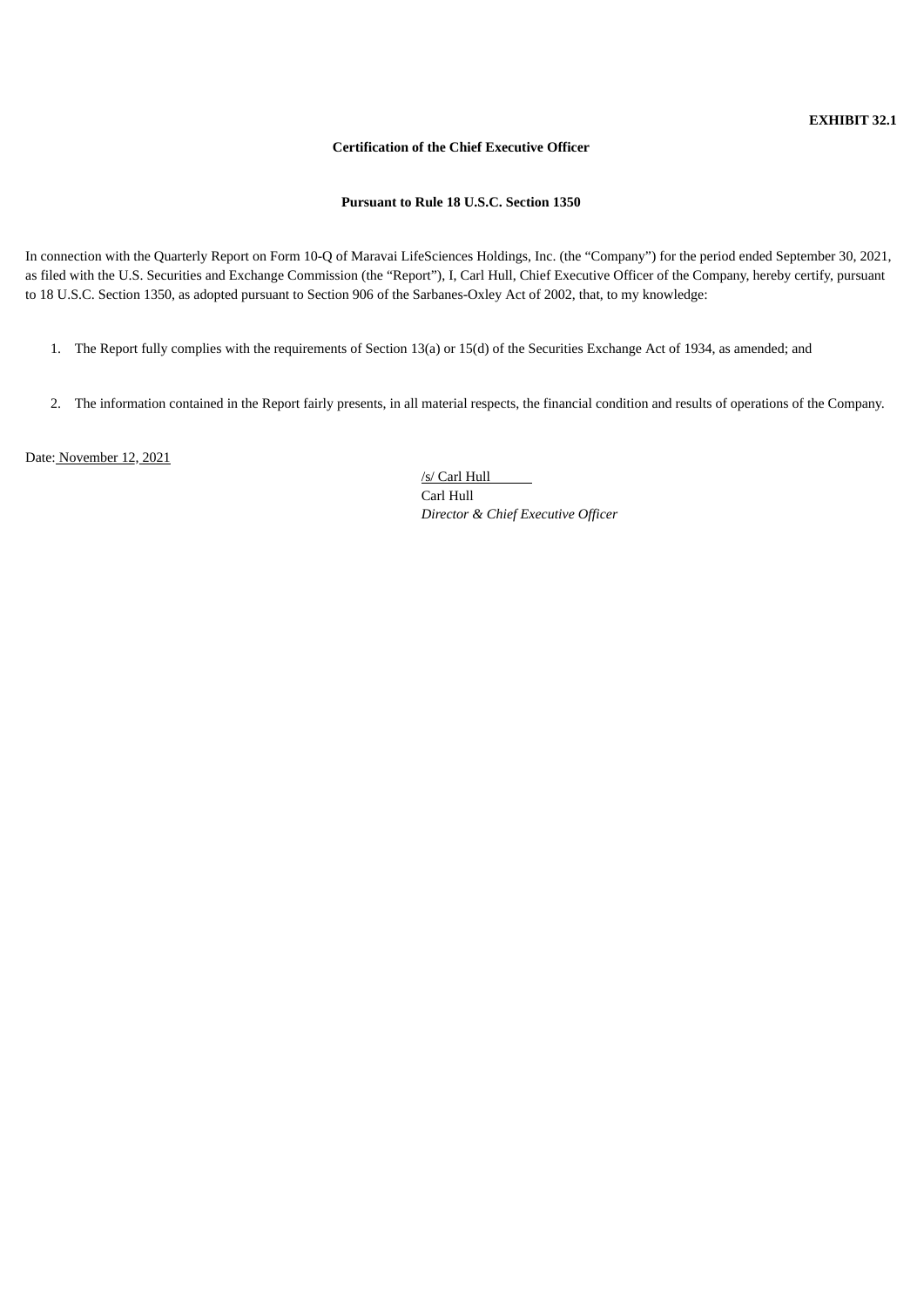**EXHIBIT 32.1**

**Certification of the Chief Executive Officer**

**Pursuant to Rule 18 U.S.C. Section 1350**

In connection with the Quarterly Report on Form 10-Q of Maravai LifeSciences Holdings, Inc. (the "Company") for the period ended September 30, 2021, as filed with the U.S. Securities and Exchange Commission (the "Report"), I, Carl Hull, Chief Executive Officer of the Company, hereby certify, pursuant to 18 U.S.C. Section 1350, as adopted pursuant to Section 906 of the Sarbanes-Oxley Act of 2002, that, to my knowledge:

1. The Report fully complies with the requirements of Section 13(a) or 15(d) of the Securities Exchange Act of 1934, as amended; and

2. The information contained in the Report fairly presents, in all material respects, the financial condition and results of operations of the Company.

Date: November 12, 2021

/s/ Carl Hull
Carl Hull
*Director & Chief Executive Officer*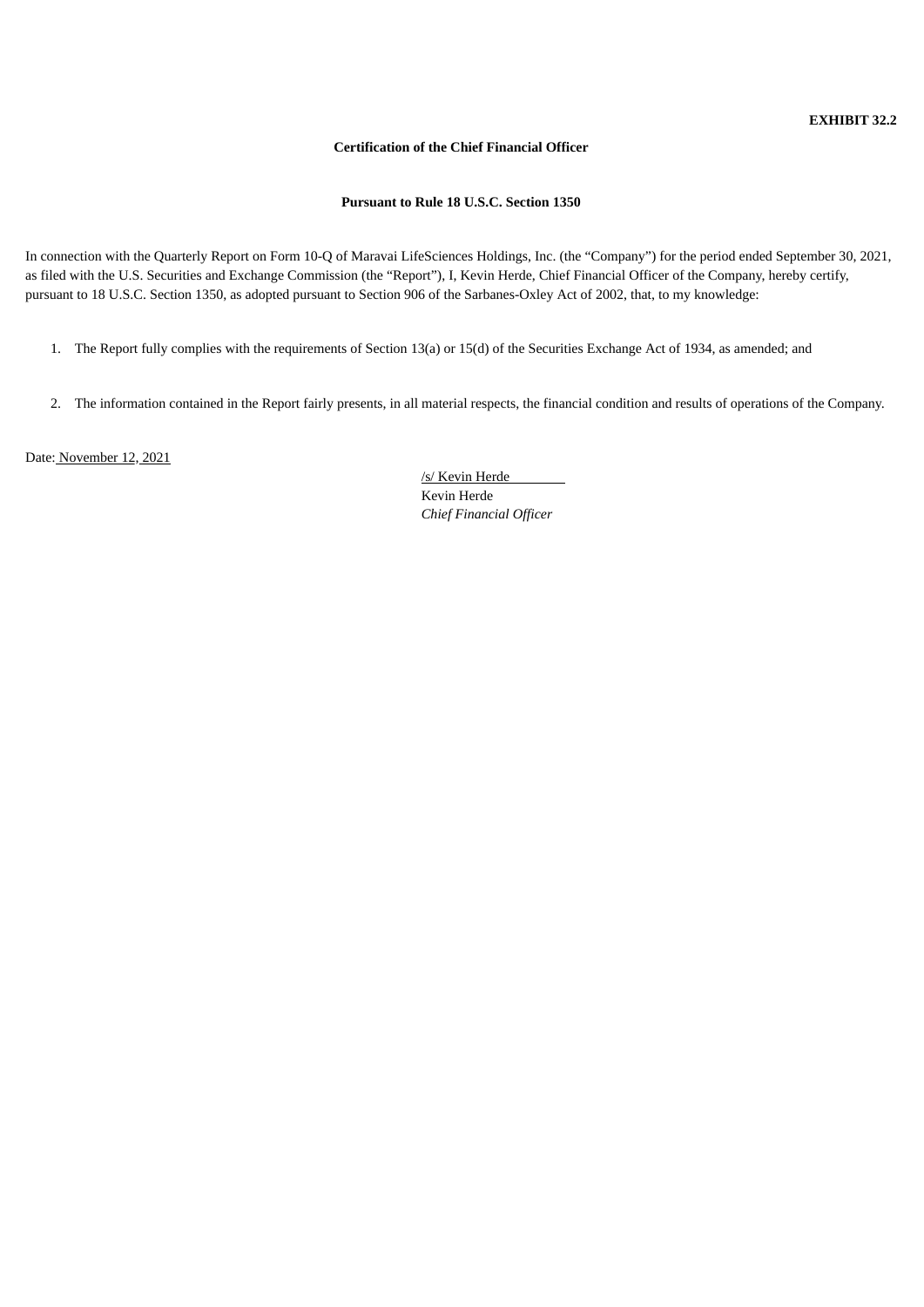**EXHIBIT 32.2**

**Certification of the Chief Financial Officer**

**Pursuant to Rule 18 U.S.C. Section 1350**

In connection with the Quarterly Report on Form 10-Q of Maravai LifeSciences Holdings, Inc. (the "Company") for the period ended September 30, 2021, as filed with the U.S. Securities and Exchange Commission (the "Report"), I, Kevin Herde, Chief Financial Officer of the Company, hereby certify, pursuant to 18 U.S.C. Section 1350, as adopted pursuant to Section 906 of the Sarbanes-Oxley Act of 2002, that, to my knowledge:

1. The Report fully complies with the requirements of Section 13(a) or 15(d) of the Securities Exchange Act of 1934, as amended; and

2. The information contained in the Report fairly presents, in all material respects, the financial condition and results of operations of the Company.

Date: November 12, 2021

/s/ Kevin Herde
Kevin Herde
*Chief Financial Officer*